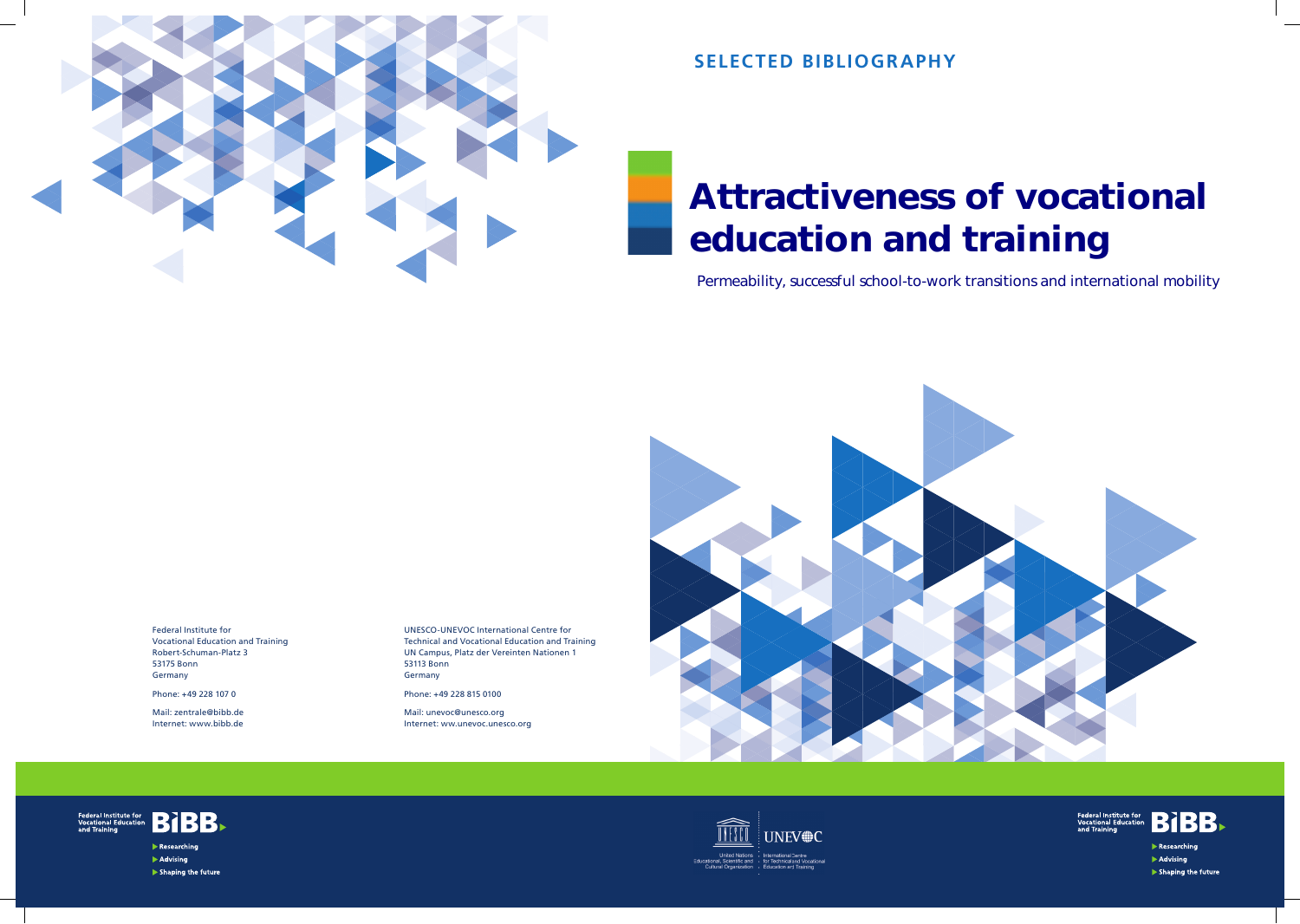SELECTED BIBLIOGRAPHY

# Attractiveness of vocational education and training

Permeability, successful school-to-work transitions and international mobility

Federal Institute for
Vocational Education and Training
Robert-Schuman-Platz 3
53175 Bonn
Germany

Phone: +49 228 107 0

Mail: zentrale@bibb.de
Internet: www.bibb.de

UNESCO-UNEVOC International Centre for
Technical and Vocational Education and Training
UN Campus, Platz der Vereinten Nationen 1
53113 Bonn
Germany

Phone: +49 228 815 0100

Mail: unevoc@unesco.org
Internet: ww.unevoc.unesco.org

Federal Institute for Vocational Education and Training BIBB

- Researching
- Advising
- Shaping the future

United Nations Educational, Scientific and Cultural Organization | UNEVOC International Centre for Technical and Vocational Education and Training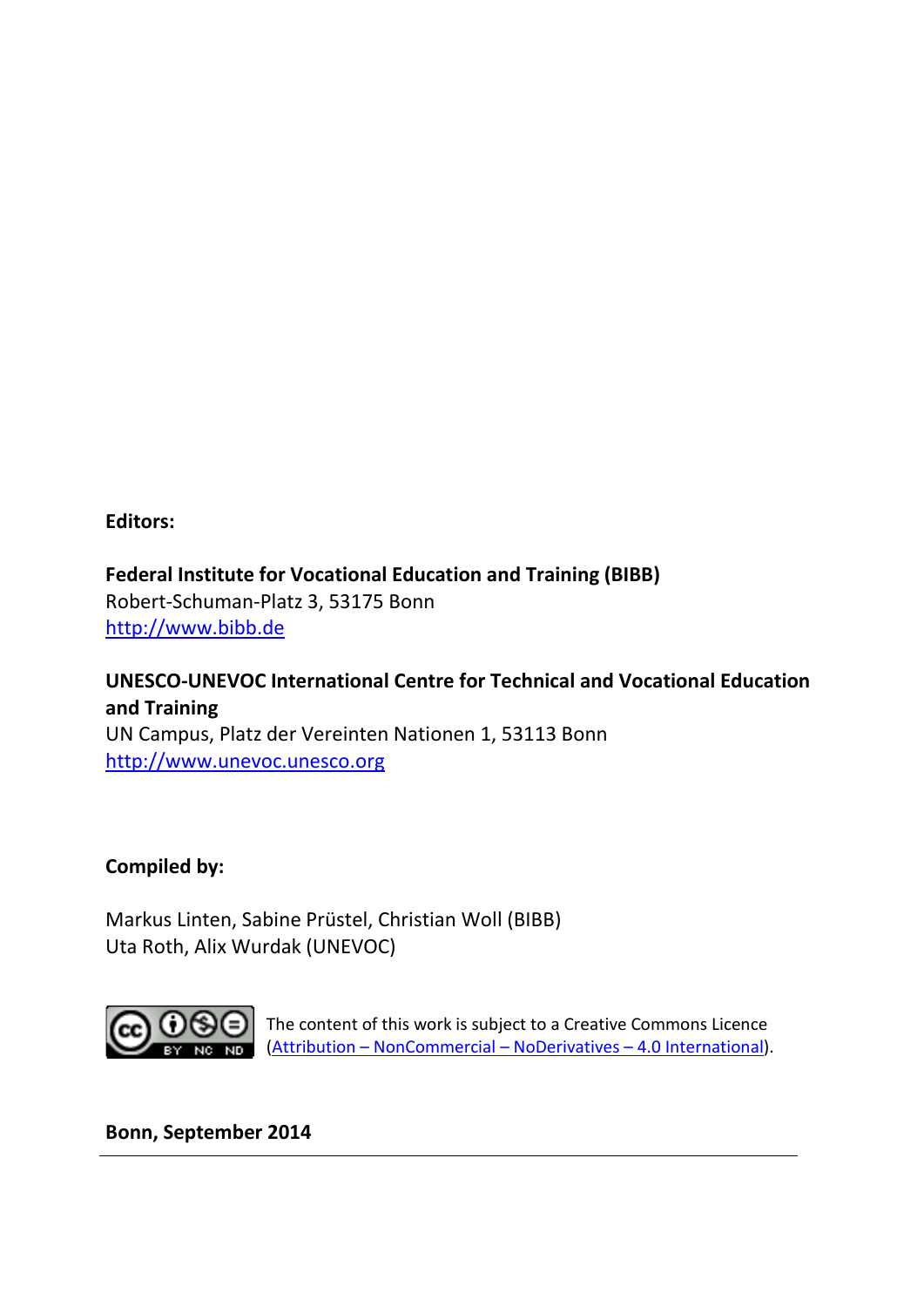**Editors:**

**Federal Institute for Vocational Education and Training (BIBB)**
Robert-Schuman-Platz 3, 53175 Bonn
http://www.bibb.de

**UNESCO-UNEVOC International Centre for Technical and Vocational Education and Training**
UN Campus, Platz der Vereinten Nationen 1, 53113 Bonn
http://www.unevoc.unesco.org

**Compiled by:**

Markus Linten, Sabine Prüstel, Christian Woll (BIBB)
Uta Roth, Alix Wurdak (UNEVOC)

The content of this work is subject to a Creative Commons Licence (Attribution – NonCommercial – NoDerivatives – 4.0 International).

**Bonn, September 2014**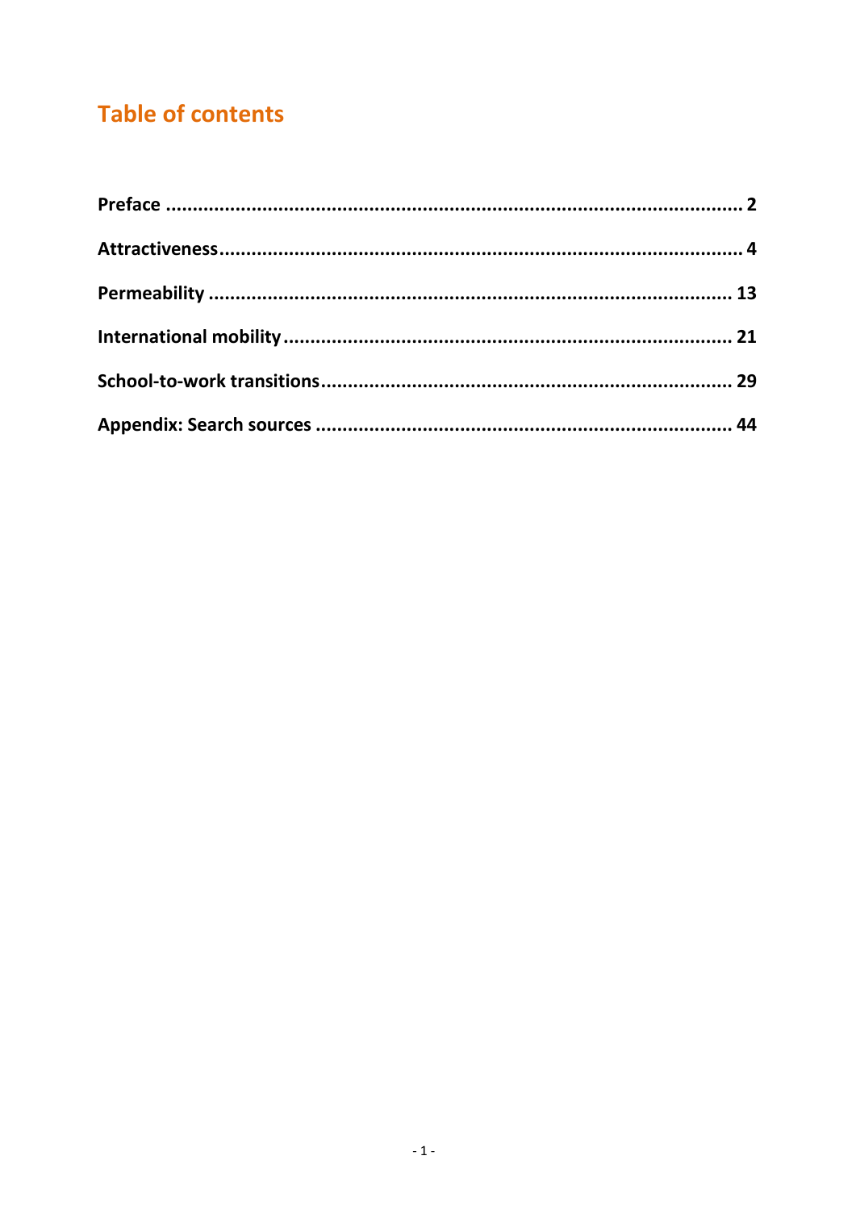# Table of contents

**Preface ........................................................................................................ 2**

**Attractiveness................................................................................................ 4**

**Permeability ................................................................................................ 13**

**International mobility .................................................................................. 21**

**School-to-work transitions............................................................................ 29**

**Appendix: Search sources ............................................................................ 44**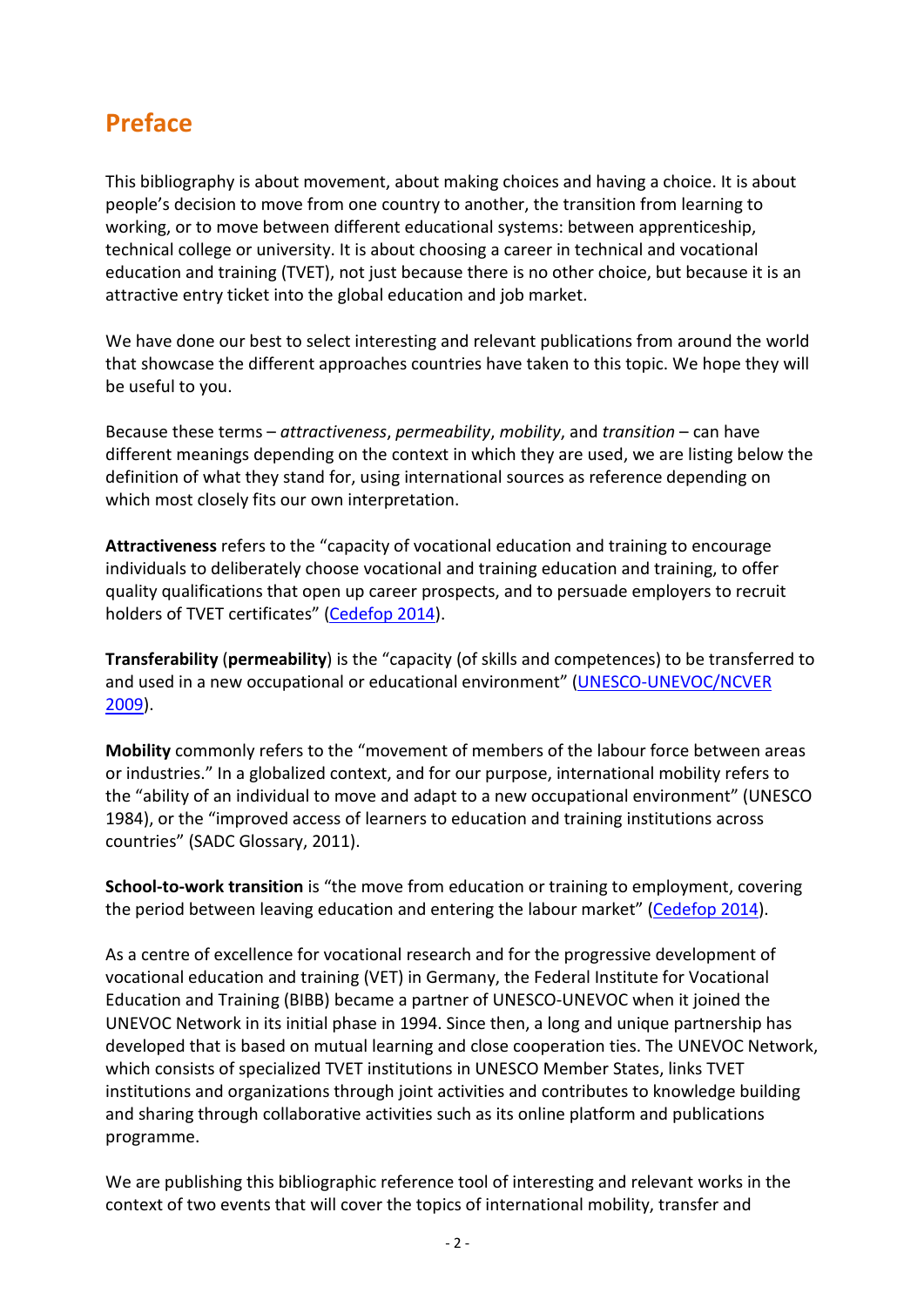# Preface

This bibliography is about movement, about making choices and having a choice. It is about people's decision to move from one country to another, the transition from learning to working, or to move between different educational systems: between apprenticeship, technical college or university. It is about choosing a career in technical and vocational education and training (TVET), not just because there is no other choice, but because it is an attractive entry ticket into the global education and job market.

We have done our best to select interesting and relevant publications from around the world that showcase the different approaches countries have taken to this topic. We hope they will be useful to you.

Because these terms – *attractiveness*, *permeability*, *mobility*, and *transition* – can have different meanings depending on the context in which they are used, we are listing below the definition of what they stand for, using international sources as reference depending on which most closely fits our own interpretation.

**Attractiveness** refers to the "capacity of vocational education and training to encourage individuals to deliberately choose vocational and training education and training, to offer quality qualifications that open up career prospects, and to persuade employers to recruit holders of TVET certificates" (Cedefop 2014).

**Transferability** (**permeability**) is the "capacity (of skills and competences) to be transferred to and used in a new occupational or educational environment" (UNESCO-UNEVOC/NCVER 2009).

**Mobility** commonly refers to the "movement of members of the labour force between areas or industries." In a globalized context, and for our purpose, international mobility refers to the "ability of an individual to move and adapt to a new occupational environment" (UNESCO 1984), or the "improved access of learners to education and training institutions across countries" (SADC Glossary, 2011).

**School-to-work transition** is "the move from education or training to employment, covering the period between leaving education and entering the labour market" (Cedefop 2014).

As a centre of excellence for vocational research and for the progressive development of vocational education and training (VET) in Germany, the Federal Institute for Vocational Education and Training (BIBB) became a partner of UNESCO-UNEVOC when it joined the UNEVOC Network in its initial phase in 1994. Since then, a long and unique partnership has developed that is based on mutual learning and close cooperation ties. The UNEVOC Network, which consists of specialized TVET institutions in UNESCO Member States, links TVET institutions and organizations through joint activities and contributes to knowledge building and sharing through collaborative activities such as its online platform and publications programme.

We are publishing this bibliographic reference tool of interesting and relevant works in the context of two events that will cover the topics of international mobility, transfer and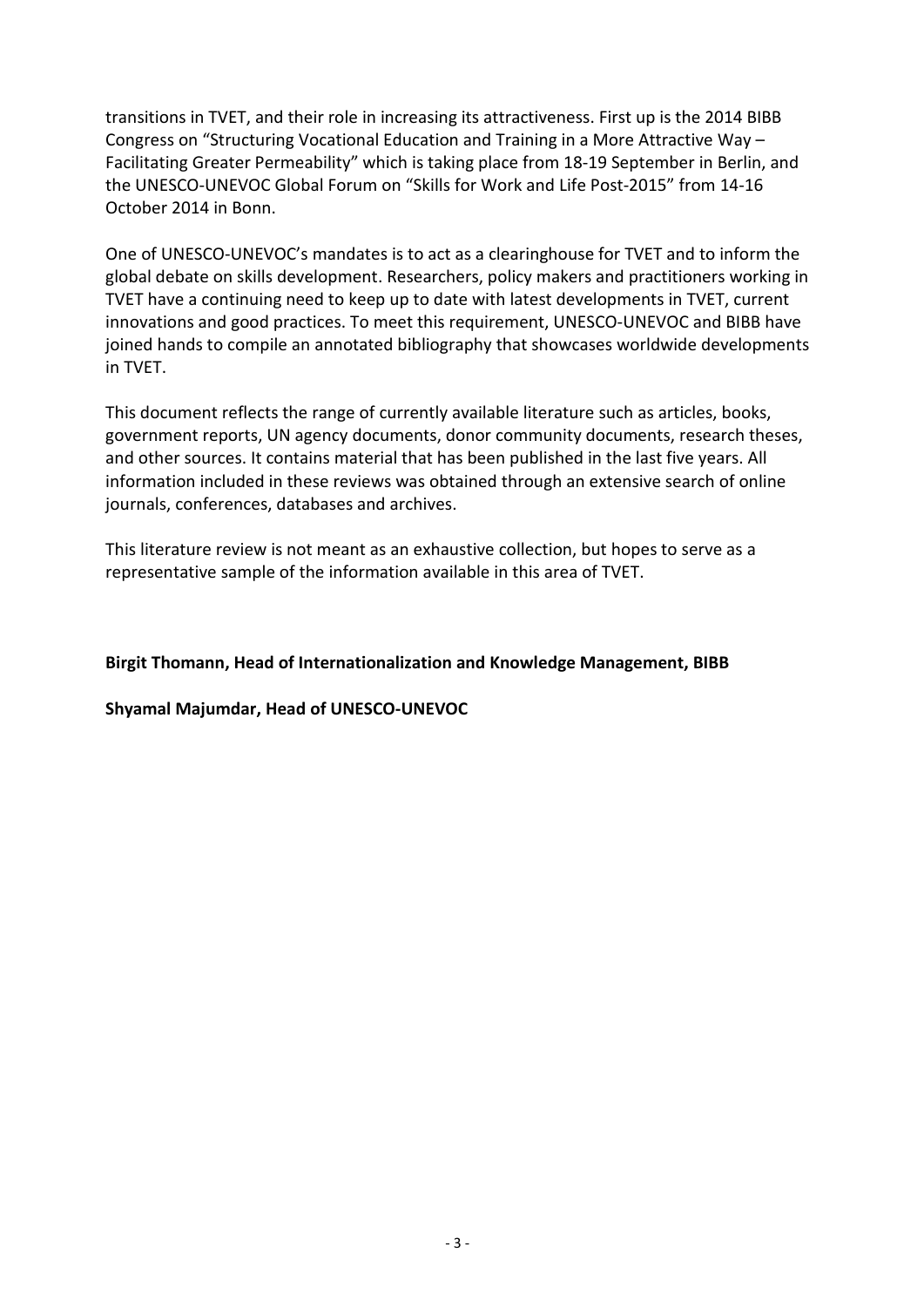transitions in TVET, and their role in increasing its attractiveness. First up is the 2014 BIBB Congress on "Structuring Vocational Education and Training in a More Attractive Way – Facilitating Greater Permeability" which is taking place from 18-19 September in Berlin, and the UNESCO-UNEVOC Global Forum on "Skills for Work and Life Post-2015" from 14-16 October 2014 in Bonn.

One of UNESCO-UNEVOC's mandates is to act as a clearinghouse for TVET and to inform the global debate on skills development. Researchers, policy makers and practitioners working in TVET have a continuing need to keep up to date with latest developments in TVET, current innovations and good practices. To meet this requirement, UNESCO-UNEVOC and BIBB have joined hands to compile an annotated bibliography that showcases worldwide developments in TVET.

This document reflects the range of currently available literature such as articles, books, government reports, UN agency documents, donor community documents, research theses, and other sources. It contains material that has been published in the last five years. All information included in these reviews was obtained through an extensive search of online journals, conferences, databases and archives.

This literature review is not meant as an exhaustive collection, but hopes to serve as a representative sample of the information available in this area of TVET.

**Birgit Thomann, Head of Internationalization and Knowledge Management, BIBB**

**Shyamal Majumdar, Head of UNESCO-UNEVOC**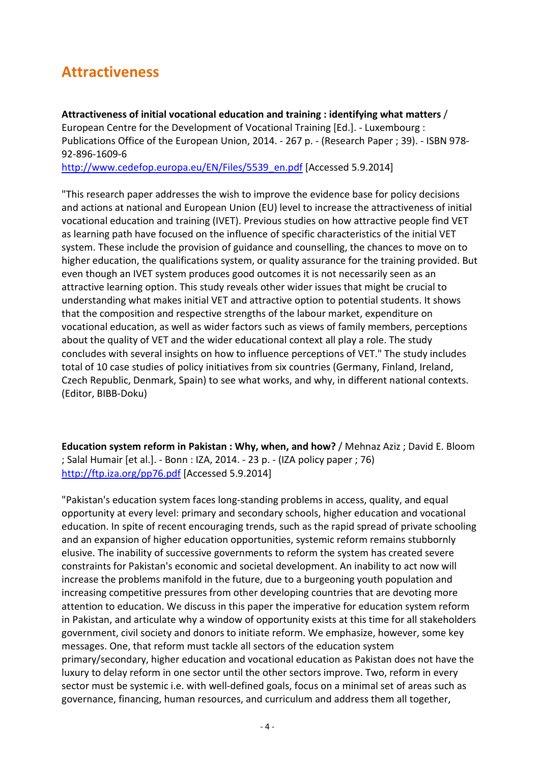# Attractiveness

**Attractiveness of initial vocational education and training : identifying what matters** / European Centre for the Development of Vocational Training [Ed.]. - Luxembourg : Publications Office of the European Union, 2014. - 267 p. - (Research Paper ; 39). - ISBN 978-92-896-1609-6
http://www.cedefop.europa.eu/EN/Files/5539_en.pdf [Accessed 5.9.2014]

"This research paper addresses the wish to improve the evidence base for policy decisions and actions at national and European Union (EU) level to increase the attractiveness of initial vocational education and training (IVET). Previous studies on how attractive people find VET as learning path have focused on the influence of specific characteristics of the initial VET system. These include the provision of guidance and counselling, the chances to move on to higher education, the qualifications system, or quality assurance for the training provided. But even though an IVET system produces good outcomes it is not necessarily seen as an attractive learning option. This study reveals other wider issues that might be crucial to understanding what makes initial VET and attractive option to potential students. It shows that the composition and respective strengths of the labour market, expenditure on vocational education, as well as wider factors such as views of family members, perceptions about the quality of VET and the wider educational context all play a role. The study concludes with several insights on how to influence perceptions of VET." The study includes total of 10 case studies of policy initiatives from six countries (Germany, Finland, Ireland, Czech Republic, Denmark, Spain) to see what works, and why, in different national contexts. (Editor, BIBB-Doku)

**Education system reform in Pakistan : Why, when, and how?** / Mehnaz Aziz ; David E. Bloom ; Salal Humair [et al.]. - Bonn : IZA, 2014. - 23 p. - (IZA policy paper ; 76)
http://ftp.iza.org/pp76.pdf [Accessed 5.9.2014]

"Pakistan's education system faces long-standing problems in access, quality, and equal opportunity at every level: primary and secondary schools, higher education and vocational education. In spite of recent encouraging trends, such as the rapid spread of private schooling and an expansion of higher education opportunities, systemic reform remains stubbornly elusive. The inability of successive governments to reform the system has created severe constraints for Pakistan's economic and societal development. An inability to act now will increase the problems manifold in the future, due to a burgeoning youth population and increasing competitive pressures from other developing countries that are devoting more attention to education. We discuss in this paper the imperative for education system reform in Pakistan, and articulate why a window of opportunity exists at this time for all stakeholders government, civil society and donors to initiate reform. We emphasize, however, some key messages. One, that reform must tackle all sectors of the education system primary/secondary, higher education and vocational education as Pakistan does not have the luxury to delay reform in one sector until the other sectors improve. Two, reform in every sector must be systemic i.e. with well-defined goals, focus on a minimal set of areas such as governance, financing, human resources, and curriculum and address them all together,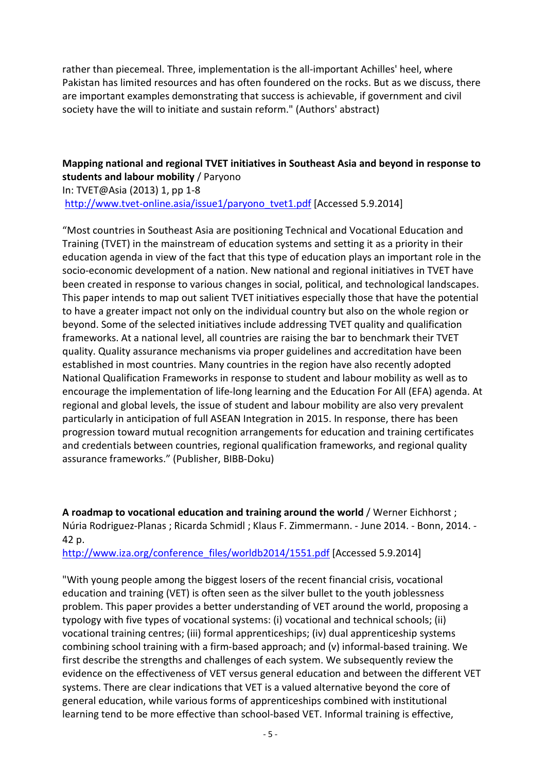rather than piecemeal. Three, implementation is the all-important Achilles' heel, where Pakistan has limited resources and has often foundered on the rocks. But as we discuss, there are important examples demonstrating that success is achievable, if government and civil society have the will to initiate and sustain reform." (Authors' abstract)

**Mapping national and regional TVET initiatives in Southeast Asia and beyond in response to students and labour mobility** / Paryono
In: TVET@Asia (2013) 1, pp 1-8
http://www.tvet-online.asia/issue1/paryono_tvet1.pdf [Accessed 5.9.2014]

"Most countries in Southeast Asia are positioning Technical and Vocational Education and Training (TVET) in the mainstream of education systems and setting it as a priority in their education agenda in view of the fact that this type of education plays an important role in the socio-economic development of a nation. New national and regional initiatives in TVET have been created in response to various changes in social, political, and technological landscapes. This paper intends to map out salient TVET initiatives especially those that have the potential to have a greater impact not only on the individual country but also on the whole region or beyond. Some of the selected initiatives include addressing TVET quality and qualification frameworks. At a national level, all countries are raising the bar to benchmark their TVET quality. Quality assurance mechanisms via proper guidelines and accreditation have been established in most countries. Many countries in the region have also recently adopted National Qualification Frameworks in response to student and labour mobility as well as to encourage the implementation of life-long learning and the Education For All (EFA) agenda. At regional and global levels, the issue of student and labour mobility are also very prevalent particularly in anticipation of full ASEAN Integration in 2015. In response, there has been progression toward mutual recognition arrangements for education and training certificates and credentials between countries, regional qualification frameworks, and regional quality assurance frameworks." (Publisher, BIBB-Doku)

**A roadmap to vocational education and training around the world** / Werner Eichhorst ; Núria Rodriguez-Planas ; Ricarda Schmidl ; Klaus F. Zimmermann. - June 2014. - Bonn, 2014. - 42 p.
http://www.iza.org/conference_files/worldb2014/1551.pdf [Accessed 5.9.2014]

"With young people among the biggest losers of the recent financial crisis, vocational education and training (VET) is often seen as the silver bullet to the youth joblessness problem. This paper provides a better understanding of VET around the world, proposing a typology with five types of vocational systems: (i) vocational and technical schools; (ii) vocational training centres; (iii) formal apprenticeships; (iv) dual apprenticeship systems combining school training with a firm-based approach; and (v) informal-based training. We first describe the strengths and challenges of each system. We subsequently review the evidence on the effectiveness of VET versus general education and between the different VET systems. There are clear indications that VET is a valued alternative beyond the core of general education, while various forms of apprenticeships combined with institutional learning tend to be more effective than school-based VET. Informal training is effective,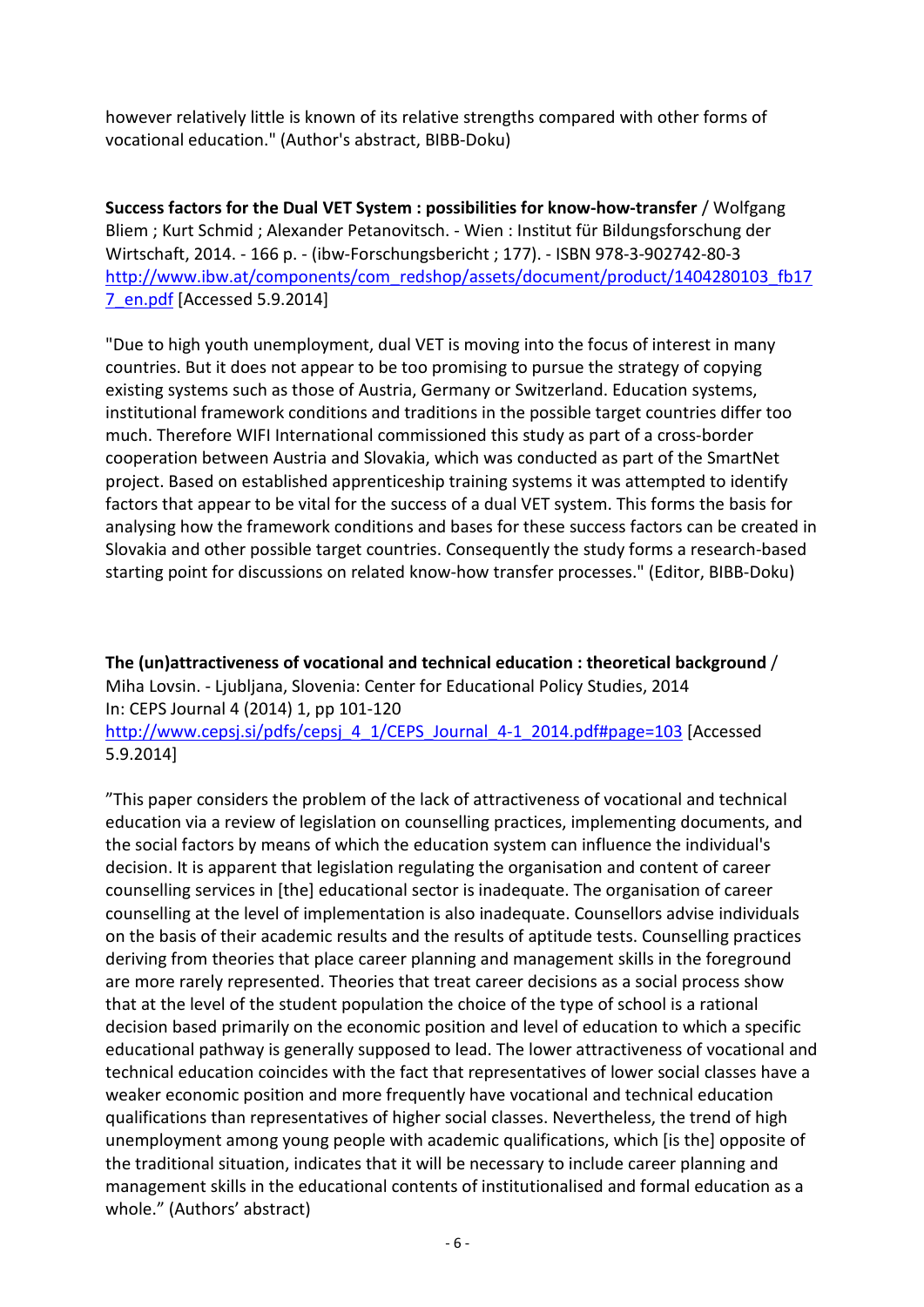however relatively little is known of its relative strengths compared with other forms of vocational education." (Author's abstract, BIBB-Doku)

**Success factors for the Dual VET System : possibilities for know-how-transfer** / Wolfgang Bliem ; Kurt Schmid ; Alexander Petanovitsch. - Wien : Institut für Bildungsforschung der Wirtschaft, 2014. - 166 p. - (ibw-Forschungsbericht ; 177). - ISBN 978-3-902742-80-3
http://www.ibw.at/components/com_redshop/assets/document/product/1404280103_fb177_en.pdf [Accessed 5.9.2014]

"Due to high youth unemployment, dual VET is moving into the focus of interest in many countries. But it does not appear to be too promising to pursue the strategy of copying existing systems such as those of Austria, Germany or Switzerland. Education systems, institutional framework conditions and traditions in the possible target countries differ too much. Therefore WIFI International commissioned this study as part of a cross-border cooperation between Austria and Slovakia, which was conducted as part of the SmartNet project. Based on established apprenticeship training systems it was attempted to identify factors that appear to be vital for the success of a dual VET system. This forms the basis for analysing how the framework conditions and bases for these success factors can be created in Slovakia and other possible target countries. Consequently the study forms a research-based starting point for discussions on related know-how transfer processes." (Editor, BIBB-Doku)

**The (un)attractiveness of vocational and technical education : theoretical background** / Miha Lovsin. - Ljubljana, Slovenia: Center for Educational Policy Studies, 2014
In: CEPS Journal 4 (2014) 1, pp 101-120
http://www.cepsj.si/pdfs/cepsj_4_1/CEPS_Journal_4-1_2014.pdf#page=103 [Accessed 5.9.2014]

"This paper considers the problem of the lack of attractiveness of vocational and technical education via a review of legislation on counselling practices, implementing documents, and the social factors by means of which the education system can influence the individual's decision. It is apparent that legislation regulating the organisation and content of career counselling services in [the] educational sector is inadequate. The organisation of career counselling at the level of implementation is also inadequate. Counsellors advise individuals on the basis of their academic results and the results of aptitude tests. Counselling practices deriving from theories that place career planning and management skills in the foreground are more rarely represented. Theories that treat career decisions as a social process show that at the level of the student population the choice of the type of school is a rational decision based primarily on the economic position and level of education to which a specific educational pathway is generally supposed to lead. The lower attractiveness of vocational and technical education coincides with the fact that representatives of lower social classes have a weaker economic position and more frequently have vocational and technical education qualifications than representatives of higher social classes. Nevertheless, the trend of high unemployment among young people with academic qualifications, which [is the] opposite of the traditional situation, indicates that it will be necessary to include career planning and management skills in the educational contents of institutionalised and formal education as a whole." (Authors' abstract)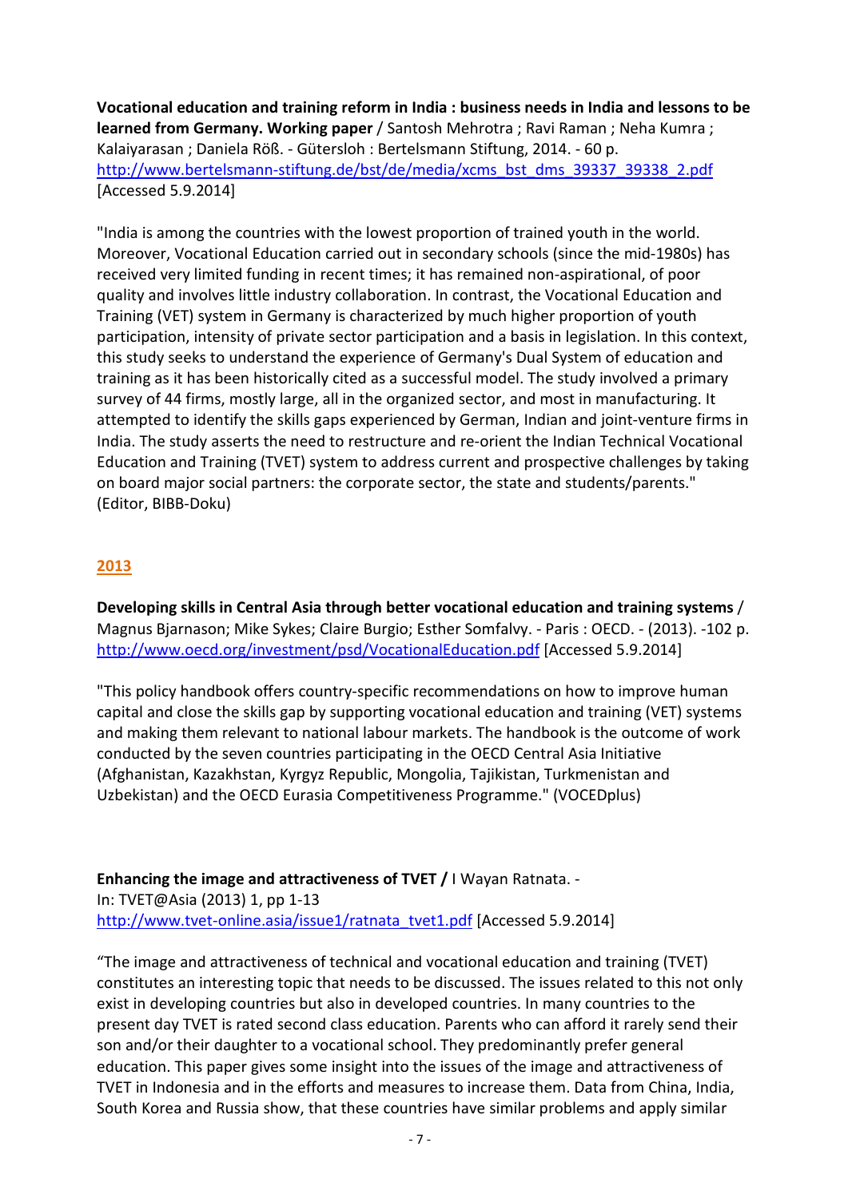**Vocational education and training reform in India : business needs in India and lessons to be learned from Germany. Working paper** / Santosh Mehrotra ; Ravi Raman ; Neha Kumra ; Kalaiyarasan ; Daniela Röß. - Gütersloh : Bertelsmann Stiftung, 2014. - 60 p.
[http://www.bertelsmann-stiftung.de/bst/de/media/xcms_bst_dms_39337_39338_2.pdf](http://www.bertelsmann-stiftung.de/bst/de/media/xcms_bst_dms_39337_39338_2.pdf) [Accessed 5.9.2014]

"India is among the countries with the lowest proportion of trained youth in the world. Moreover, Vocational Education carried out in secondary schools (since the mid-1980s) has received very limited funding in recent times; it has remained non-aspirational, of poor quality and involves little industry collaboration. In contrast, the Vocational Education and Training (VET) system in Germany is characterized by much higher proportion of youth participation, intensity of private sector participation and a basis in legislation. In this context, this study seeks to understand the experience of Germany's Dual System of education and training as it has been historically cited as a successful model. The study involved a primary survey of 44 firms, mostly large, all in the organized sector, and most in manufacturing. It attempted to identify the skills gaps experienced by German, Indian and joint-venture firms in India. The study asserts the need to restructure and re-orient the Indian Technical Vocational Education and Training (TVET) system to address current and prospective challenges by taking on board major social partners: the corporate sector, the state and students/parents." (Editor, BIBB-Doku)

## 2013

**Developing skills in Central Asia through better vocational education and training systems** / Magnus Bjarnason; Mike Sykes; Claire Burgio; Esther Somfalvy. - Paris : OECD. - (2013). -102 p.
[http://www.oecd.org/investment/psd/VocationalEducation.pdf](http://www.oecd.org/investment/psd/VocationalEducation.pdf) [Accessed 5.9.2014]

"This policy handbook offers country-specific recommendations on how to improve human capital and close the skills gap by supporting vocational education and training (VET) systems and making them relevant to national labour markets. The handbook is the outcome of work conducted by the seven countries participating in the OECD Central Asia Initiative (Afghanistan, Kazakhstan, Kyrgyz Republic, Mongolia, Tajikistan, Turkmenistan and Uzbekistan) and the OECD Eurasia Competitiveness Programme." (VOCEDplus)

**Enhancing the image and attractiveness of TVET /** I Wayan Ratnata. -
In: TVET@Asia (2013) 1, pp 1-13
[http://www.tvet-online.asia/issue1/ratnata_tvet1.pdf](http://www.tvet-online.asia/issue1/ratnata_tvet1.pdf) [Accessed 5.9.2014]

"The image and attractiveness of technical and vocational education and training (TVET) constitutes an interesting topic that needs to be discussed. The issues related to this not only exist in developing countries but also in developed countries. In many countries to the present day TVET is rated second class education. Parents who can afford it rarely send their son and/or their daughter to a vocational school. They predominantly prefer general education. This paper gives some insight into the issues of the image and attractiveness of TVET in Indonesia and in the efforts and measures to increase them. Data from China, India, South Korea and Russia show, that these countries have similar problems and apply similar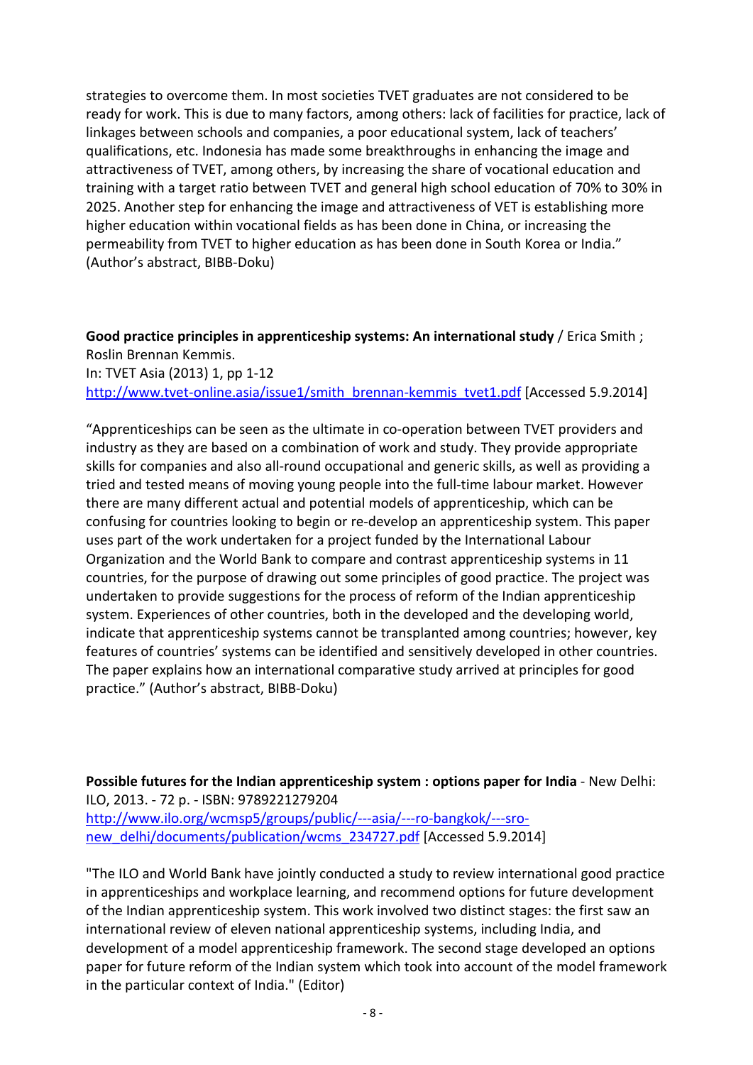strategies to overcome them. In most societies TVET graduates are not considered to be ready for work. This is due to many factors, among others: lack of facilities for practice, lack of linkages between schools and companies, a poor educational system, lack of teachers' qualifications, etc. Indonesia has made some breakthroughs in enhancing the image and attractiveness of TVET, among others, by increasing the share of vocational education and training with a target ratio between TVET and general high school education of 70% to 30% in 2025. Another step for enhancing the image and attractiveness of VET is establishing more higher education within vocational fields as has been done in China, or increasing the permeability from TVET to higher education as has been done in South Korea or India." (Author's abstract, BIBB-Doku)

**Good practice principles in apprenticeship systems: An international study** / Erica Smith ; Roslin Brennan Kemmis.
In: TVET Asia (2013) 1, pp 1-12
http://www.tvet-online.asia/issue1/smith_brennan-kemmis_tvet1.pdf [Accessed 5.9.2014]

"Apprenticeships can be seen as the ultimate in co-operation between TVET providers and industry as they are based on a combination of work and study. They provide appropriate skills for companies and also all-round occupational and generic skills, as well as providing a tried and tested means of moving young people into the full-time labour market. However there are many different actual and potential models of apprenticeship, which can be confusing for countries looking to begin or re-develop an apprenticeship system. This paper uses part of the work undertaken for a project funded by the International Labour Organization and the World Bank to compare and contrast apprenticeship systems in 11 countries, for the purpose of drawing out some principles of good practice. The project was undertaken to provide suggestions for the process of reform of the Indian apprenticeship system. Experiences of other countries, both in the developed and the developing world, indicate that apprenticeship systems cannot be transplanted among countries; however, key features of countries' systems can be identified and sensitively developed in other countries. The paper explains how an international comparative study arrived at principles for good practice." (Author's abstract, BIBB-Doku)

**Possible futures for the Indian apprenticeship system : options paper for India** - New Delhi: ILO, 2013. - 72 p. - ISBN: 9789221279204
http://www.ilo.org/wcmsp5/groups/public/---asia/---ro-bangkok/---sro-new_delhi/documents/publication/wcms_234727.pdf [Accessed 5.9.2014]

"The ILO and World Bank have jointly conducted a study to review international good practice in apprenticeships and workplace learning, and recommend options for future development of the Indian apprenticeship system. This work involved two distinct stages: the first saw an international review of eleven national apprenticeship systems, including India, and development of a model apprenticeship framework. The second stage developed an options paper for future reform of the Indian system which took into account of the model framework in the particular context of India." (Editor)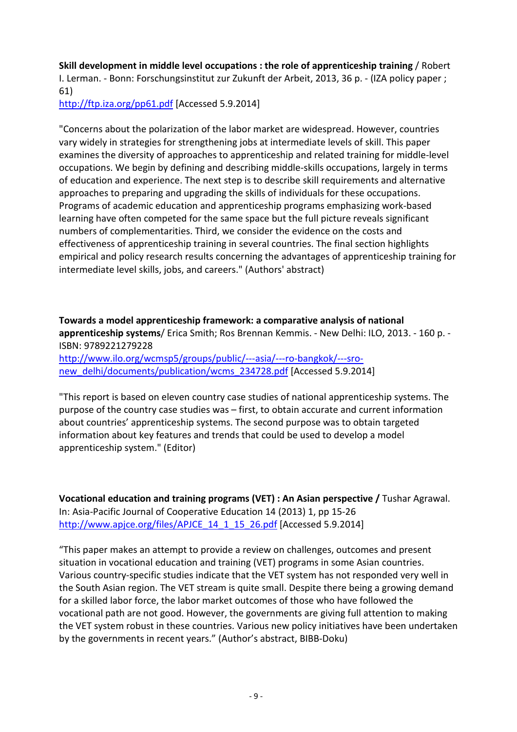**Skill development in middle level occupations : the role of apprenticeship training** / Robert I. Lerman. - Bonn: Forschungsinstitut zur Zukunft der Arbeit, 2013, 36 p. - (IZA policy paper ; 61)
http://ftp.iza.org/pp61.pdf [Accessed 5.9.2014]

"Concerns about the polarization of the labor market are widespread. However, countries vary widely in strategies for strengthening jobs at intermediate levels of skill. This paper examines the diversity of approaches to apprenticeship and related training for middle-level occupations. We begin by defining and describing middle-skills occupations, largely in terms of education and experience. The next step is to describe skill requirements and alternative approaches to preparing and upgrading the skills of individuals for these occupations. Programs of academic education and apprenticeship programs emphasizing work-based learning have often competed for the same space but the full picture reveals significant numbers of complementarities. Third, we consider the evidence on the costs and effectiveness of apprenticeship training in several countries. The final section highlights empirical and policy research results concerning the advantages of apprenticeship training for intermediate level skills, jobs, and careers." (Authors' abstract)

**Towards a model apprenticeship framework: a comparative analysis of national apprenticeship systems**/ Erica Smith; Ros Brennan Kemmis. - New Delhi: ILO, 2013. - 160 p. - ISBN: 9789221279228
http://www.ilo.org/wcmsp5/groups/public/---asia/---ro-bangkok/---sro-new_delhi/documents/publication/wcms_234728.pdf [Accessed 5.9.2014]

"This report is based on eleven country case studies of national apprenticeship systems. The purpose of the country case studies was – first, to obtain accurate and current information about countries' apprenticeship systems. The second purpose was to obtain targeted information about key features and trends that could be used to develop a model apprenticeship system." (Editor)

**Vocational education and training programs (VET) : An Asian perspective /** Tushar Agrawal. In: Asia-Pacific Journal of Cooperative Education 14 (2013) 1, pp 15-26
http://www.apjce.org/files/APJCE_14_1_15_26.pdf [Accessed 5.9.2014]

"This paper makes an attempt to provide a review on challenges, outcomes and present situation in vocational education and training (VET) programs in some Asian countries. Various country-specific studies indicate that the VET system has not responded very well in the South Asian region. The VET stream is quite small. Despite there being a growing demand for a skilled labor force, the labor market outcomes of those who have followed the vocational path are not good. However, the governments are giving full attention to making the VET system robust in these countries. Various new policy initiatives have been undertaken by the governments in recent years." (Author's abstract, BIBB-Doku)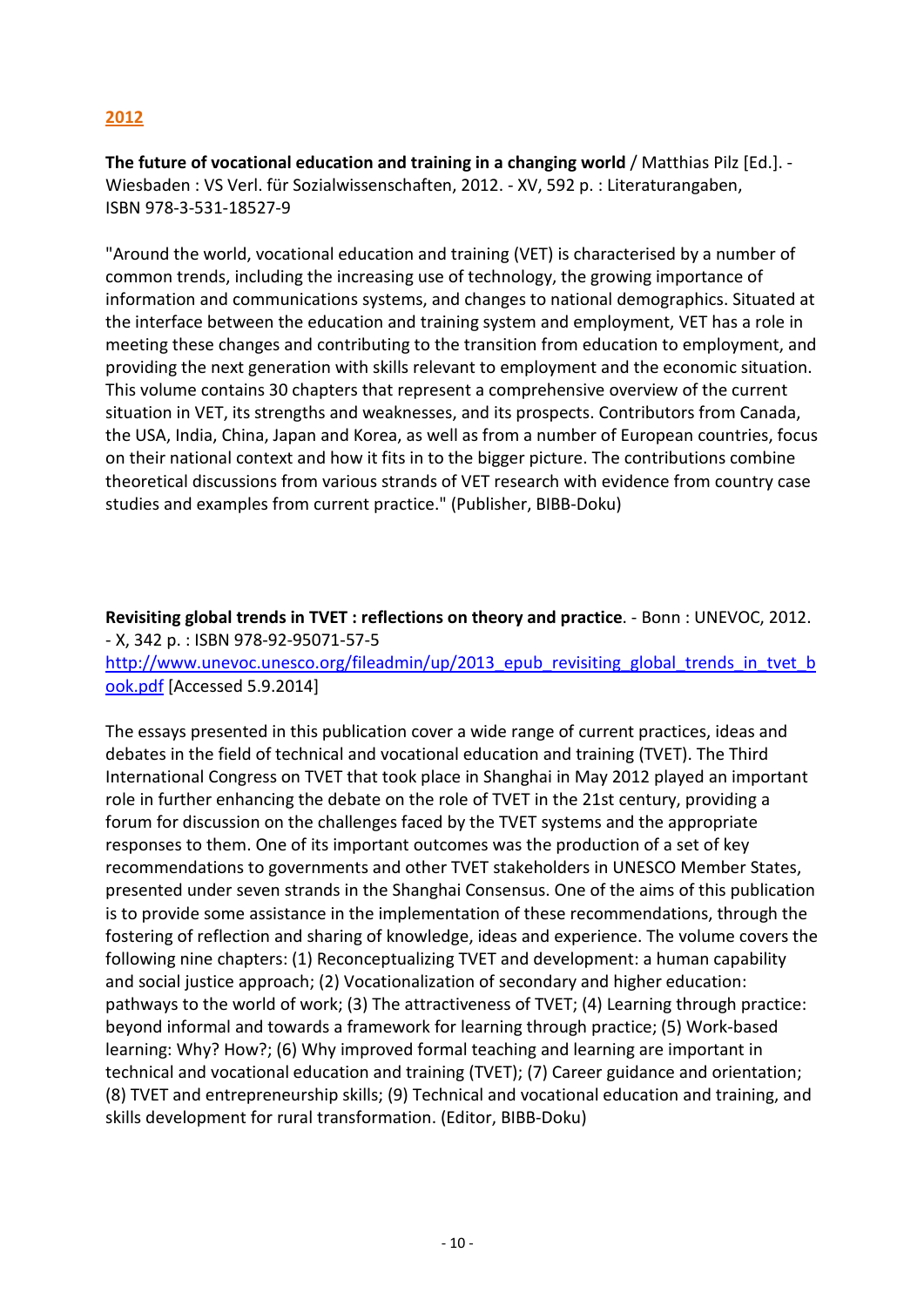## 2012

**The future of vocational education and training in a changing world** / Matthias Pilz [Ed.]. - Wiesbaden : VS Verl. für Sozialwissenschaften, 2012. - XV, 592 p. : Literaturangaben, ISBN 978-3-531-18527-9

"Around the world, vocational education and training (VET) is characterised by a number of common trends, including the increasing use of technology, the growing importance of information and communications systems, and changes to national demographics. Situated at the interface between the education and training system and employment, VET has a role in meeting these changes and contributing to the transition from education to employment, and providing the next generation with skills relevant to employment and the economic situation. This volume contains 30 chapters that represent a comprehensive overview of the current situation in VET, its strengths and weaknesses, and its prospects. Contributors from Canada, the USA, India, China, Japan and Korea, as well as from a number of European countries, focus on their national context and how it fits in to the bigger picture. The contributions combine theoretical discussions from various strands of VET research with evidence from country case studies and examples from current practice." (Publisher, BIBB-Doku)

**Revisiting global trends in TVET : reflections on theory and practice**. - Bonn : UNEVOC, 2012. - X, 342 p. : ISBN 978-92-95071-57-5
http://www.unevoc.unesco.org/fileadmin/up/2013_epub_revisiting_global_trends_in_tvet_book.pdf [Accessed 5.9.2014]

The essays presented in this publication cover a wide range of current practices, ideas and debates in the field of technical and vocational education and training (TVET). The Third International Congress on TVET that took place in Shanghai in May 2012 played an important role in further enhancing the debate on the role of TVET in the 21st century, providing a forum for discussion on the challenges faced by the TVET systems and the appropriate responses to them. One of its important outcomes was the production of a set of key recommendations to governments and other TVET stakeholders in UNESCO Member States, presented under seven strands in the Shanghai Consensus. One of the aims of this publication is to provide some assistance in the implementation of these recommendations, through the fostering of reflection and sharing of knowledge, ideas and experience. The volume covers the following nine chapters: (1) Reconceptualizing TVET and development: a human capability and social justice approach; (2) Vocationalization of secondary and higher education: pathways to the world of work; (3) The attractiveness of TVET; (4) Learning through practice: beyond informal and towards a framework for learning through practice; (5) Work-based learning: Why? How?; (6) Why improved formal teaching and learning are important in technical and vocational education and training (TVET); (7) Career guidance and orientation; (8) TVET and entrepreneurship skills; (9) Technical and vocational education and training, and skills development for rural transformation. (Editor, BIBB-Doku)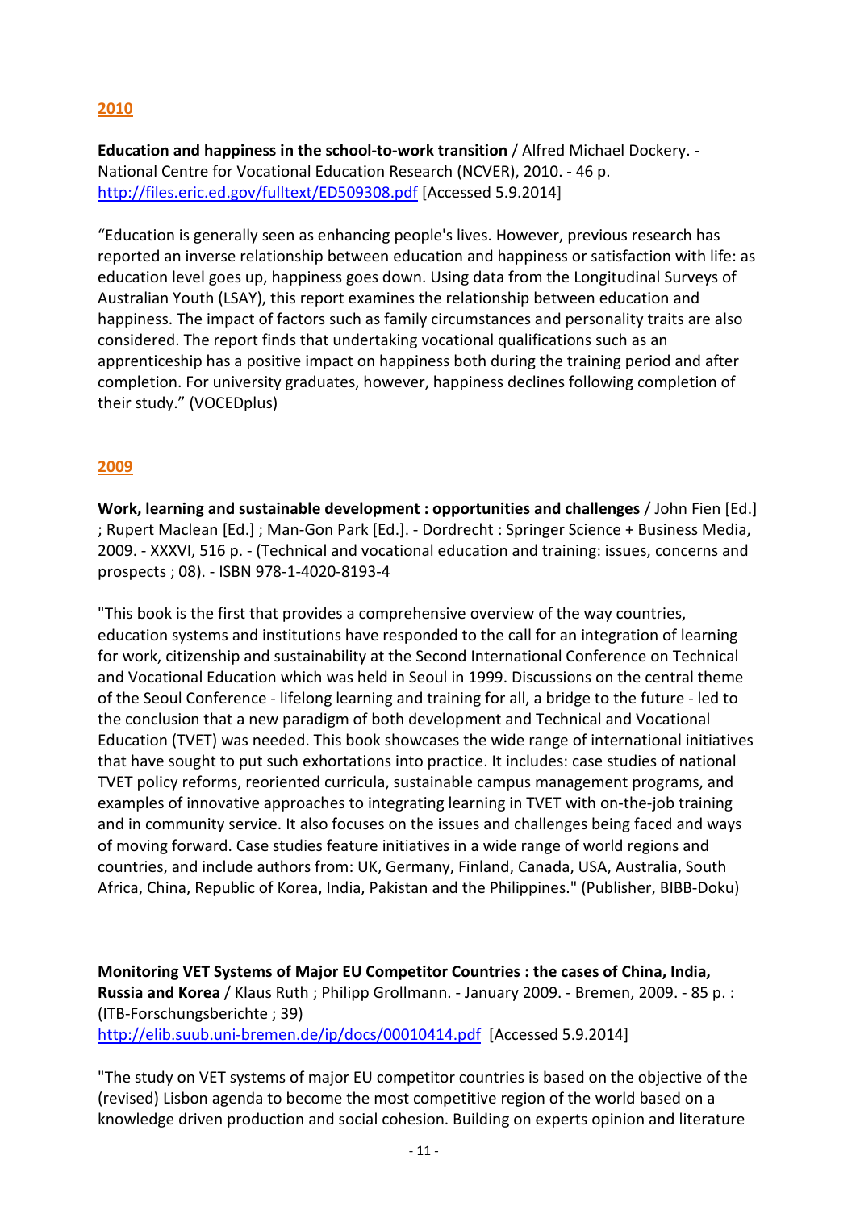## 2010

**Education and happiness in the school-to-work transition** / Alfred Michael Dockery. - National Centre for Vocational Education Research (NCVER), 2010. - 46 p. http://files.eric.ed.gov/fulltext/ED509308.pdf [Accessed 5.9.2014]

“Education is generally seen as enhancing people's lives. However, previous research has reported an inverse relationship between education and happiness or satisfaction with life: as education level goes up, happiness goes down. Using data from the Longitudinal Surveys of Australian Youth (LSAY), this report examines the relationship between education and happiness. The impact of factors such as family circumstances and personality traits are also considered. The report finds that undertaking vocational qualifications such as an apprenticeship has a positive impact on happiness both during the training period and after completion. For university graduates, however, happiness declines following completion of their study.” (VOCEDplus)

## 2009

**Work, learning and sustainable development : opportunities and challenges** / John Fien [Ed.] ; Rupert Maclean [Ed.] ; Man-Gon Park [Ed.]. - Dordrecht : Springer Science + Business Media, 2009. - XXXVI, 516 p. - (Technical and vocational education and training: issues, concerns and prospects ; 08). - ISBN 978-1-4020-8193-4

"This book is the first that provides a comprehensive overview of the way countries, education systems and institutions have responded to the call for an integration of learning for work, citizenship and sustainability at the Second International Conference on Technical and Vocational Education which was held in Seoul in 1999. Discussions on the central theme of the Seoul Conference - lifelong learning and training for all, a bridge to the future - led to the conclusion that a new paradigm of both development and Technical and Vocational Education (TVET) was needed. This book showcases the wide range of international initiatives that have sought to put such exhortations into practice. It includes: case studies of national TVET policy reforms, reoriented curricula, sustainable campus management programs, and examples of innovative approaches to integrating learning in TVET with on-the-job training and in community service. It also focuses on the issues and challenges being faced and ways of moving forward. Case studies feature initiatives in a wide range of world regions and countries, and include authors from: UK, Germany, Finland, Canada, USA, Australia, South Africa, China, Republic of Korea, India, Pakistan and the Philippines." (Publisher, BIBB-Doku)

**Monitoring VET Systems of Major EU Competitor Countries : the cases of China, India, Russia and Korea** / Klaus Ruth ; Philipp Grollmann. - January 2009. - Bremen, 2009. - 85 p. : (ITB-Forschungsberichte ; 39)
http://elib.suub.uni-bremen.de/ip/docs/00010414.pdf [Accessed 5.9.2014]

"The study on VET systems of major EU competitor countries is based on the objective of the (revised) Lisbon agenda to become the most competitive region of the world based on a knowledge driven production and social cohesion. Building on experts opinion and literature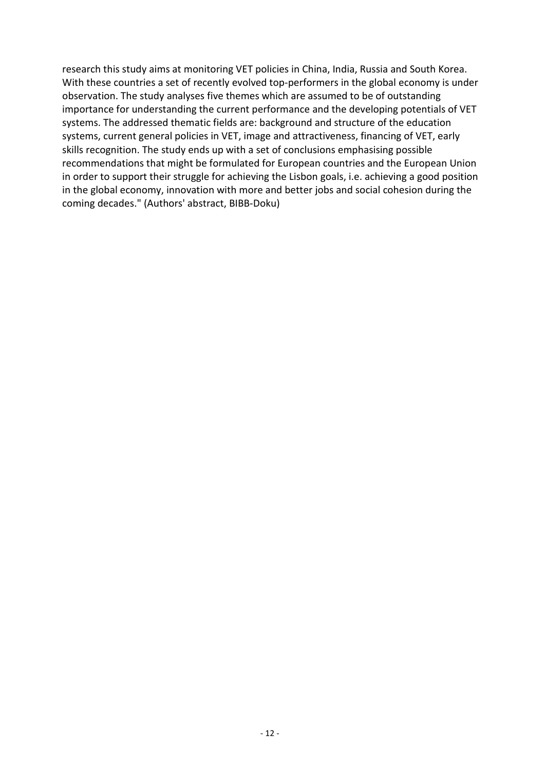research this study aims at monitoring VET policies in China, India, Russia and South Korea. With these countries a set of recently evolved top-performers in the global economy is under observation. The study analyses five themes which are assumed to be of outstanding importance for understanding the current performance and the developing potentials of VET systems. The addressed thematic fields are: background and structure of the education systems, current general policies in VET, image and attractiveness, financing of VET, early skills recognition. The study ends up with a set of conclusions emphasising possible recommendations that might be formulated for European countries and the European Union in order to support their struggle for achieving the Lisbon goals, i.e. achieving a good position in the global economy, innovation with more and better jobs and social cohesion during the coming decades." (Authors' abstract, BIBB-Doku)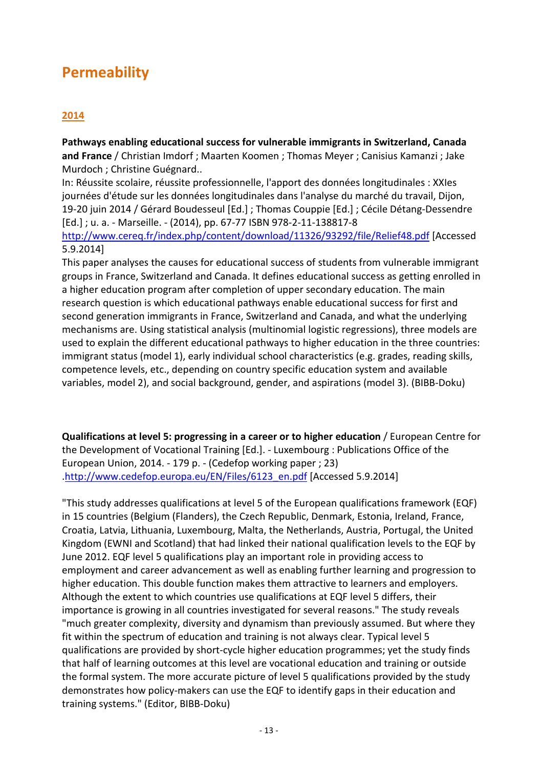# Permeability

## 2014

**Pathways enabling educational success for vulnerable immigrants in Switzerland, Canada and France** / Christian Imdorf ; Maarten Koomen ; Thomas Meyer ; Canisius Kamanzi ; Jake Murdoch ; Christine Guégnard..
In: Réussite scolaire, réussite professionnelle, l'apport des données longitudinales : XXIes journées d'étude sur les données longitudinales dans l'analyse du marché du travail, Dijon, 19-20 juin 2014 / Gérard Boudesseul [Ed.] ; Thomas Couppie [Ed.] ; Cécile Détang-Dessendre [Ed.] ; u. a. - Marseille. - (2014), pp. 67-77 ISBN 978-2-11-138817-8
http://www.cereq.fr/index.php/content/download/11326/93292/file/Relief48.pdf [Accessed 5.9.2014]
This paper analyses the causes for educational success of students from vulnerable immigrant groups in France, Switzerland and Canada. It defines educational success as getting enrolled in a higher education program after completion of upper secondary education. The main research question is which educational pathways enable educational success for first and second generation immigrants in France, Switzerland and Canada, and what the underlying mechanisms are. Using statistical analysis (multinomial logistic regressions), three models are used to explain the different educational pathways to higher education in the three countries: immigrant status (model 1), early individual school characteristics (e.g. grades, reading skills, competence levels, etc., depending on country specific education system and available variables, model 2), and social background, gender, and aspirations (model 3). (BIBB-Doku)

**Qualifications at level 5: progressing in a career or to higher education** / European Centre for the Development of Vocational Training [Ed.]. - Luxembourg : Publications Office of the European Union, 2014. - 179 p. - (Cedefop working paper ; 23)
.http://www.cedefop.europa.eu/EN/Files/6123_en.pdf [Accessed 5.9.2014]

"This study addresses qualifications at level 5 of the European qualifications framework (EQF) in 15 countries (Belgium (Flanders), the Czech Republic, Denmark, Estonia, Ireland, France, Croatia, Latvia, Lithuania, Luxembourg, Malta, the Netherlands, Austria, Portugal, the United Kingdom (EWNI and Scotland) that had linked their national qualification levels to the EQF by June 2012. EQF level 5 qualifications play an important role in providing access to employment and career advancement as well as enabling further learning and progression to higher education. This double function makes them attractive to learners and employers. Although the extent to which countries use qualifications at EQF level 5 differs, their importance is growing in all countries investigated for several reasons." The study reveals "much greater complexity, diversity and dynamism than previously assumed. But where they fit within the spectrum of education and training is not always clear. Typical level 5 qualifications are provided by short-cycle higher education programmes; yet the study finds that half of learning outcomes at this level are vocational education and training or outside the formal system. The more accurate picture of level 5 qualifications provided by the study demonstrates how policy-makers can use the EQF to identify gaps in their education and training systems." (Editor, BIBB-Doku)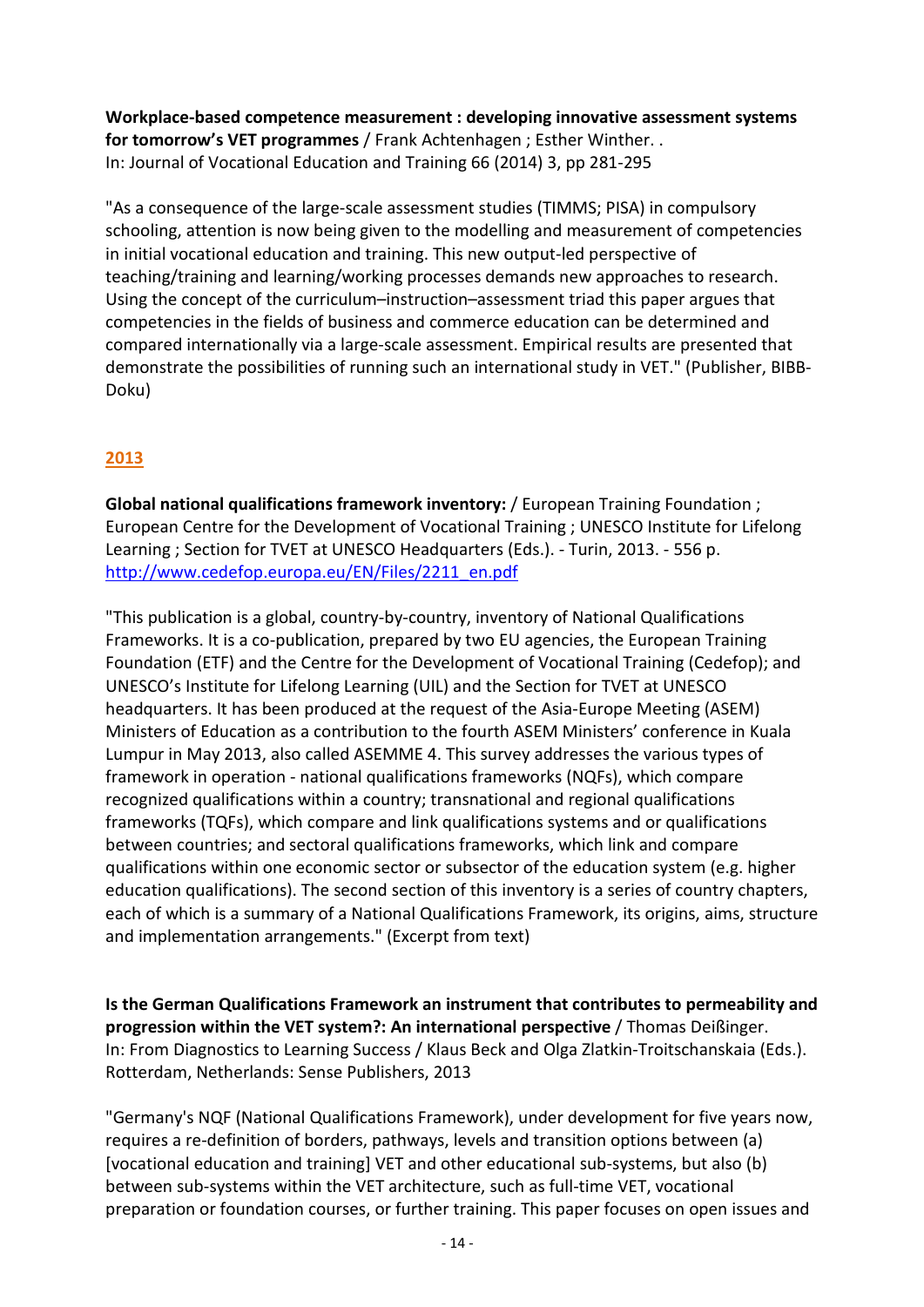**Workplace-based competence measurement : developing innovative assessment systems for tomorrow's VET programmes** / Frank Achtenhagen ; Esther Winther. .
In: Journal of Vocational Education and Training 66 (2014) 3, pp 281-295

"As a consequence of the large-scale assessment studies (TIMMS; PISA) in compulsory schooling, attention is now being given to the modelling and measurement of competencies in initial vocational education and training. This new output-led perspective of teaching/training and learning/working processes demands new approaches to research. Using the concept of the curriculum–instruction–assessment triad this paper argues that competencies in the fields of business and commerce education can be determined and compared internationally via a large-scale assessment. Empirical results are presented that demonstrate the possibilities of running such an international study in VET." (Publisher, BIBB-Doku)

## 2013

**Global national qualifications framework inventory:** / European Training Foundation ; European Centre for the Development of Vocational Training ; UNESCO Institute for Lifelong Learning ; Section for TVET at UNESCO Headquarters (Eds.). - Turin, 2013. - 556 p.
http://www.cedefop.europa.eu/EN/Files/2211_en.pdf

"This publication is a global, country-by-country, inventory of National Qualifications Frameworks. It is a co-publication, prepared by two EU agencies, the European Training Foundation (ETF) and the Centre for the Development of Vocational Training (Cedefop); and UNESCO's Institute for Lifelong Learning (UIL) and the Section for TVET at UNESCO headquarters. It has been produced at the request of the Asia-Europe Meeting (ASEM) Ministers of Education as a contribution to the fourth ASEM Ministers' conference in Kuala Lumpur in May 2013, also called ASEMME 4. This survey addresses the various types of framework in operation - national qualifications frameworks (NQFs), which compare recognized qualifications within a country; transnational and regional qualifications frameworks (TQFs), which compare and link qualifications systems and or qualifications between countries; and sectoral qualifications frameworks, which link and compare qualifications within one economic sector or subsector of the education system (e.g. higher education qualifications). The second section of this inventory is a series of country chapters, each of which is a summary of a National Qualifications Framework, its origins, aims, structure and implementation arrangements." (Excerpt from text)

**Is the German Qualifications Framework an instrument that contributes to permeability and progression within the VET system?: An international perspective** / Thomas Deißinger.
In: From Diagnostics to Learning Success / Klaus Beck and Olga Zlatkin-Troitschanskaia (Eds.). Rotterdam, Netherlands: Sense Publishers, 2013

"Germany's NQF (National Qualifications Framework), under development for five years now, requires a re-definition of borders, pathways, levels and transition options between (a) [vocational education and training] VET and other educational sub-systems, but also (b) between sub-systems within the VET architecture, such as full-time VET, vocational preparation or foundation courses, or further training. This paper focuses on open issues and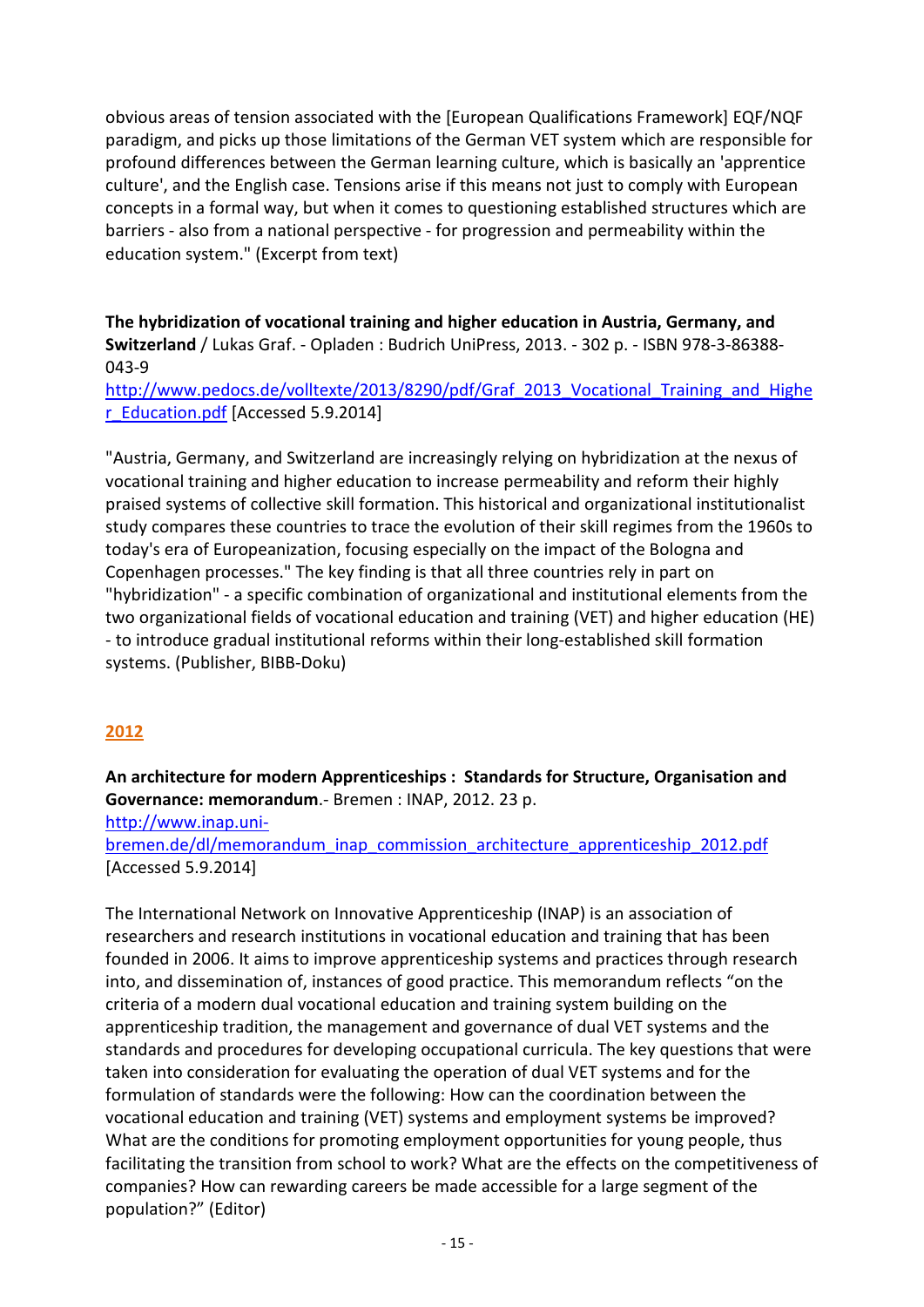obvious areas of tension associated with the [European Qualifications Framework] EQF/NQF paradigm, and picks up those limitations of the German VET system which are responsible for profound differences between the German learning culture, which is basically an 'apprentice culture', and the English case. Tensions arise if this means not just to comply with European concepts in a formal way, but when it comes to questioning established structures which are barriers - also from a national perspective - for progression and permeability within the education system." (Excerpt from text)

**The hybridization of vocational training and higher education in Austria, Germany, and Switzerland** / Lukas Graf. - Opladen : Budrich UniPress, 2013. - 302 p. - ISBN 978-3-86388-043-9
http://www.pedocs.de/volltexte/2013/8290/pdf/Graf_2013_Vocational_Training_and_Higher_Education.pdf [Accessed 5.9.2014]

"Austria, Germany, and Switzerland are increasingly relying on hybridization at the nexus of vocational training and higher education to increase permeability and reform their highly praised systems of collective skill formation. This historical and organizational institutionalist study compares these countries to trace the evolution of their skill regimes from the 1960s to today's era of Europeanization, focusing especially on the impact of the Bologna and Copenhagen processes." The key finding is that all three countries rely in part on "hybridization" - a specific combination of organizational and institutional elements from the two organizational fields of vocational education and training (VET) and higher education (HE) - to introduce gradual institutional reforms within their long-established skill formation systems. (Publisher, BIBB-Doku)

## 2012

**An architecture for modern Apprenticeships : Standards for Structure, Organisation and Governance: memorandum**.- Bremen : INAP, 2012. 23 p.
http://www.inap.uni-bremen.de/dl/memorandum_inap_commission_architecture_apprenticeship_2012.pdf [Accessed 5.9.2014]

The International Network on Innovative Apprenticeship (INAP) is an association of researchers and research institutions in vocational education and training that has been founded in 2006. It aims to improve apprenticeship systems and practices through research into, and dissemination of, instances of good practice. This memorandum reflects "on the criteria of a modern dual vocational education and training system building on the apprenticeship tradition, the management and governance of dual VET systems and the standards and procedures for developing occupational curricula. The key questions that were taken into consideration for evaluating the operation of dual VET systems and for the formulation of standards were the following: How can the coordination between the vocational education and training (VET) systems and employment systems be improved? What are the conditions for promoting employment opportunities for young people, thus facilitating the transition from school to work? What are the effects on the competitiveness of companies? How can rewarding careers be made accessible for a large segment of the population?" (Editor)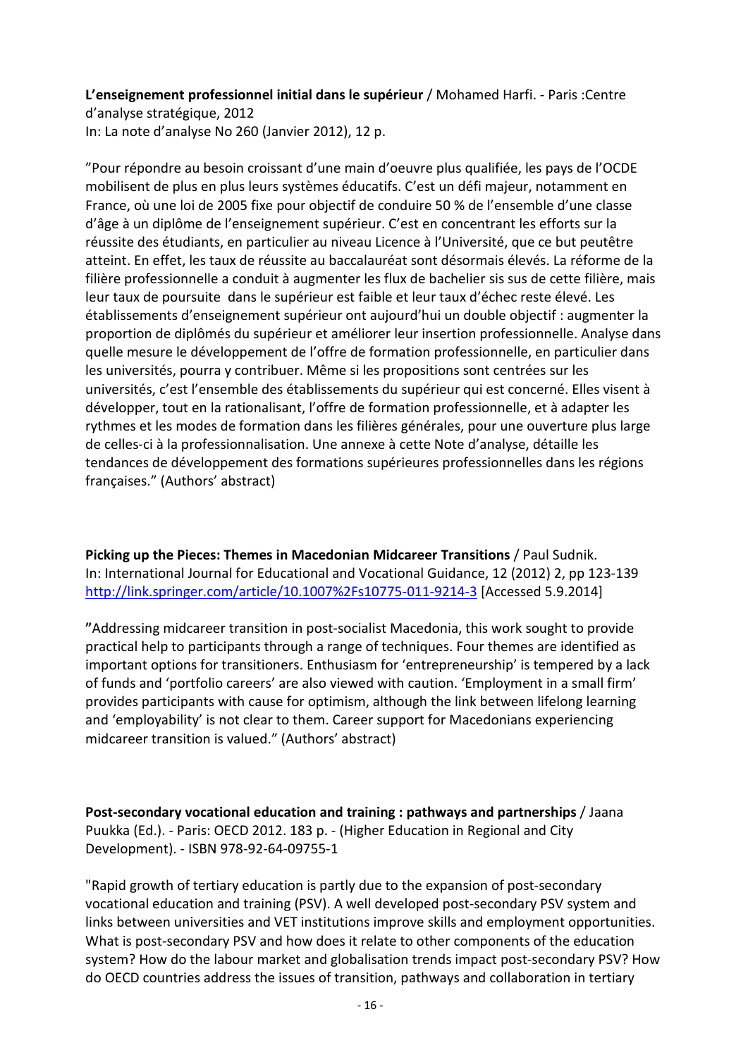**L'enseignement professionnel initial dans le supérieur** / Mohamed Harfi. - Paris :Centre d'analyse stratégique, 2012
In: La note d'analyse No 260 (Janvier 2012), 12 p.

"Pour répondre au besoin croissant d'une main d'oeuvre plus qualifiée, les pays de l'OCDE mobilisent de plus en plus leurs systèmes éducatifs. C'est un défi majeur, notamment en France, où une loi de 2005 fixe pour objectif de conduire 50 % de l'ensemble d'une classe d'âge à un diplôme de l'enseignement supérieur. C'est en concentrant les efforts sur la réussite des étudiants, en particulier au niveau Licence à l'Université, que ce but peutêtre atteint. En effet, les taux de réussite au baccalauréat sont désormais élevés. La réforme de la filière professionnelle a conduit à augmenter les flux de bachelier sis sus de cette filière, mais leur taux de poursuite  dans le supérieur est faible et leur taux d'échec reste élevé. Les établissements d'enseignement supérieur ont aujourd'hui un double objectif : augmenter la proportion de diplômés du supérieur et améliorer leur insertion professionnelle. Analyse dans quelle mesure le développement de l'offre de formation professionnelle, en particulier dans les universités, pourra y contribuer. Même si les propositions sont centrées sur les universités, c'est l'ensemble des établissements du supérieur qui est concerné. Elles visent à développer, tout en la rationalisant, l'offre de formation professionnelle, et à adapter les rythmes et les modes de formation dans les filières générales, pour une ouverture plus large de celles-ci à la professionnalisation. Une annexe à cette Note d'analyse, détaille les tendances de développement des formations supérieures professionnelles dans les régions françaises." (Authors' abstract)

**Picking up the Pieces: Themes in Macedonian Midcareer Transitions** / Paul Sudnik.
In: International Journal for Educational and Vocational Guidance, 12 (2012) 2, pp 123-139
http://link.springer.com/article/10.1007%2Fs10775-011-9214-3 [Accessed 5.9.2014]

"Addressing midcareer transition in post-socialist Macedonia, this work sought to provide practical help to participants through a range of techniques. Four themes are identified as important options for transitioners. Enthusiasm for 'entrepreneurship' is tempered by a lack of funds and 'portfolio careers' are also viewed with caution. 'Employment in a small firm' provides participants with cause for optimism, although the link between lifelong learning and 'employability' is not clear to them. Career support for Macedonians experiencing midcareer transition is valued." (Authors' abstract)

**Post-secondary vocational education and training : pathways and partnerships** / Jaana Puukka (Ed.). - Paris: OECD 2012. 183 p. - (Higher Education in Regional and City Development). - ISBN 978-92-64-09755-1

"Rapid growth of tertiary education is partly due to the expansion of post-secondary vocational education and training (PSV). A well developed post-secondary PSV system and links between universities and VET institutions improve skills and employment opportunities. What is post-secondary PSV and how does it relate to other components of the education system? How do the labour market and globalisation trends impact post-secondary PSV? How do OECD countries address the issues of transition, pathways and collaboration in tertiary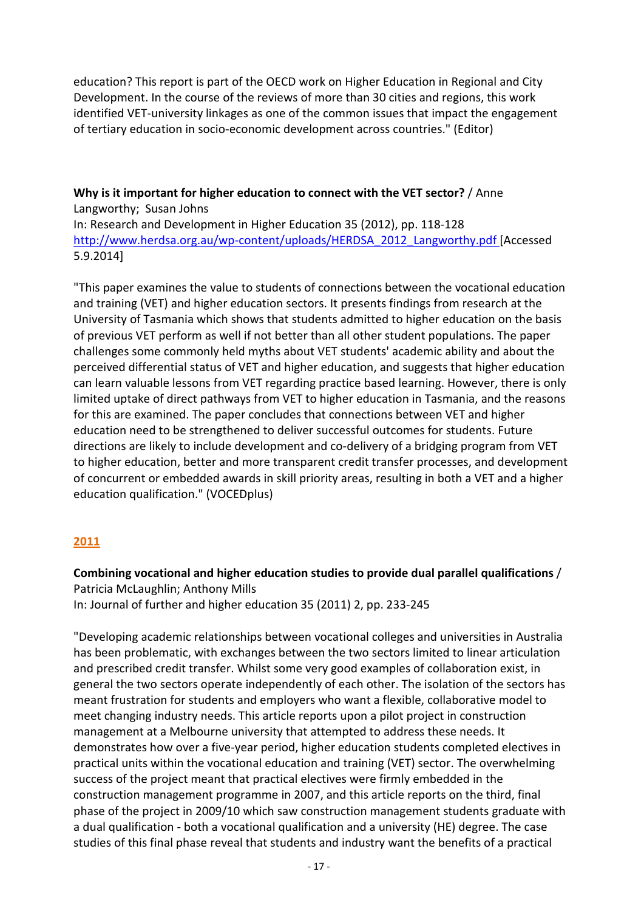education? This report is part of the OECD work on Higher Education in Regional and City Development. In the course of the reviews of more than 30 cities and regions, this work identified VET-university linkages as one of the common issues that impact the engagement of tertiary education in socio-economic development across countries." (Editor)

**Why is it important for higher education to connect with the VET sector?** / Anne Langworthy; Susan Johns
In: Research and Development in Higher Education 35 (2012), pp. 118-128
http://www.herdsa.org.au/wp-content/uploads/HERDSA_2012_Langworthy.pdf [Accessed 5.9.2014]

"This paper examines the value to students of connections between the vocational education and training (VET) and higher education sectors. It presents findings from research at the University of Tasmania which shows that students admitted to higher education on the basis of previous VET perform as well if not better than all other student populations. The paper challenges some commonly held myths about VET students' academic ability and about the perceived differential status of VET and higher education, and suggests that higher education can learn valuable lessons from VET regarding practice based learning. However, there is only limited uptake of direct pathways from VET to higher education in Tasmania, and the reasons for this are examined. The paper concludes that connections between VET and higher education need to be strengthened to deliver successful outcomes for students. Future directions are likely to include development and co-delivery of a bridging program from VET to higher education, better and more transparent credit transfer processes, and development of concurrent or embedded awards in skill priority areas, resulting in both a VET and a higher education qualification." (VOCEDplus)

## 2011

**Combining vocational and higher education studies to provide dual parallel qualifications** / Patricia McLaughlin; Anthony Mills
In: Journal of further and higher education 35 (2011) 2, pp. 233-245

"Developing academic relationships between vocational colleges and universities in Australia has been problematic, with exchanges between the two sectors limited to linear articulation and prescribed credit transfer. Whilst some very good examples of collaboration exist, in general the two sectors operate independently of each other. The isolation of the sectors has meant frustration for students and employers who want a flexible, collaborative model to meet changing industry needs. This article reports upon a pilot project in construction management at a Melbourne university that attempted to address these needs. It demonstrates how over a five-year period, higher education students completed electives in practical units within the vocational education and training (VET) sector. The overwhelming success of the project meant that practical electives were firmly embedded in the construction management programme in 2007, and this article reports on the third, final phase of the project in 2009/10 which saw construction management students graduate with a dual qualification - both a vocational qualification and a university (HE) degree. The case studies of this final phase reveal that students and industry want the benefits of a practical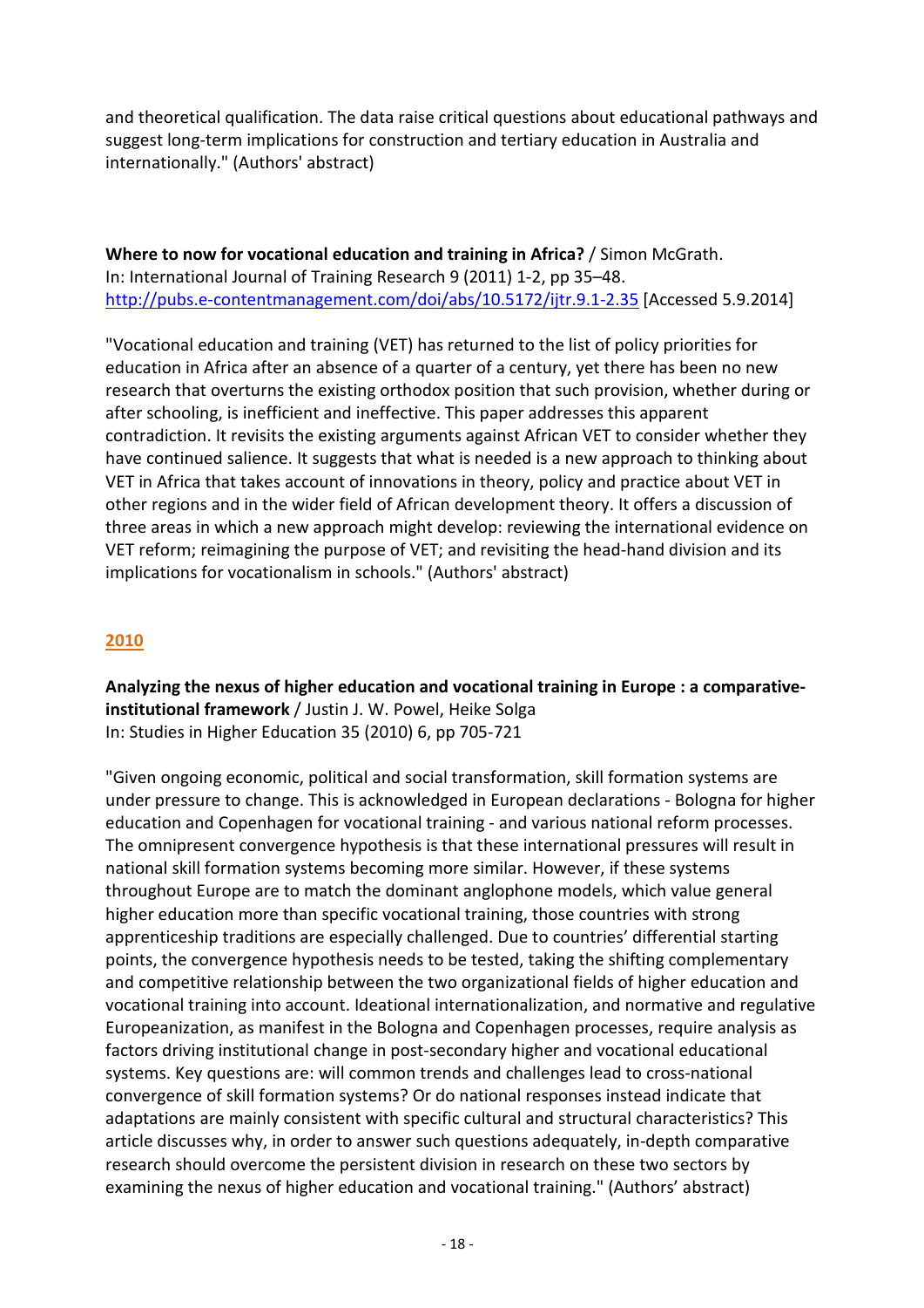and theoretical qualification. The data raise critical questions about educational pathways and suggest long-term implications for construction and tertiary education in Australia and internationally." (Authors' abstract)

**Where to now for vocational education and training in Africa?** / Simon McGrath.
In: International Journal of Training Research 9 (2011) 1-2, pp 35–48.
http://pubs.e-contentmanagement.com/doi/abs/10.5172/ijtr.9.1-2.35 [Accessed 5.9.2014]

"Vocational education and training (VET) has returned to the list of policy priorities for education in Africa after an absence of a quarter of a century, yet there has been no new research that overturns the existing orthodox position that such provision, whether during or after schooling, is inefficient and ineffective. This paper addresses this apparent contradiction. It revisits the existing arguments against African VET to consider whether they have continued salience. It suggests that what is needed is a new approach to thinking about VET in Africa that takes account of innovations in theory, policy and practice about VET in other regions and in the wider field of African development theory. It offers a discussion of three areas in which a new approach might develop: reviewing the international evidence on VET reform; reimagining the purpose of VET; and revisiting the head-hand division and its implications for vocationalism in schools." (Authors' abstract)

## 2010

**Analyzing the nexus of higher education and vocational training in Europe : a comparative-institutional framework** / Justin J. W. Powel, Heike Solga
In: Studies in Higher Education 35 (2010) 6, pp 705-721

"Given ongoing economic, political and social transformation, skill formation systems are under pressure to change. This is acknowledged in European declarations - Bologna for higher education and Copenhagen for vocational training - and various national reform processes. The omnipresent convergence hypothesis is that these international pressures will result in national skill formation systems becoming more similar. However, if these systems throughout Europe are to match the dominant anglophone models, which value general higher education more than specific vocational training, those countries with strong apprenticeship traditions are especially challenged. Due to countries' differential starting points, the convergence hypothesis needs to be tested, taking the shifting complementary and competitive relationship between the two organizational fields of higher education and vocational training into account. Ideational internationalization, and normative and regulative Europeanization, as manifest in the Bologna and Copenhagen processes, require analysis as factors driving institutional change in post-secondary higher and vocational educational systems. Key questions are: will common trends and challenges lead to cross-national convergence of skill formation systems? Or do national responses instead indicate that adaptations are mainly consistent with specific cultural and structural characteristics? This article discusses why, in order to answer such questions adequately, in-depth comparative research should overcome the persistent division in research on these two sectors by examining the nexus of higher education and vocational training." (Authors' abstract)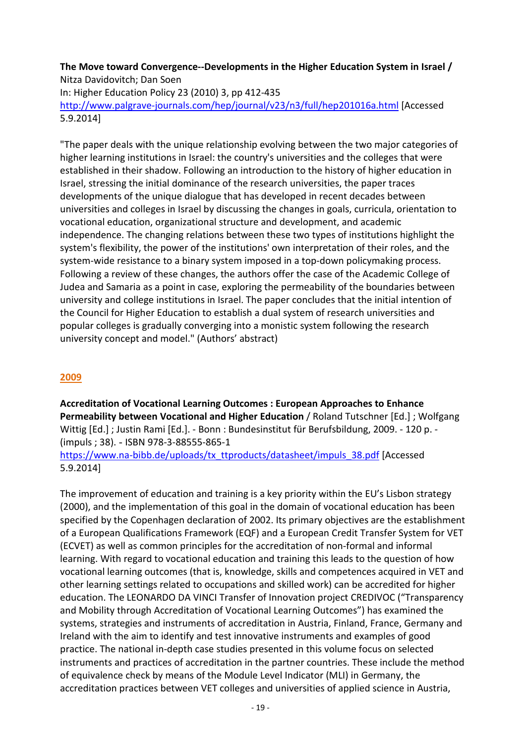**The Move toward Convergence--Developments in the Higher Education System in Israel /** Nitza Davidovitch; Dan Soen
In: Higher Education Policy 23 (2010) 3, pp 412-435
http://www.palgrave-journals.com/hep/journal/v23/n3/full/hep201016a.html [Accessed 5.9.2014]

"The paper deals with the unique relationship evolving between the two major categories of higher learning institutions in Israel: the country's universities and the colleges that were established in their shadow. Following an introduction to the history of higher education in Israel, stressing the initial dominance of the research universities, the paper traces developments of the unique dialogue that has developed in recent decades between universities and colleges in Israel by discussing the changes in goals, curricula, orientation to vocational education, organizational structure and development, and academic independence. The changing relations between these two types of institutions highlight the system's flexibility, the power of the institutions' own interpretation of their roles, and the system-wide resistance to a binary system imposed in a top-down policymaking process. Following a review of these changes, the authors offer the case of the Academic College of Judea and Samaria as a point in case, exploring the permeability of the boundaries between university and college institutions in Israel. The paper concludes that the initial intention of the Council for Higher Education to establish a dual system of research universities and popular colleges is gradually converging into a monistic system following the research university concept and model." (Authors' abstract)

## 2009

**Accreditation of Vocational Learning Outcomes : European Approaches to Enhance Permeability between Vocational and Higher Education** / Roland Tutschner [Ed.] ; Wolfgang Wittig [Ed.] ; Justin Rami [Ed.]. - Bonn : Bundesinstitut für Berufsbildung, 2009. - 120 p. - (impuls ; 38). - ISBN 978-3-88555-865-1
https://www.na-bibb.de/uploads/tx_ttproducts/datasheet/impuls_38.pdf [Accessed 5.9.2014]

The improvement of education and training is a key priority within the EU's Lisbon strategy (2000), and the implementation of this goal in the domain of vocational education has been specified by the Copenhagen declaration of 2002. Its primary objectives are the establishment of a European Qualifications Framework (EQF) and a European Credit Transfer System for VET (ECVET) as well as common principles for the accreditation of non-formal and informal learning. With regard to vocational education and training this leads to the question of how vocational learning outcomes (that is, knowledge, skills and competences acquired in VET and other learning settings related to occupations and skilled work) can be accredited for higher education. The LEONARDO DA VINCI Transfer of Innovation project CREDIVOC ("Transparency and Mobility through Accreditation of Vocational Learning Outcomes") has examined the systems, strategies and instruments of accreditation in Austria, Finland, France, Germany and Ireland with the aim to identify and test innovative instruments and examples of good practice. The national in-depth case studies presented in this volume focus on selected instruments and practices of accreditation in the partner countries. These include the method of equivalence check by means of the Module Level Indicator (MLI) in Germany, the accreditation practices between VET colleges and universities of applied science in Austria,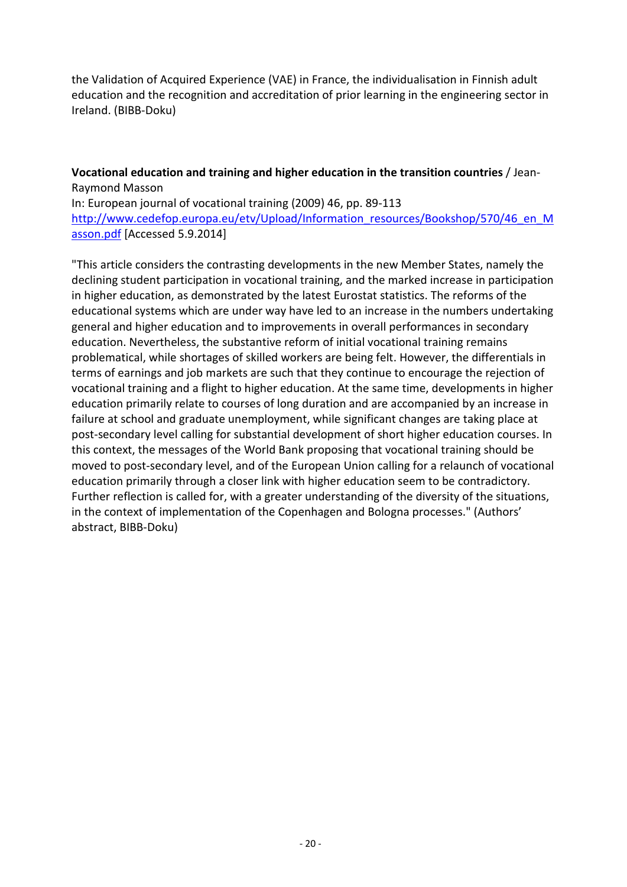the Validation of Acquired Experience (VAE) in France, the individualisation in Finnish adult education and the recognition and accreditation of prior learning in the engineering sector in Ireland. (BIBB-Doku)

**Vocational education and training and higher education in the transition countries** / Jean-Raymond Masson
In: European journal of vocational training (2009) 46, pp. 89-113
[http://www.cedefop.europa.eu/etv/Upload/Information_resources/Bookshop/570/46_en_Masson.pdf](http://www.cedefop.europa.eu/etv/Upload/Information_resources/Bookshop/570/46_en_Masson.pdf) [Accessed 5.9.2014]

"This article considers the contrasting developments in the new Member States, namely the declining student participation in vocational training, and the marked increase in participation in higher education, as demonstrated by the latest Eurostat statistics. The reforms of the educational systems which are under way have led to an increase in the numbers undertaking general and higher education and to improvements in overall performances in secondary education. Nevertheless, the substantive reform of initial vocational training remains problematical, while shortages of skilled workers are being felt. However, the differentials in terms of earnings and job markets are such that they continue to encourage the rejection of vocational training and a flight to higher education. At the same time, developments in higher education primarily relate to courses of long duration and are accompanied by an increase in failure at school and graduate unemployment, while significant changes are taking place at post-secondary level calling for substantial development of short higher education courses. In this context, the messages of the World Bank proposing that vocational training should be moved to post-secondary level, and of the European Union calling for a relaunch of vocational education primarily through a closer link with higher education seem to be contradictory. Further reflection is called for, with a greater understanding of the diversity of the situations, in the context of implementation of the Copenhagen and Bologna processes." (Authors' abstract, BIBB-Doku)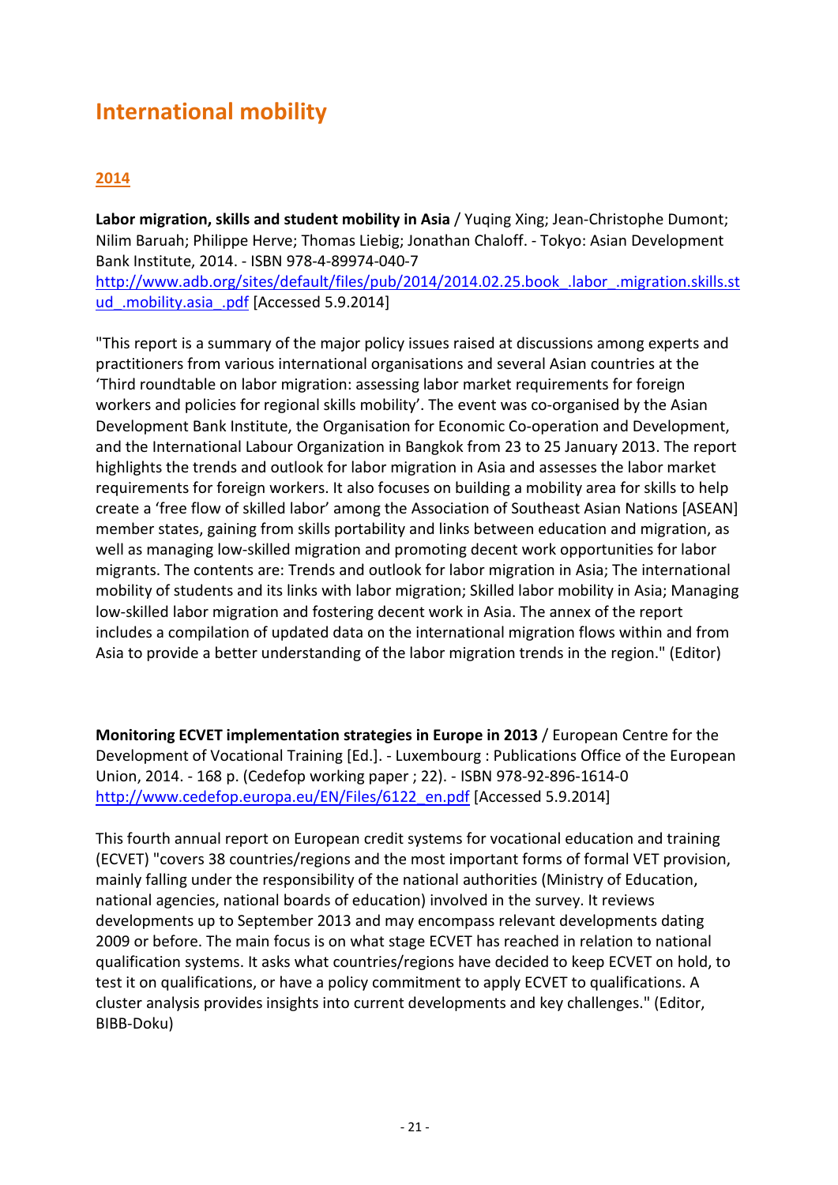# International mobility

## 2014

**Labor migration, skills and student mobility in Asia** / Yuqing Xing; Jean-Christophe Dumont; Nilim Baruah; Philippe Herve; Thomas Liebig; Jonathan Chaloff. - Tokyo: Asian Development Bank Institute, 2014. - ISBN 978-4-89974-040-7
http://www.adb.org/sites/default/files/pub/2014/2014.02.25.book_.labor_.migration.skills.stud_.mobility.asia_.pdf [Accessed 5.9.2014]

"This report is a summary of the major policy issues raised at discussions among experts and practitioners from various international organisations and several Asian countries at the 'Third roundtable on labor migration: assessing labor market requirements for foreign workers and policies for regional skills mobility'. The event was co-organised by the Asian Development Bank Institute, the Organisation for Economic Co-operation and Development, and the International Labour Organization in Bangkok from 23 to 25 January 2013. The report highlights the trends and outlook for labor migration in Asia and assesses the labor market requirements for foreign workers. It also focuses on building a mobility area for skills to help create a 'free flow of skilled labor' among the Association of Southeast Asian Nations [ASEAN] member states, gaining from skills portability and links between education and migration, as well as managing low-skilled migration and promoting decent work opportunities for labor migrants. The contents are: Trends and outlook for labor migration in Asia; The international mobility of students and its links with labor migration; Skilled labor mobility in Asia; Managing low-skilled labor migration and fostering decent work in Asia. The annex of the report includes a compilation of updated data on the international migration flows within and from Asia to provide a better understanding of the labor migration trends in the region." (Editor)

**Monitoring ECVET implementation strategies in Europe in 2013** / European Centre for the Development of Vocational Training [Ed.]. - Luxembourg : Publications Office of the European Union, 2014. - 168 p. (Cedefop working paper ; 22). - ISBN 978-92-896-1614-0
http://www.cedefop.europa.eu/EN/Files/6122_en.pdf [Accessed 5.9.2014]

This fourth annual report on European credit systems for vocational education and training (ECVET) "covers 38 countries/regions and the most important forms of formal VET provision, mainly falling under the responsibility of the national authorities (Ministry of Education, national agencies, national boards of education) involved in the survey. It reviews developments up to September 2013 and may encompass relevant developments dating 2009 or before. The main focus is on what stage ECVET has reached in relation to national qualification systems. It asks what countries/regions have decided to keep ECVET on hold, to test it on qualifications, or have a policy commitment to apply ECVET to qualifications. A cluster analysis provides insights into current developments and key challenges." (Editor, BIBB-Doku)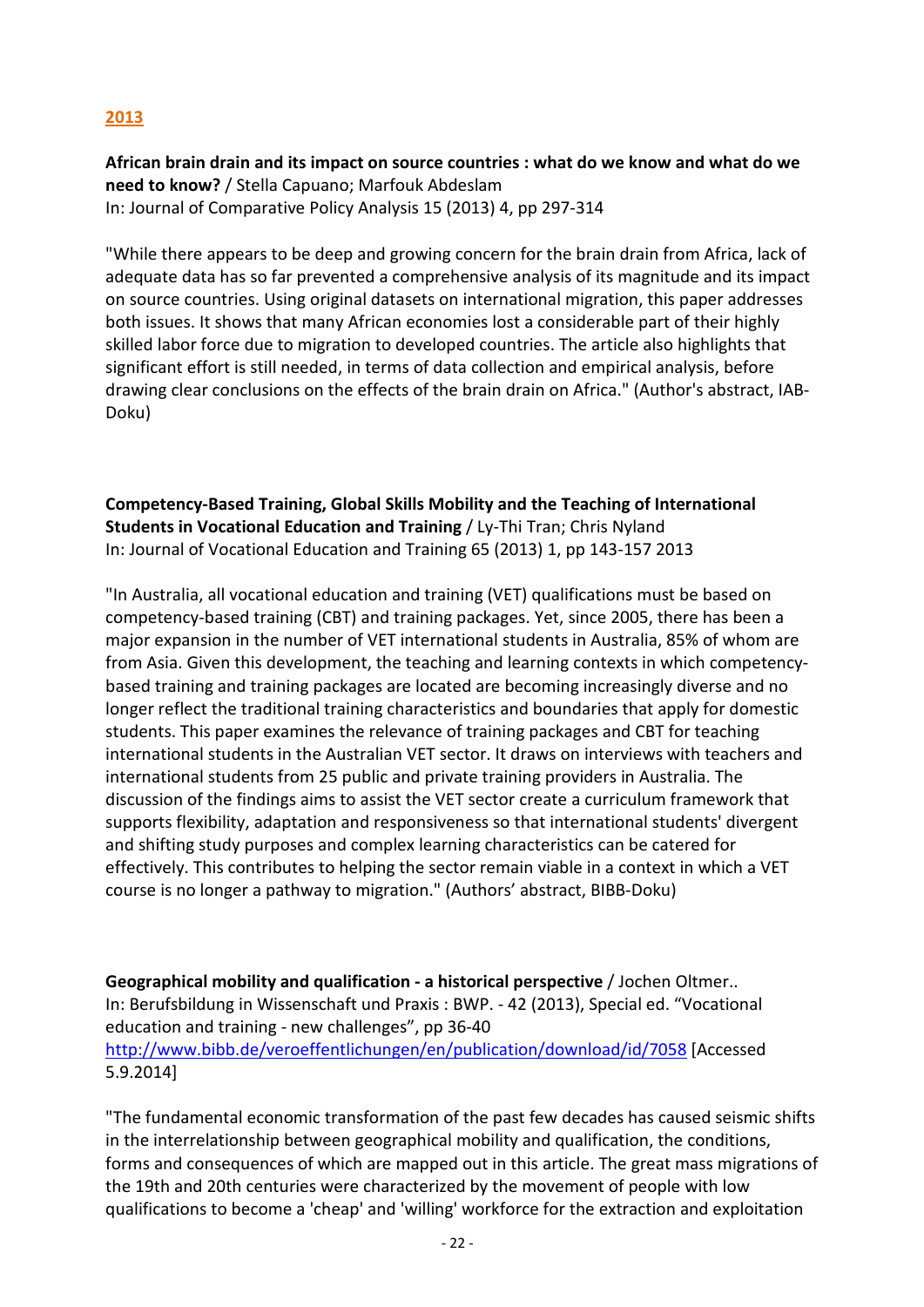## 2013

**African brain drain and its impact on source countries : what do we know and what do we need to know?** / Stella Capuano; Marfouk Abdeslam
In: Journal of Comparative Policy Analysis 15 (2013) 4, pp 297-314

"While there appears to be deep and growing concern for the brain drain from Africa, lack of adequate data has so far prevented a comprehensive analysis of its magnitude and its impact on source countries. Using original datasets on international migration, this paper addresses both issues. It shows that many African economies lost a considerable part of their highly skilled labor force due to migration to developed countries. The article also highlights that significant effort is still needed, in terms of data collection and empirical analysis, before drawing clear conclusions on the effects of the brain drain on Africa." (Author's abstract, IAB-Doku)

**Competency-Based Training, Global Skills Mobility and the Teaching of International Students in Vocational Education and Training** / Ly-Thi Tran; Chris Nyland
In: Journal of Vocational Education and Training 65 (2013) 1, pp 143-157 2013

"In Australia, all vocational education and training (VET) qualifications must be based on competency-based training (CBT) and training packages. Yet, since 2005, there has been a major expansion in the number of VET international students in Australia, 85% of whom are from Asia. Given this development, the teaching and learning contexts in which competency-based training and training packages are located are becoming increasingly diverse and no longer reflect the traditional training characteristics and boundaries that apply for domestic students. This paper examines the relevance of training packages and CBT for teaching international students in the Australian VET sector. It draws on interviews with teachers and international students from 25 public and private training providers in Australia. The discussion of the findings aims to assist the VET sector create a curriculum framework that supports flexibility, adaptation and responsiveness so that international students' divergent and shifting study purposes and complex learning characteristics can be catered for effectively. This contributes to helping the sector remain viable in a context in which a VET course is no longer a pathway to migration." (Authors' abstract, BIBB-Doku)

**Geographical mobility and qualification - a historical perspective** / Jochen Oltmer..
In: Berufsbildung in Wissenschaft und Praxis : BWP. - 42 (2013), Special ed. "Vocational education and training - new challenges", pp 36-40
http://www.bibb.de/veroeffentlichungen/en/publication/download/id/7058 [Accessed 5.9.2014]

"The fundamental economic transformation of the past few decades has caused seismic shifts in the interrelationship between geographical mobility and qualification, the conditions, forms and consequences of which are mapped out in this article. The great mass migrations of the 19th and 20th centuries were characterized by the movement of people with low qualifications to become a 'cheap' and 'willing' workforce for the extraction and exploitation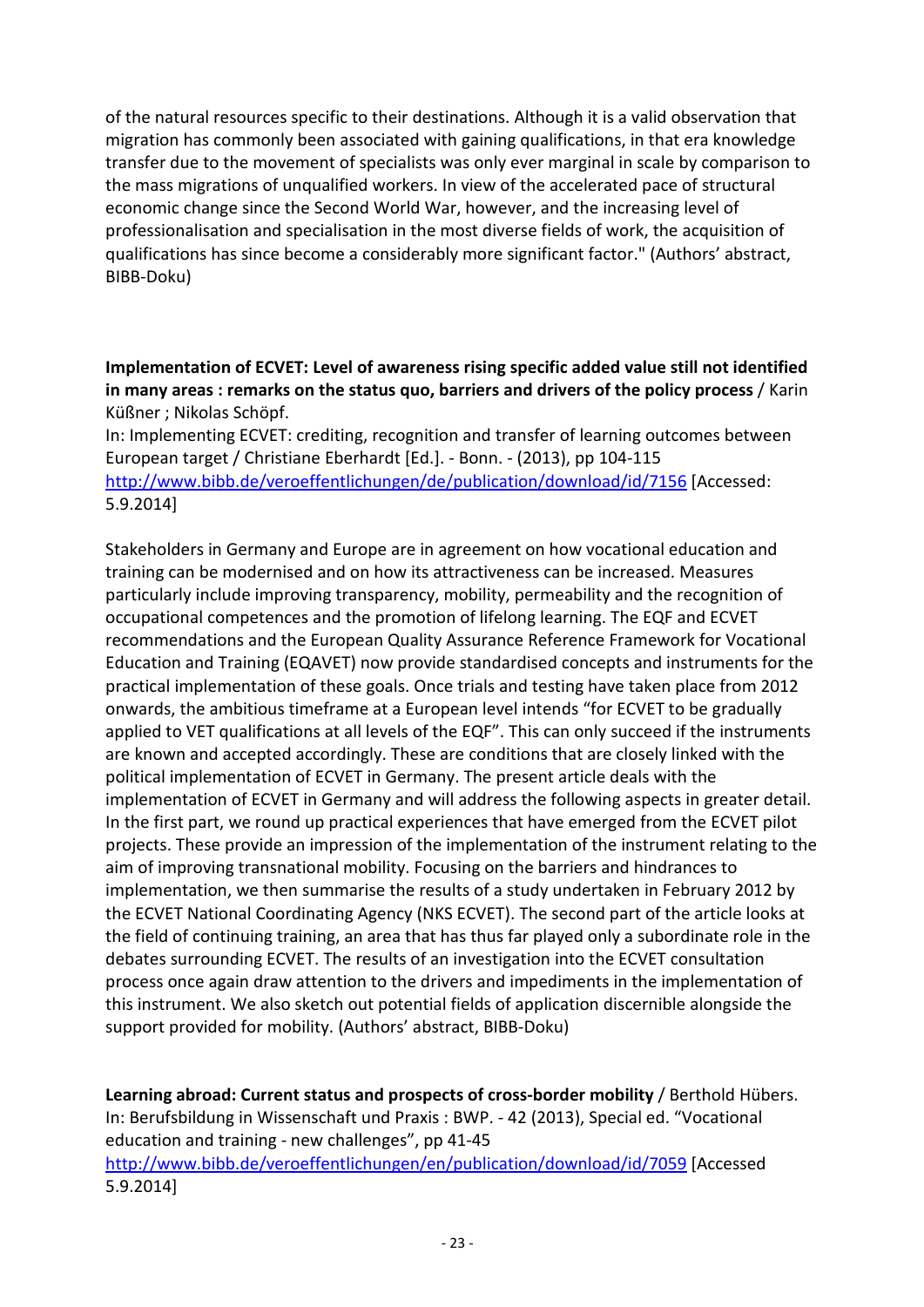of the natural resources specific to their destinations. Although it is a valid observation that migration has commonly been associated with gaining qualifications, in that era knowledge transfer due to the movement of specialists was only ever marginal in scale by comparison to the mass migrations of unqualified workers. In view of the accelerated pace of structural economic change since the Second World War, however, and the increasing level of professionalisation and specialisation in the most diverse fields of work, the acquisition of qualifications has since become a considerably more significant factor." (Authors' abstract, BIBB-Doku)

**Implementation of ECVET: Level of awareness rising specific added value still not identified in many areas : remarks on the status quo, barriers and drivers of the policy process** / Karin Küßner ; Nikolas Schöpf.
In: Implementing ECVET: crediting, recognition and transfer of learning outcomes between European target / Christiane Eberhardt [Ed.]. - Bonn. - (2013), pp 104-115
http://www.bibb.de/veroeffentlichungen/de/publication/download/id/7156 [Accessed: 5.9.2014]

Stakeholders in Germany and Europe are in agreement on how vocational education and training can be modernised and on how its attractiveness can be increased. Measures particularly include improving transparency, mobility, permeability and the recognition of occupational competences and the promotion of lifelong learning. The EQF and ECVET recommendations and the European Quality Assurance Reference Framework for Vocational Education and Training (EQAVET) now provide standardised concepts and instruments for the practical implementation of these goals. Once trials and testing have taken place from 2012 onwards, the ambitious timeframe at a European level intends "for ECVET to be gradually applied to VET qualifications at all levels of the EQF". This can only succeed if the instruments are known and accepted accordingly. These are conditions that are closely linked with the political implementation of ECVET in Germany. The present article deals with the implementation of ECVET in Germany and will address the following aspects in greater detail. In the first part, we round up practical experiences that have emerged from the ECVET pilot projects. These provide an impression of the implementation of the instrument relating to the aim of improving transnational mobility. Focusing on the barriers and hindrances to implementation, we then summarise the results of a study undertaken in February 2012 by the ECVET National Coordinating Agency (NKS ECVET). The second part of the article looks at the field of continuing training, an area that has thus far played only a subordinate role in the debates surrounding ECVET. The results of an investigation into the ECVET consultation process once again draw attention to the drivers and impediments in the implementation of this instrument. We also sketch out potential fields of application discernible alongside the support provided for mobility. (Authors' abstract, BIBB-Doku)

**Learning abroad: Current status and prospects of cross-border mobility** / Berthold Hübers.
In: Berufsbildung in Wissenschaft und Praxis : BWP. - 42 (2013), Special ed. "Vocational education and training - new challenges", pp 41-45
http://www.bibb.de/veroeffentlichungen/en/publication/download/id/7059 [Accessed 5.9.2014]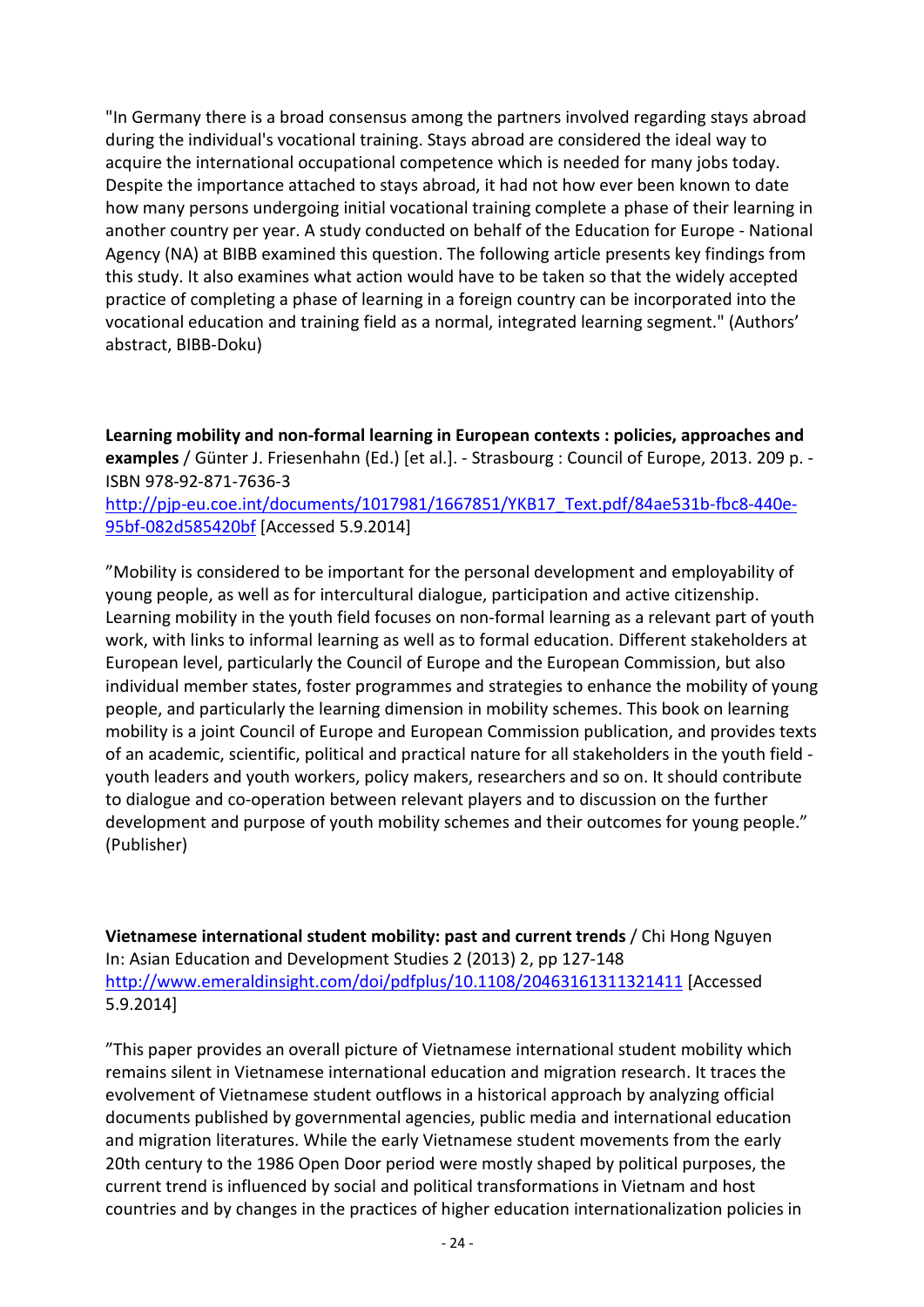"In Germany there is a broad consensus among the partners involved regarding stays abroad during the individual's vocational training. Stays abroad are considered the ideal way to acquire the international occupational competence which is needed for many jobs today. Despite the importance attached to stays abroad, it had not how ever been known to date how many persons undergoing initial vocational training complete a phase of their learning in another country per year. A study conducted on behalf of the Education for Europe - National Agency (NA) at BIBB examined this question. The following article presents key findings from this study. It also examines what action would have to be taken so that the widely accepted practice of completing a phase of learning in a foreign country can be incorporated into the vocational education and training field as a normal, integrated learning segment." (Authors' abstract, BIBB-Doku)

**Learning mobility and non-formal learning in European contexts : policies, approaches and examples** / Günter J. Friesenhahn (Ed.) [et al.]. - Strasbourg : Council of Europe, 2013. 209 p. - ISBN 978-92-871-7636-3
http://pjp-eu.coe.int/documents/1017981/1667851/YKB17_Text.pdf/84ae531b-fbc8-440e-95bf-082d585420bf [Accessed 5.9.2014]

"Mobility is considered to be important for the personal development and employability of young people, as well as for intercultural dialogue, participation and active citizenship. Learning mobility in the youth field focuses on non-formal learning as a relevant part of youth work, with links to informal learning as well as to formal education. Different stakeholders at European level, particularly the Council of Europe and the European Commission, but also individual member states, foster programmes and strategies to enhance the mobility of young people, and particularly the learning dimension in mobility schemes. This book on learning mobility is a joint Council of Europe and European Commission publication, and provides texts of an academic, scientific, political and practical nature for all stakeholders in the youth field - youth leaders and youth workers, policy makers, researchers and so on. It should contribute to dialogue and co-operation between relevant players and to discussion on the further development and purpose of youth mobility schemes and their outcomes for young people." (Publisher)

**Vietnamese international student mobility: past and current trends** / Chi Hong Nguyen
In: Asian Education and Development Studies 2 (2013) 2, pp 127-148
http://www.emeraldinsight.com/doi/pdfplus/10.1108/20463161311321411 [Accessed 5.9.2014]

"This paper provides an overall picture of Vietnamese international student mobility which remains silent in Vietnamese international education and migration research. It traces the evolvement of Vietnamese student outflows in a historical approach by analyzing official documents published by governmental agencies, public media and international education and migration literatures. While the early Vietnamese student movements from the early 20th century to the 1986 Open Door period were mostly shaped by political purposes, the current trend is influenced by social and political transformations in Vietnam and host countries and by changes in the practices of higher education internationalization policies in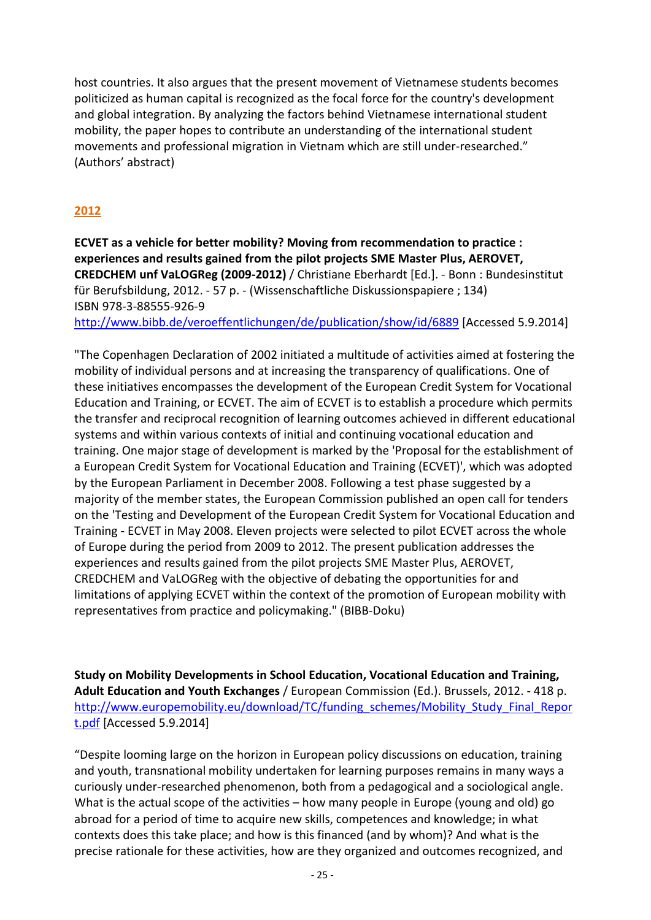host countries. It also argues that the present movement of Vietnamese students becomes politicized as human capital is recognized as the focal force for the country's development and global integration. By analyzing the factors behind Vietnamese international student mobility, the paper hopes to contribute an understanding of the international student movements and professional migration in Vietnam which are still under-researched." (Authors' abstract)

## 2012

**ECVET as a vehicle for better mobility? Moving from recommendation to practice : experiences and results gained from the pilot projects SME Master Plus, AEROVET, CREDCHEM unf VaLOGReg (2009-2012)** / Christiane Eberhardt [Ed.]. - Bonn : Bundesinstitut für Berufsbildung, 2012. - 57 p. - (Wissenschaftliche Diskussionspapiere ; 134)
ISBN 978-3-88555-926-9
http://www.bibb.de/veroeffentlichungen/de/publication/show/id/6889 [Accessed 5.9.2014]

"The Copenhagen Declaration of 2002 initiated a multitude of activities aimed at fostering the mobility of individual persons and at increasing the transparency of qualifications. One of these initiatives encompasses the development of the European Credit System for Vocational Education and Training, or ECVET. The aim of ECVET is to establish a procedure which permits the transfer and reciprocal recognition of learning outcomes achieved in different educational systems and within various contexts of initial and continuing vocational education and training. One major stage of development is marked by the 'Proposal for the establishment of a European Credit System for Vocational Education and Training (ECVET)', which was adopted by the European Parliament in December 2008. Following a test phase suggested by a majority of the member states, the European Commission published an open call for tenders on the 'Testing and Development of the European Credit System for Vocational Education and Training - ECVET in May 2008. Eleven projects were selected to pilot ECVET across the whole of Europe during the period from 2009 to 2012. The present publication addresses the experiences and results gained from the pilot projects SME Master Plus, AEROVET, CREDCHEM and VaLOGReg with the objective of debating the opportunities for and limitations of applying ECVET within the context of the promotion of European mobility with representatives from practice and policymaking." (BIBB-Doku)

**Study on Mobility Developments in School Education, Vocational Education and Training, Adult Education and Youth Exchanges** / European Commission (Ed.). Brussels, 2012. - 418 p.
http://www.europemobility.eu/download/TC/funding_schemes/Mobility_Study_Final_Report.pdf [Accessed 5.9.2014]

"Despite looming large on the horizon in European policy discussions on education, training and youth, transnational mobility undertaken for learning purposes remains in many ways a curiously under-researched phenomenon, both from a pedagogical and a sociological angle. What is the actual scope of the activities – how many people in Europe (young and old) go abroad for a period of time to acquire new skills, competences and knowledge; in what contexts does this take place; and how is this financed (and by whom)? And what is the precise rationale for these activities, how are they organized and outcomes recognized, and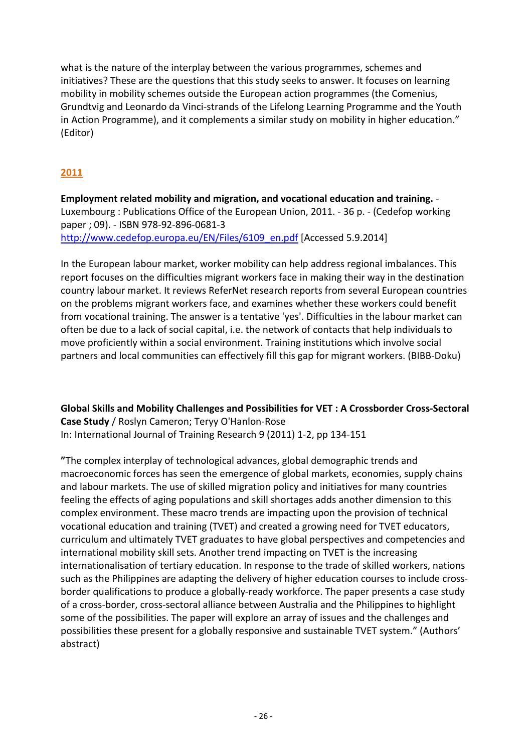what is the nature of the interplay between the various programmes, schemes and initiatives? These are the questions that this study seeks to answer. It focuses on learning mobility in mobility schemes outside the European action programmes (the Comenius, Grundtvig and Leonardo da Vinci-strands of the Lifelong Learning Programme and the Youth in Action Programme), and it complements a similar study on mobility in higher education." (Editor)

## 2011

**Employment related mobility and migration, and vocational education and training.** - Luxembourg : Publications Office of the European Union, 2011. - 36 p. - (Cedefop working paper ; 09). - ISBN 978-92-896-0681-3
http://www.cedefop.europa.eu/EN/Files/6109_en.pdf [Accessed 5.9.2014]

In the European labour market, worker mobility can help address regional imbalances. This report focuses on the difficulties migrant workers face in making their way in the destination country labour market. It reviews ReferNet research reports from several European countries on the problems migrant workers face, and examines whether these workers could benefit from vocational training. The answer is a tentative 'yes'. Difficulties in the labour market can often be due to a lack of social capital, i.e. the network of contacts that help individuals to move proficiently within a social environment. Training institutions which involve social partners and local communities can effectively fill this gap for migrant workers. (BIBB-Doku)

**Global Skills and Mobility Challenges and Possibilities for VET : A Crossborder Cross-Sectoral Case Study** / Roslyn Cameron; Teryy O'Hanlon-Rose
In: International Journal of Training Research 9 (2011) 1-2, pp 134-151

"The complex interplay of technological advances, global demographic trends and macroeconomic forces has seen the emergence of global markets, economies, supply chains and labour markets. The use of skilled migration policy and initiatives for many countries feeling the effects of aging populations and skill shortages adds another dimension to this complex environment. These macro trends are impacting upon the provision of technical vocational education and training (TVET) and created a growing need for TVET educators, curriculum and ultimately TVET graduates to have global perspectives and competencies and international mobility skill sets. Another trend impacting on TVET is the increasing internationalisation of tertiary education. In response to the trade of skilled workers, nations such as the Philippines are adapting the delivery of higher education courses to include cross-border qualifications to produce a globally-ready workforce. The paper presents a case study of a cross-border, cross-sectoral alliance between Australia and the Philippines to highlight some of the possibilities. The paper will explore an array of issues and the challenges and possibilities these present for a globally responsive and sustainable TVET system." (Authors' abstract)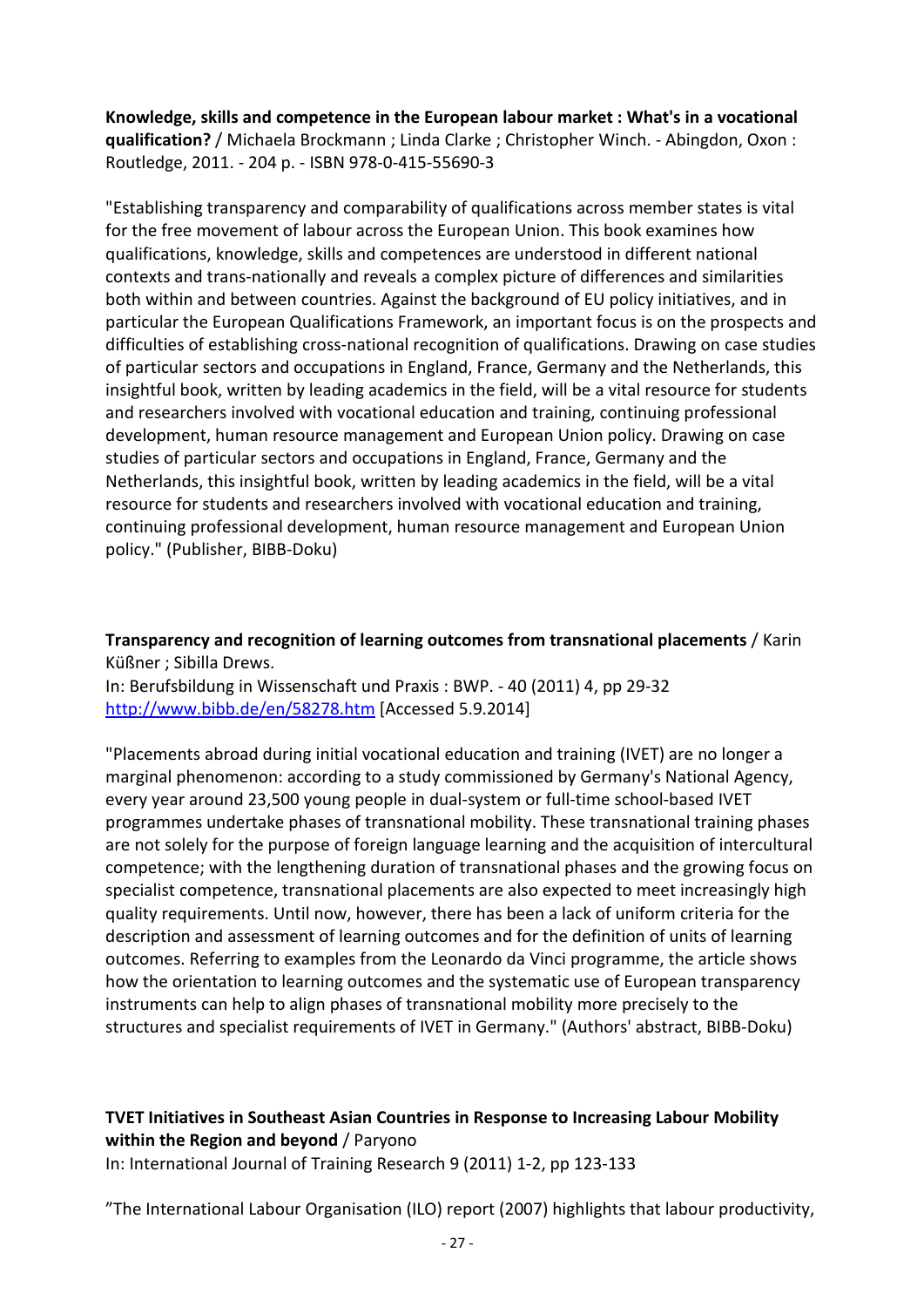**Knowledge, skills and competence in the European labour market : What's in a vocational qualification?** / Michaela Brockmann ; Linda Clarke ; Christopher Winch. - Abingdon, Oxon : Routledge, 2011. - 204 p. - ISBN 978-0-415-55690-3

"Establishing transparency and comparability of qualifications across member states is vital for the free movement of labour across the European Union. This book examines how qualifications, knowledge, skills and competences are understood in different national contexts and trans-nationally and reveals a complex picture of differences and similarities both within and between countries. Against the background of EU policy initiatives, and in particular the European Qualifications Framework, an important focus is on the prospects and difficulties of establishing cross-national recognition of qualifications. Drawing on case studies of particular sectors and occupations in England, France, Germany and the Netherlands, this insightful book, written by leading academics in the field, will be a vital resource for students and researchers involved with vocational education and training, continuing professional development, human resource management and European Union policy. Drawing on case studies of particular sectors and occupations in England, France, Germany and the Netherlands, this insightful book, written by leading academics in the field, will be a vital resource for students and researchers involved with vocational education and training, continuing professional development, human resource management and European Union policy." (Publisher, BIBB-Doku)

**Transparency and recognition of learning outcomes from transnational placements** / Karin Küßner ; Sibilla Drews.
In: Berufsbildung in Wissenschaft und Praxis : BWP. - 40 (2011) 4, pp 29-32
http://www.bibb.de/en/58278.htm [Accessed 5.9.2014]

"Placements abroad during initial vocational education and training (IVET) are no longer a marginal phenomenon: according to a study commissioned by Germany's National Agency, every year around 23,500 young people in dual-system or full-time school-based IVET programmes undertake phases of transnational mobility. These transnational training phases are not solely for the purpose of foreign language learning and the acquisition of intercultural competence; with the lengthening duration of transnational phases and the growing focus on specialist competence, transnational placements are also expected to meet increasingly high quality requirements. Until now, however, there has been a lack of uniform criteria for the description and assessment of learning outcomes and for the definition of units of learning outcomes. Referring to examples from the Leonardo da Vinci programme, the article shows how the orientation to learning outcomes and the systematic use of European transparency instruments can help to align phases of transnational mobility more precisely to the structures and specialist requirements of IVET in Germany." (Authors' abstract, BIBB-Doku)

**TVET Initiatives in Southeast Asian Countries in Response to Increasing Labour Mobility within the Region and beyond** / Paryono
In: International Journal of Training Research 9 (2011) 1-2, pp 123-133

"The International Labour Organisation (ILO) report (2007) highlights that labour productivity,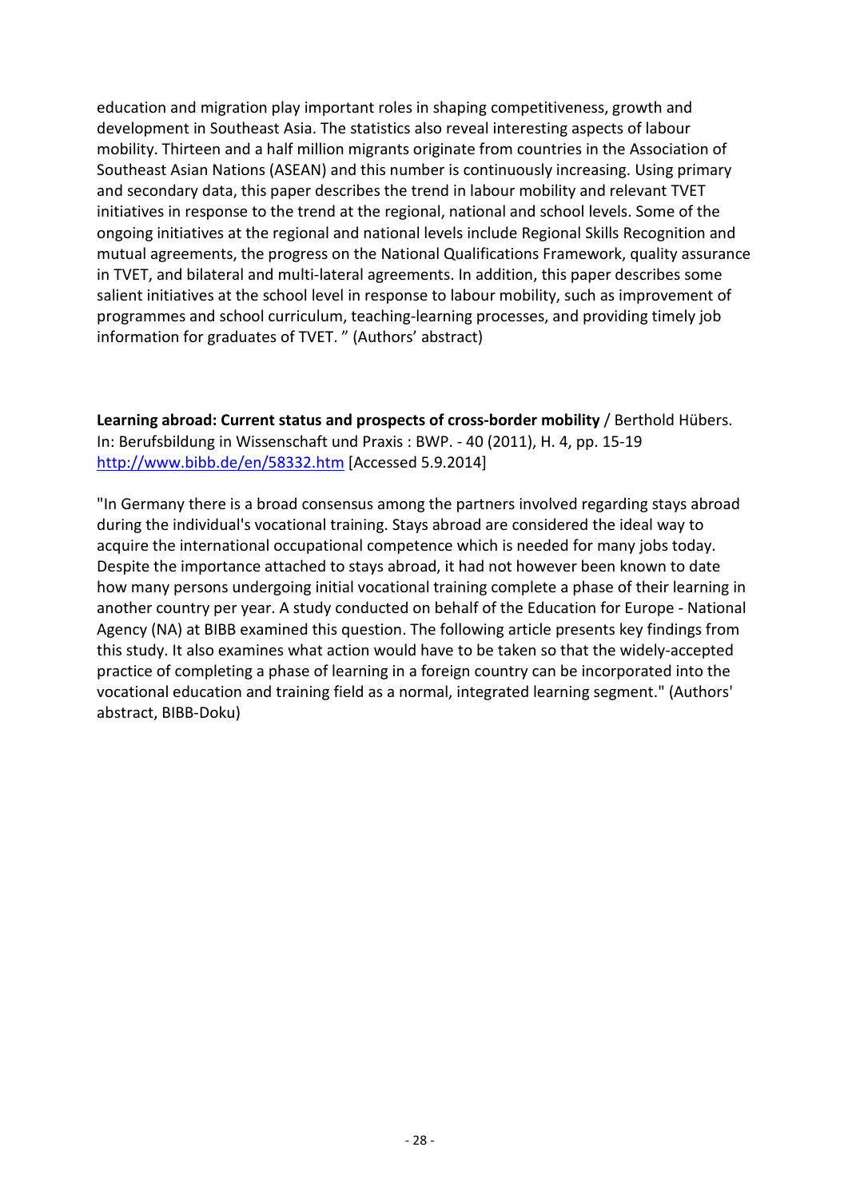education and migration play important roles in shaping competitiveness, growth and development in Southeast Asia. The statistics also reveal interesting aspects of labour mobility. Thirteen and a half million migrants originate from countries in the Association of Southeast Asian Nations (ASEAN) and this number is continuously increasing. Using primary and secondary data, this paper describes the trend in labour mobility and relevant TVET initiatives in response to the trend at the regional, national and school levels. Some of the ongoing initiatives at the regional and national levels include Regional Skills Recognition and mutual agreements, the progress on the National Qualifications Framework, quality assurance in TVET, and bilateral and multi-lateral agreements. In addition, this paper describes some salient initiatives at the school level in response to labour mobility, such as improvement of programmes and school curriculum, teaching-learning processes, and providing timely job information for graduates of TVET. " (Authors' abstract)

**Learning abroad: Current status and prospects of cross-border mobility** / Berthold Hübers. In: Berufsbildung in Wissenschaft und Praxis : BWP. - 40 (2011), H. 4, pp. 15-19 [http://www.bibb.de/en/58332.htm](http://www.bibb.de/en/58332.htm) [Accessed 5.9.2014]

"In Germany there is a broad consensus among the partners involved regarding stays abroad during the individual's vocational training. Stays abroad are considered the ideal way to acquire the international occupational competence which is needed for many jobs today. Despite the importance attached to stays abroad, it had not however been known to date how many persons undergoing initial vocational training complete a phase of their learning in another country per year. A study conducted on behalf of the Education for Europe - National Agency (NA) at BIBB examined this question. The following article presents key findings from this study. It also examines what action would have to be taken so that the widely-accepted practice of completing a phase of learning in a foreign country can be incorporated into the vocational education and training field as a normal, integrated learning segment." (Authors' abstract, BIBB-Doku)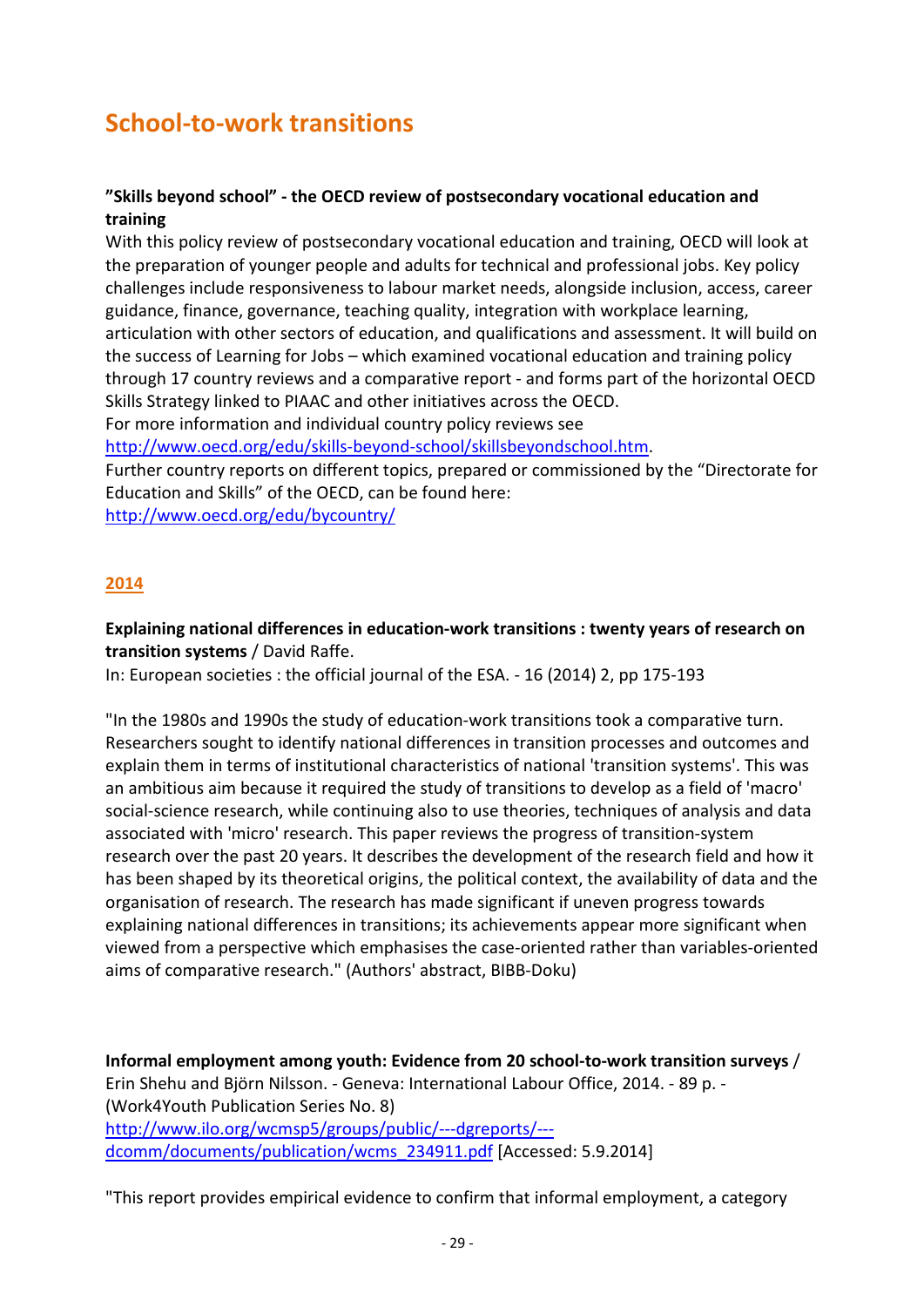# School-to-work transitions

**"Skills beyond school" - the OECD review of postsecondary vocational education and training**

With this policy review of postsecondary vocational education and training, OECD will look at the preparation of younger people and adults for technical and professional jobs. Key policy challenges include responsiveness to labour market needs, alongside inclusion, access, career guidance, finance, governance, teaching quality, integration with workplace learning, articulation with other sectors of education, and qualifications and assessment. It will build on the success of Learning for Jobs – which examined vocational education and training policy through 17 country reviews and a comparative report - and forms part of the horizontal OECD Skills Strategy linked to PIAAC and other initiatives across the OECD.

For more information and individual country policy reviews see [http://www.oecd.org/edu/skills-beyond-school/skillsbeyondschool.htm](http://www.oecd.org/edu/skills-beyond-school/skillsbeyondschool.htm).

Further country reports on different topics, prepared or commissioned by the "Directorate for Education and Skills" of the OECD, can be found here: [http://www.oecd.org/edu/bycountry/](http://www.oecd.org/edu/bycountry/)

## 2014

**Explaining national differences in education-work transitions : twenty years of research on transition systems** / David Raffe.
In: European societies : the official journal of the ESA. - 16 (2014) 2, pp 175-193

"In the 1980s and 1990s the study of education-work transitions took a comparative turn. Researchers sought to identify national differences in transition processes and outcomes and explain them in terms of institutional characteristics of national 'transition systems'. This was an ambitious aim because it required the study of transitions to develop as a field of 'macro' social-science research, while continuing also to use theories, techniques of analysis and data associated with 'micro' research. This paper reviews the progress of transition-system research over the past 20 years. It describes the development of the research field and how it has been shaped by its theoretical origins, the political context, the availability of data and the organisation of research. The research has made significant if uneven progress towards explaining national differences in transitions; its achievements appear more significant when viewed from a perspective which emphasises the case-oriented rather than variables-oriented aims of comparative research." (Authors' abstract, BIBB-Doku)

**Informal employment among youth: Evidence from 20 school-to-work transition surveys** / Erin Shehu and Björn Nilsson. - Geneva: International Labour Office, 2014. - 89 p. - (Work4Youth Publication Series No. 8)
[http://www.ilo.org/wcmsp5/groups/public/---dgreports/---dcomm/documents/publication/wcms_234911.pdf](http://www.ilo.org/wcmsp5/groups/public/---dgreports/---dcomm/documents/publication/wcms_234911.pdf) [Accessed: 5.9.2014]

"This report provides empirical evidence to confirm that informal employment, a category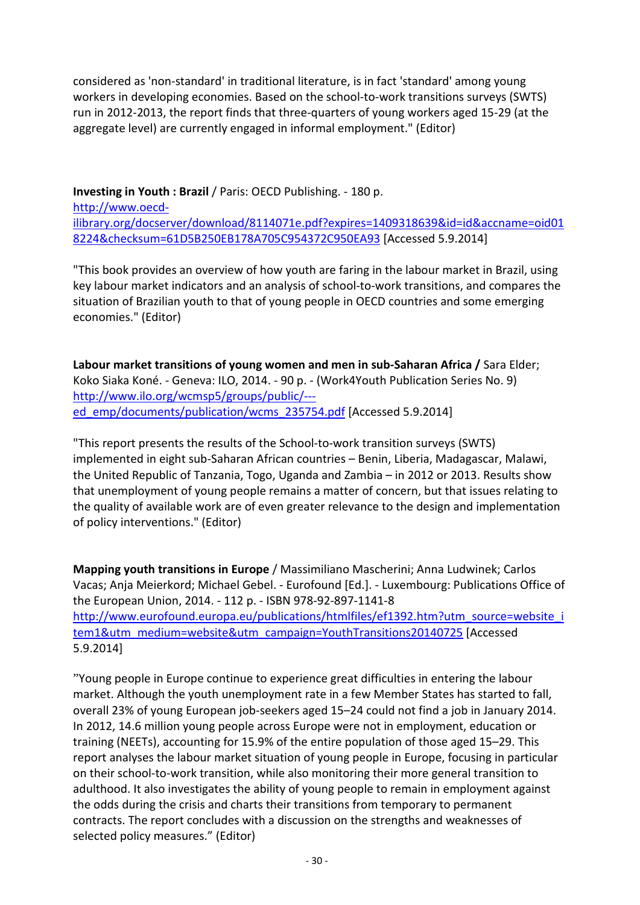considered as 'non-standard' in traditional literature, is in fact 'standard' among young workers in developing economies. Based on the school-to-work transitions surveys (SWTS) run in 2012-2013, the report finds that three-quarters of young workers aged 15-29 (at the aggregate level) are currently engaged in informal employment." (Editor)

**Investing in Youth : Brazil** / Paris: OECD Publishing. - 180 p.
[http://www.oecd-ilibrary.org/docserver/download/8114071e.pdf?expires=1409318639&id=id&accname=oid018224&checksum=61D5B250EB178A705C954372C950EA93](http://www.oecd-ilibrary.org/docserver/download/8114071e.pdf?expires=1409318639&id=id&accname=oid018224&checksum=61D5B250EB178A705C954372C950EA93) [Accessed 5.9.2014]

"This book provides an overview of how youth are faring in the labour market in Brazil, using key labour market indicators and an analysis of school-to-work transitions, and compares the situation of Brazilian youth to that of young people in OECD countries and some emerging economies." (Editor)

**Labour market transitions of young women and men in sub-Saharan Africa /** Sara Elder; Koko Siaka Koné. - Geneva: ILO, 2014. - 90 p. - (Work4Youth Publication Series No. 9)
[http://www.ilo.org/wcmsp5/groups/public/---ed_emp/documents/publication/wcms_235754.pdf](http://www.ilo.org/wcmsp5/groups/public/---ed_emp/documents/publication/wcms_235754.pdf) [Accessed 5.9.2014]

"This report presents the results of the School-to-work transition surveys (SWTS) implemented in eight sub-Saharan African countries – Benin, Liberia, Madagascar, Malawi, the United Republic of Tanzania, Togo, Uganda and Zambia – in 2012 or 2013. Results show that unemployment of young people remains a matter of concern, but that issues relating to the quality of available work are of even greater relevance to the design and implementation of policy interventions." (Editor)

**Mapping youth transitions in Europe** / Massimiliano Mascherini; Anna Ludwinek; Carlos Vacas; Anja Meierkord; Michael Gebel. - Eurofound [Ed.]. - Luxembourg: Publications Office of the European Union, 2014. - 112 p. - ISBN 978-92-897-1141-8
[http://www.eurofound.europa.eu/publications/htmlfiles/ef1392.htm?utm_source=website_item1&utm_medium=website&utm_campaign=YouthTransitions20140725](http://www.eurofound.europa.eu/publications/htmlfiles/ef1392.htm?utm_source=website_item1&utm_medium=website&utm_campaign=YouthTransitions20140725) [Accessed 5.9.2014]

"Young people in Europe continue to experience great difficulties in entering the labour market. Although the youth unemployment rate in a few Member States has started to fall, overall 23% of young European job-seekers aged 15–24 could not find a job in January 2014. In 2012, 14.6 million young people across Europe were not in employment, education or training (NEETs), accounting for 15.9% of the entire population of those aged 15–29. This report analyses the labour market situation of young people in Europe, focusing in particular on their school-to-work transition, while also monitoring their more general transition to adulthood. It also investigates the ability of young people to remain in employment against the odds during the crisis and charts their transitions from temporary to permanent contracts. The report concludes with a discussion on the strengths and weaknesses of selected policy measures." (Editor)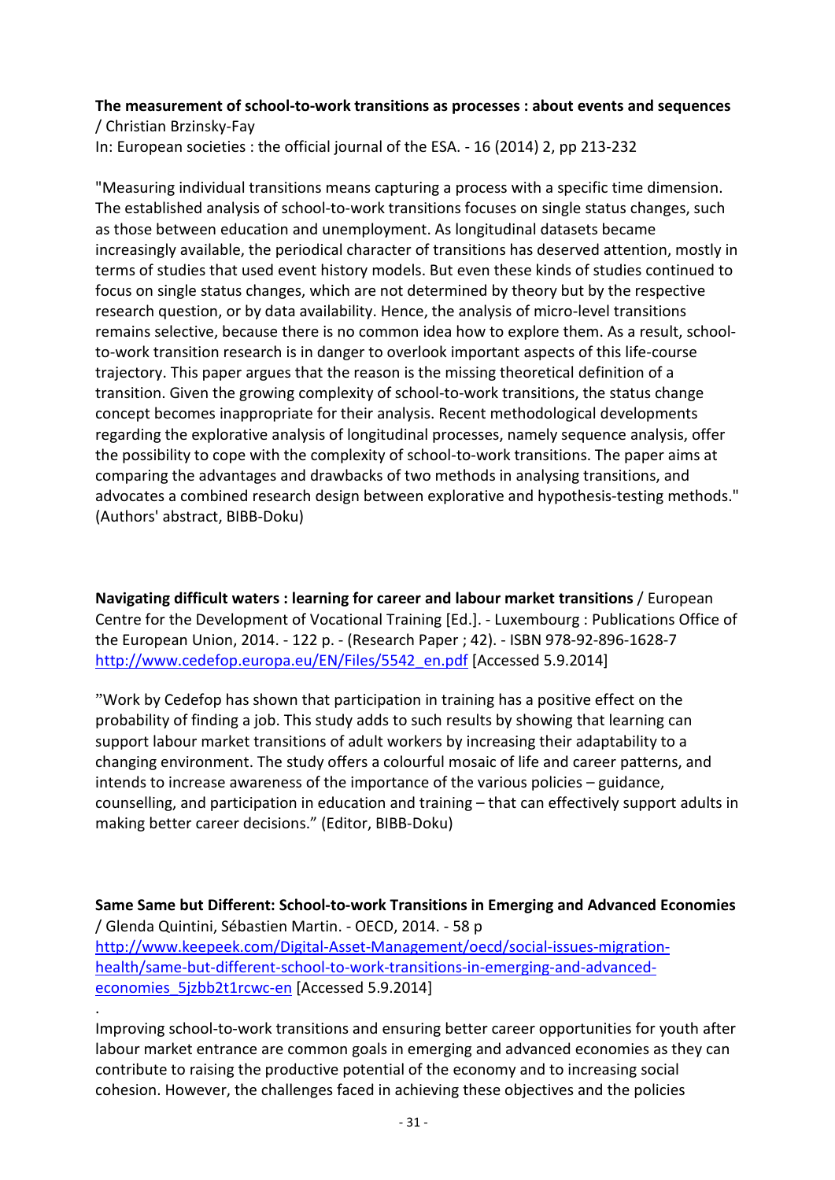**The measurement of school-to-work transitions as processes : about events and sequences** / Christian Brzinsky-Fay
In: European societies : the official journal of the ESA. - 16 (2014) 2, pp 213-232

"Measuring individual transitions means capturing a process with a specific time dimension. The established analysis of school-to-work transitions focuses on single status changes, such as those between education and unemployment. As longitudinal datasets became increasingly available, the periodical character of transitions has deserved attention, mostly in terms of studies that used event history models. But even these kinds of studies continued to focus on single status changes, which are not determined by theory but by the respective research question, or by data availability. Hence, the analysis of micro-level transitions remains selective, because there is no common idea how to explore them. As a result, school-to-work transition research is in danger to overlook important aspects of this life-course trajectory. This paper argues that the reason is the missing theoretical definition of a transition. Given the growing complexity of school-to-work transitions, the status change concept becomes inappropriate for their analysis. Recent methodological developments regarding the explorative analysis of longitudinal processes, namely sequence analysis, offer the possibility to cope with the complexity of school-to-work transitions. The paper aims at comparing the advantages and drawbacks of two methods in analysing transitions, and advocates a combined research design between explorative and hypothesis-testing methods." (Authors' abstract, BIBB-Doku)

**Navigating difficult waters : learning for career and labour market transitions** / European Centre for the Development of Vocational Training [Ed.]. - Luxembourg : Publications Office of the European Union, 2014. - 122 p. - (Research Paper ; 42). - ISBN 978-92-896-1628-7
http://www.cedefop.europa.eu/EN/Files/5542_en.pdf [Accessed 5.9.2014]

"Work by Cedefop has shown that participation in training has a positive effect on the probability of finding a job. This study adds to such results by showing that learning can support labour market transitions of adult workers by increasing their adaptability to a changing environment. The study offers a colourful mosaic of life and career patterns, and intends to increase awareness of the importance of the various policies – guidance, counselling, and participation in education and training – that can effectively support adults in making better career decisions." (Editor, BIBB-Doku)

**Same Same but Different: School-to-work Transitions in Emerging and Advanced Economies** / Glenda Quintini, Sébastien Martin. - OECD, 2014. - 58 p
http://www.keepeek.com/Digital-Asset-Management/oecd/social-issues-migration-health/same-but-different-school-to-work-transitions-in-emerging-and-advanced-economies_5jzbb2t1rcwc-en [Accessed 5.9.2014]
.
Improving school-to-work transitions and ensuring better career opportunities for youth after labour market entrance are common goals in emerging and advanced economies as they can contribute to raising the productive potential of the economy and to increasing social cohesion. However, the challenges faced in achieving these objectives and the policies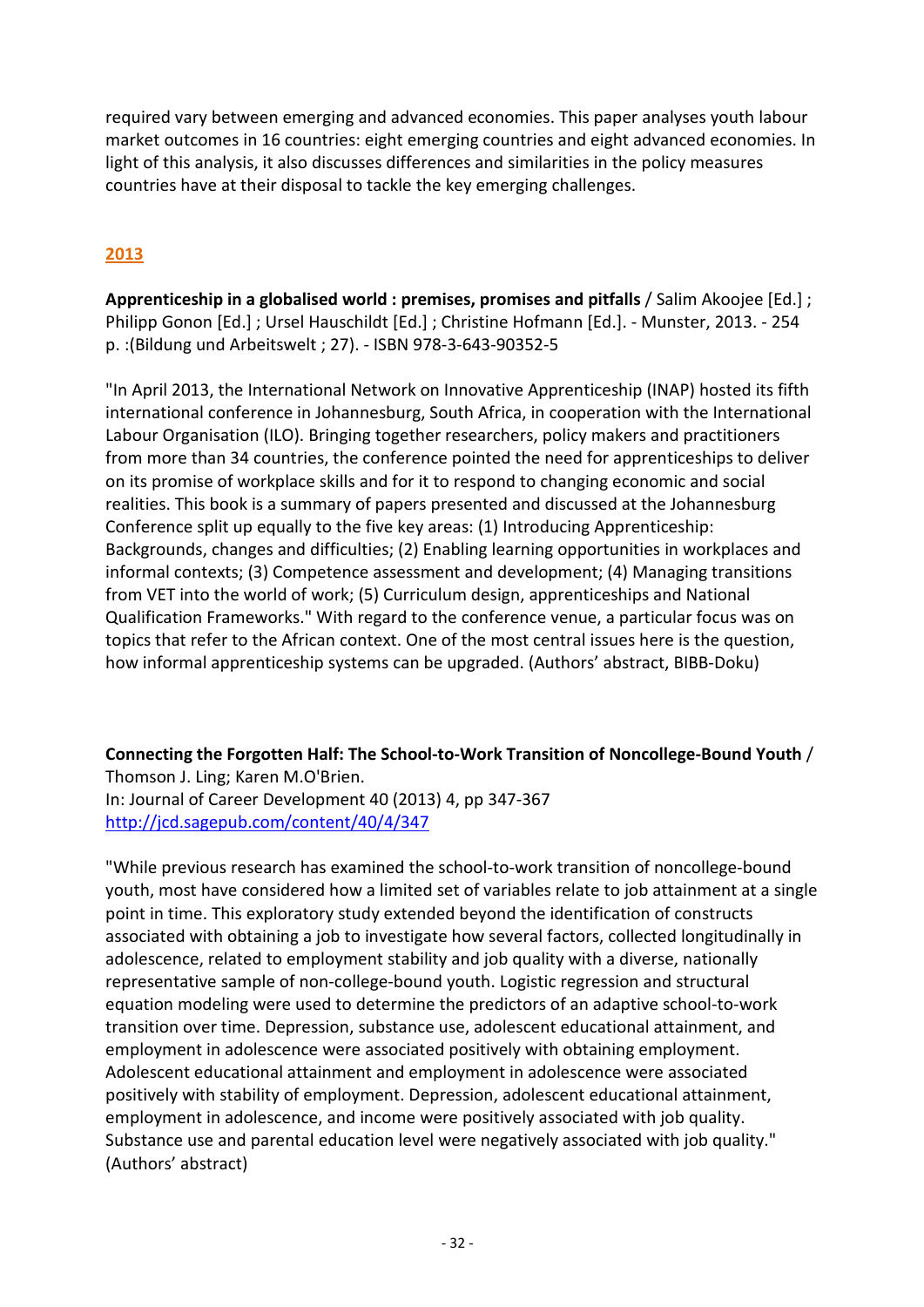required vary between emerging and advanced economies. This paper analyses youth labour market outcomes in 16 countries: eight emerging countries and eight advanced economies. In light of this analysis, it also discusses differences and similarities in the policy measures countries have at their disposal to tackle the key emerging challenges.

## 2013

**Apprenticeship in a globalised world : premises, promises and pitfalls** / Salim Akoojee [Ed.] ; Philipp Gonon [Ed.] ; Ursel Hauschildt [Ed.] ; Christine Hofmann [Ed.]. - Munster, 2013. - 254 p. :(Bildung und Arbeitswelt ; 27). - ISBN 978-3-643-90352-5

"In April 2013, the International Network on Innovative Apprenticeship (INAP) hosted its fifth international conference in Johannesburg, South Africa, in cooperation with the International Labour Organisation (ILO). Bringing together researchers, policy makers and practitioners from more than 34 countries, the conference pointed the need for apprenticeships to deliver on its promise of workplace skills and for it to respond to changing economic and social realities. This book is a summary of papers presented and discussed at the Johannesburg Conference split up equally to the five key areas: (1) Introducing Apprenticeship: Backgrounds, changes and difficulties; (2) Enabling learning opportunities in workplaces and informal contexts; (3) Competence assessment and development; (4) Managing transitions from VET into the world of work; (5) Curriculum design, apprenticeships and National Qualification Frameworks." With regard to the conference venue, a particular focus was on topics that refer to the African context. One of the most central issues here is the question, how informal apprenticeship systems can be upgraded. (Authors' abstract, BIBB-Doku)

**Connecting the Forgotten Half: The School-to-Work Transition of Noncollege-Bound Youth** / Thomson J. Ling; Karen M.O'Brien.
In: Journal of Career Development 40 (2013) 4, pp 347-367
http://jcd.sagepub.com/content/40/4/347

"While previous research has examined the school-to-work transition of noncollege-bound youth, most have considered how a limited set of variables relate to job attainment at a single point in time. This exploratory study extended beyond the identification of constructs associated with obtaining a job to investigate how several factors, collected longitudinally in adolescence, related to employment stability and job quality with a diverse, nationally representative sample of non-college-bound youth. Logistic regression and structural equation modeling were used to determine the predictors of an adaptive school-to-work transition over time. Depression, substance use, adolescent educational attainment, and employment in adolescence were associated positively with obtaining employment. Adolescent educational attainment and employment in adolescence were associated positively with stability of employment. Depression, adolescent educational attainment, employment in adolescence, and income were positively associated with job quality. Substance use and parental education level were negatively associated with job quality." (Authors' abstract)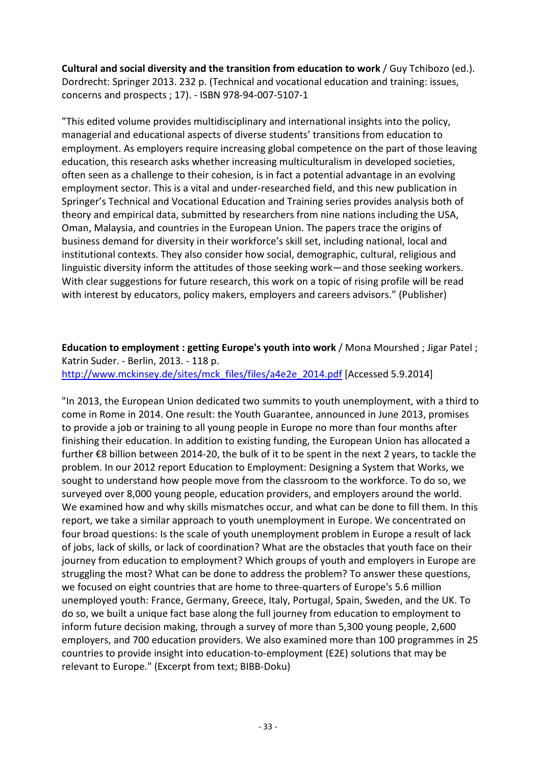**Cultural and social diversity and the transition from education to work** / Guy Tchibozo (ed.). Dordrecht: Springer 2013. 232 p. (Technical and vocational education and training: issues, concerns and prospects ; 17). - ISBN 978-94-007-5107-1

"This edited volume provides multidisciplinary and international insights into the policy, managerial and educational aspects of diverse students' transitions from education to employment. As employers require increasing global competence on the part of those leaving education, this research asks whether increasing multiculturalism in developed societies, often seen as a challenge to their cohesion, is in fact a potential advantage in an evolving employment sector. This is a vital and under-researched field, and this new publication in Springer's Technical and Vocational Education and Training series provides analysis both of theory and empirical data, submitted by researchers from nine nations including the USA, Oman, Malaysia, and countries in the European Union. The papers trace the origins of business demand for diversity in their workforce's skill set, including national, local and institutional contexts. They also consider how social, demographic, cultural, religious and linguistic diversity inform the attitudes of those seeking work—and those seeking workers. With clear suggestions for future research, this work on a topic of rising profile will be read with interest by educators, policy makers, employers and careers advisors." (Publisher)

**Education to employment : getting Europe's youth into work** / Mona Mourshed ; Jigar Patel ; Katrin Suder. - Berlin, 2013. - 118 p.
http://www.mckinsey.de/sites/mck_files/files/a4e2e_2014.pdf [Accessed 5.9.2014]

"In 2013, the European Union dedicated two summits to youth unemployment, with a third to come in Rome in 2014. One result: the Youth Guarantee, announced in June 2013, promises to provide a job or training to all young people in Europe no more than four months after finishing their education. In addition to existing funding, the European Union has allocated a further €8 billion between 2014-20, the bulk of it to be spent in the next 2 years, to tackle the problem. In our 2012 report Education to Employment: Designing a System that Works, we sought to understand how people move from the classroom to the workforce. To do so, we surveyed over 8,000 young people, education providers, and employers around the world. We examined how and why skills mismatches occur, and what can be done to fill them. In this report, we take a similar approach to youth unemployment in Europe. We concentrated on four broad questions: Is the scale of youth unemployment problem in Europe a result of lack of jobs, lack of skills, or lack of coordination? What are the obstacles that youth face on their journey from education to employment? Which groups of youth and employers in Europe are struggling the most? What can be done to address the problem? To answer these questions, we focused on eight countries that are home to three-quarters of Europe's 5.6 million unemployed youth: France, Germany, Greece, Italy, Portugal, Spain, Sweden, and the UK. To do so, we built a unique fact base along the full journey from education to employment to inform future decision making, through a survey of more than 5,300 young people, 2,600 employers, and 700 education providers. We also examined more than 100 programmes in 25 countries to provide insight into education-to-employment (E2E) solutions that may be relevant to Europe." (Excerpt from text; BIBB-Doku)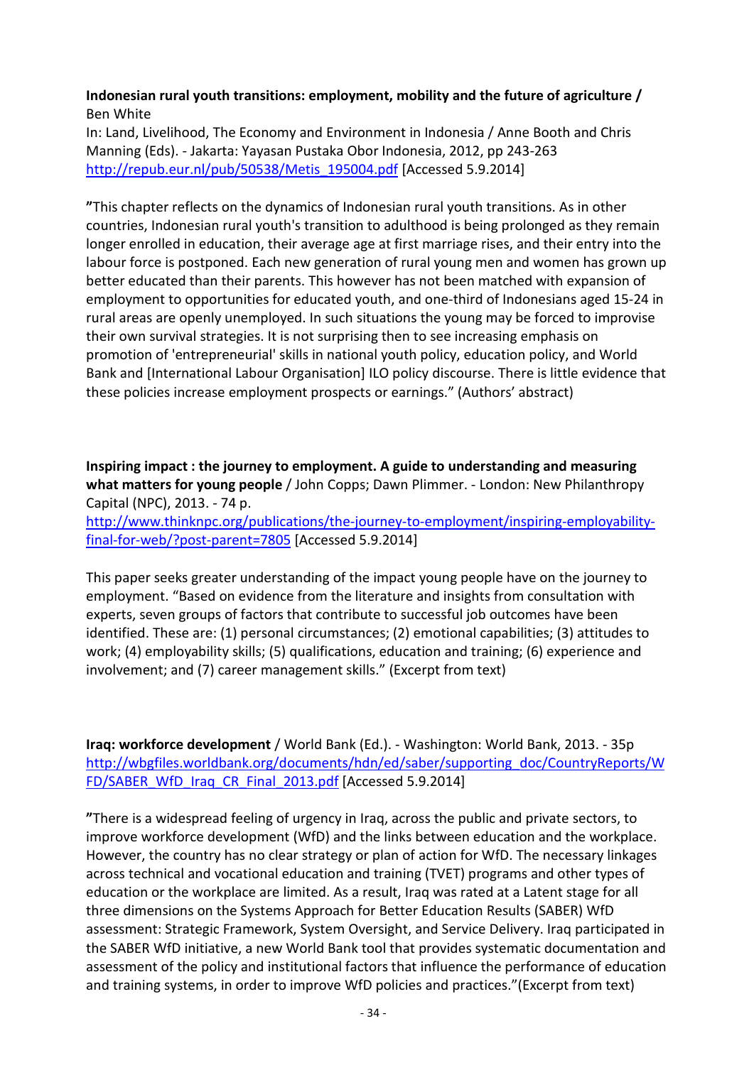**Indonesian rural youth transitions: employment, mobility and the future of agriculture /** Ben White
In: Land, Livelihood, The Economy and Environment in Indonesia / Anne Booth and Chris Manning (Eds). - Jakarta: Yayasan Pustaka Obor Indonesia, 2012, pp 243-263
http://repub.eur.nl/pub/50538/Metis_195004.pdf [Accessed 5.9.2014]

"This chapter reflects on the dynamics of Indonesian rural youth transitions. As in other countries, Indonesian rural youth's transition to adulthood is being prolonged as they remain longer enrolled in education, their average age at first marriage rises, and their entry into the labour force is postponed. Each new generation of rural young men and women has grown up better educated than their parents. This however has not been matched with expansion of employment to opportunities for educated youth, and one-third of Indonesians aged 15-24 in rural areas are openly unemployed. In such situations the young may be forced to improvise their own survival strategies. It is not surprising then to see increasing emphasis on promotion of 'entrepreneurial' skills in national youth policy, education policy, and World Bank and [International Labour Organisation] ILO policy discourse. There is little evidence that these policies increase employment prospects or earnings." (Authors' abstract)

**Inspiring impact : the journey to employment. A guide to understanding and measuring what matters for young people** / John Copps; Dawn Plimmer. - London: New Philanthropy Capital (NPC), 2013. - 74 p.
http://www.thinknpc.org/publications/the-journey-to-employment/inspiring-employability-final-for-web/?post-parent=7805 [Accessed 5.9.2014]

This paper seeks greater understanding of the impact young people have on the journey to employment. "Based on evidence from the literature and insights from consultation with experts, seven groups of factors that contribute to successful job outcomes have been identified. These are: (1) personal circumstances; (2) emotional capabilities; (3) attitudes to work; (4) employability skills; (5) qualifications, education and training; (6) experience and involvement; and (7) career management skills." (Excerpt from text)

**Iraq: workforce development** / World Bank (Ed.). - Washington: World Bank, 2013. - 35p
http://wbgfiles.worldbank.org/documents/hdn/ed/saber/supporting_doc/CountryReports/WFD/SABER_WfD_Iraq_CR_Final_2013.pdf [Accessed 5.9.2014]

"There is a widespread feeling of urgency in Iraq, across the public and private sectors, to improve workforce development (WfD) and the links between education and the workplace. However, the country has no clear strategy or plan of action for WfD. The necessary linkages across technical and vocational education and training (TVET) programs and other types of education or the workplace are limited. As a result, Iraq was rated at a Latent stage for all three dimensions on the Systems Approach for Better Education Results (SABER) WfD assessment: Strategic Framework, System Oversight, and Service Delivery. Iraq participated in the SABER WfD initiative, a new World Bank tool that provides systematic documentation and assessment of the policy and institutional factors that influence the performance of education and training systems, in order to improve WfD policies and practices."(Excerpt from text)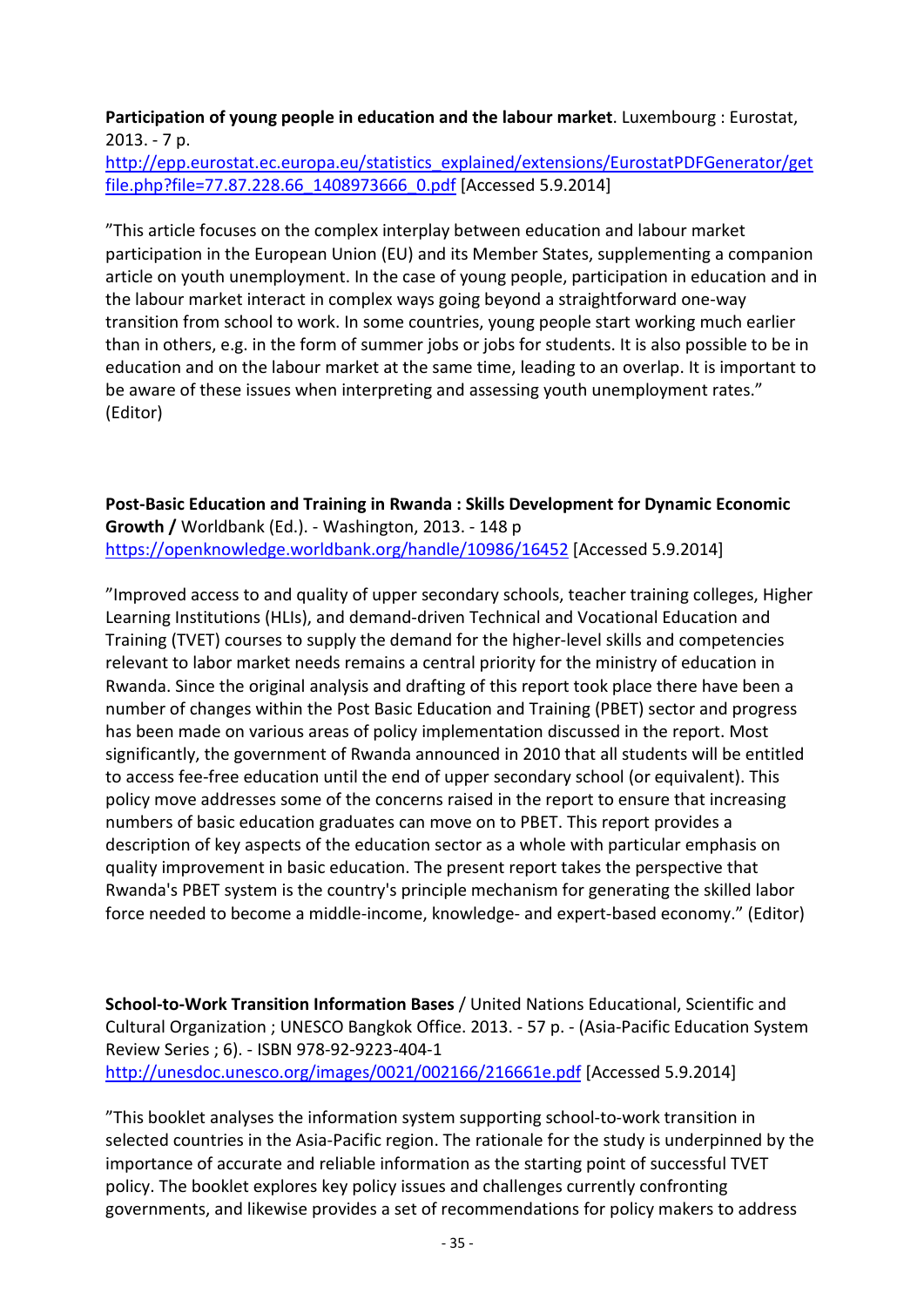**Participation of young people in education and the labour market**. Luxembourg : Eurostat, 2013. - 7 p.
[http://epp.eurostat.ec.europa.eu/statistics_explained/extensions/EurostatPDFGenerator/getfile.php?file=77.87.228.66_1408973666_0.pdf](http://epp.eurostat.ec.europa.eu/statistics_explained/extensions/EurostatPDFGenerator/getfile.php?file=77.87.228.66_1408973666_0.pdf) [Accessed 5.9.2014]

"This article focuses on the complex interplay between education and labour market participation in the European Union (EU) and its Member States, supplementing a companion article on youth unemployment. In the case of young people, participation in education and in the labour market interact in complex ways going beyond a straightforward one-way transition from school to work. In some countries, young people start working much earlier than in others, e.g. in the form of summer jobs or jobs for students. It is also possible to be in education and on the labour market at the same time, leading to an overlap. It is important to be aware of these issues when interpreting and assessing youth unemployment rates." (Editor)

**Post-Basic Education and Training in Rwanda : Skills Development for Dynamic Economic Growth /** Worldbank (Ed.). - Washington, 2013. - 148 p
[https://openknowledge.worldbank.org/handle/10986/16452](https://openknowledge.worldbank.org/handle/10986/16452) [Accessed 5.9.2014]

"Improved access to and quality of upper secondary schools, teacher training colleges, Higher Learning Institutions (HLIs), and demand-driven Technical and Vocational Education and Training (TVET) courses to supply the demand for the higher-level skills and competencies relevant to labor market needs remains a central priority for the ministry of education in Rwanda. Since the original analysis and drafting of this report took place there have been a number of changes within the Post Basic Education and Training (PBET) sector and progress has been made on various areas of policy implementation discussed in the report. Most significantly, the government of Rwanda announced in 2010 that all students will be entitled to access fee-free education until the end of upper secondary school (or equivalent). This policy move addresses some of the concerns raised in the report to ensure that increasing numbers of basic education graduates can move on to PBET. This report provides a description of key aspects of the education sector as a whole with particular emphasis on quality improvement in basic education. The present report takes the perspective that Rwanda's PBET system is the country's principle mechanism for generating the skilled labor force needed to become a middle-income, knowledge- and expert-based economy." (Editor)

**School-to-Work Transition Information Bases** / United Nations Educational, Scientific and Cultural Organization ; UNESCO Bangkok Office. 2013. - 57 p. - (Asia-Pacific Education System Review Series ; 6). - ISBN 978-92-9223-404-1
[http://unesdoc.unesco.org/images/0021/002166/216661e.pdf](http://unesdoc.unesco.org/images/0021/002166/216661e.pdf) [Accessed 5.9.2014]

"This booklet analyses the information system supporting school-to-work transition in selected countries in the Asia-Pacific region. The rationale for the study is underpinned by the importance of accurate and reliable information as the starting point of successful TVET policy. The booklet explores key policy issues and challenges currently confronting governments, and likewise provides a set of recommendations for policy makers to address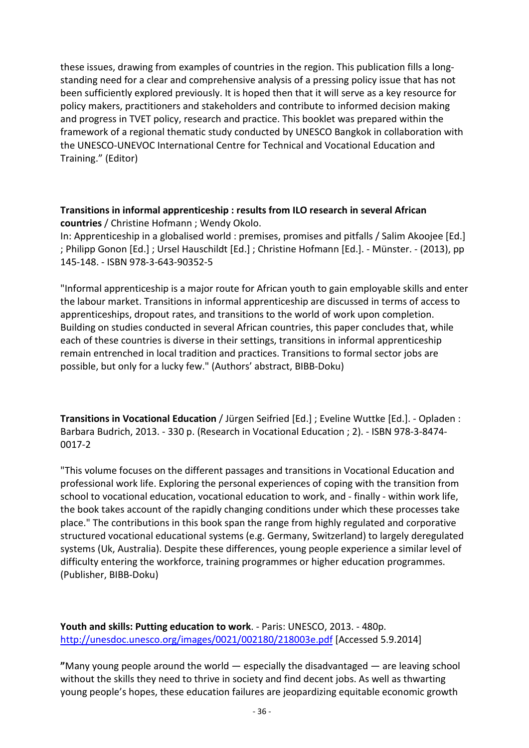these issues, drawing from examples of countries in the region. This publication fills a long-standing need for a clear and comprehensive analysis of a pressing policy issue that has not been sufficiently explored previously. It is hoped then that it will serve as a key resource for policy makers, practitioners and stakeholders and contribute to informed decision making and progress in TVET policy, research and practice. This booklet was prepared within the framework of a regional thematic study conducted by UNESCO Bangkok in collaboration with the UNESCO-UNEVOC International Centre for Technical and Vocational Education and Training." (Editor)

**Transitions in informal apprenticeship : results from ILO research in several African countries** / Christine Hofmann ; Wendy Okolo.
In: Apprenticeship in a globalised world : premises, promises and pitfalls / Salim Akoojee [Ed.] ; Philipp Gonon [Ed.] ; Ursel Hauschildt [Ed.] ; Christine Hofmann [Ed.]. - Münster. - (2013), pp 145-148. - ISBN 978-3-643-90352-5

"Informal apprenticeship is a major route for African youth to gain employable skills and enter the labour market. Transitions in informal apprenticeship are discussed in terms of access to apprenticeships, dropout rates, and transitions to the world of work upon completion. Building on studies conducted in several African countries, this paper concludes that, while each of these countries is diverse in their settings, transitions in informal apprenticeship remain entrenched in local tradition and practices. Transitions to formal sector jobs are possible, but only for a lucky few." (Authors' abstract, BIBB-Doku)

**Transitions in Vocational Education** / Jürgen Seifried [Ed.] ; Eveline Wuttke [Ed.]. - Opladen : Barbara Budrich, 2013. - 330 p. (Research in Vocational Education ; 2). - ISBN 978-3-8474-0017-2

"This volume focuses on the different passages and transitions in Vocational Education and professional work life. Exploring the personal experiences of coping with the transition from school to vocational education, vocational education to work, and - finally - within work life, the book takes account of the rapidly changing conditions under which these processes take place." The contributions in this book span the range from highly regulated and corporative structured vocational educational systems (e.g. Germany, Switzerland) to largely deregulated systems (Uk, Australia). Despite these differences, young people experience a similar level of difficulty entering the workforce, training programmes or higher education programmes. (Publisher, BIBB-Doku)

**Youth and skills: Putting education to work**. - Paris: UNESCO, 2013. - 480p.
http://unesdoc.unesco.org/images/0021/002180/218003e.pdf [Accessed 5.9.2014]

**"**Many young people around the world — especially the disadvantaged — are leaving school without the skills they need to thrive in society and find decent jobs. As well as thwarting young people's hopes, these education failures are jeopardizing equitable economic growth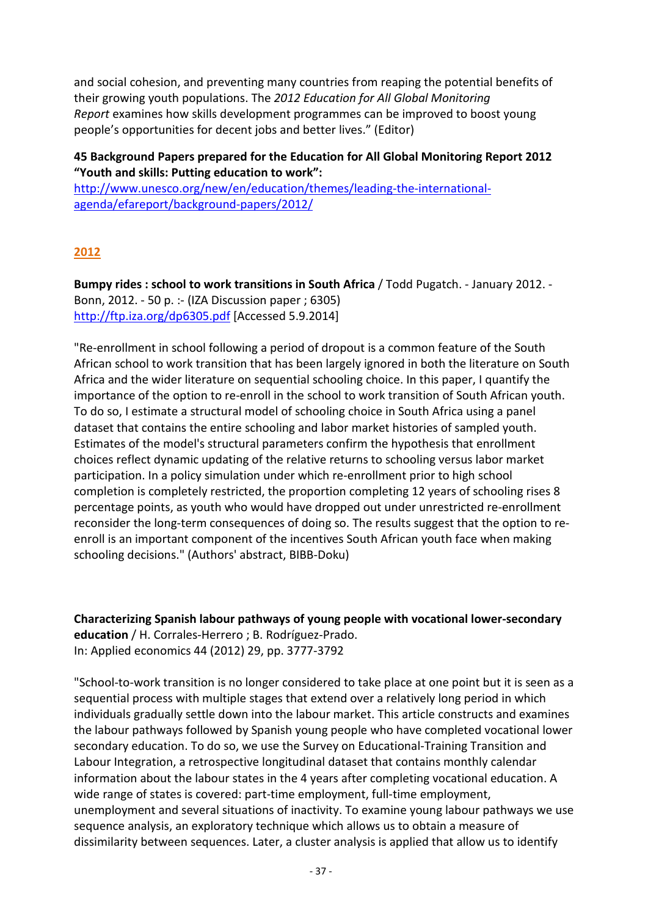and social cohesion, and preventing many countries from reaping the potential benefits of their growing youth populations. The *2012 Education for All Global Monitoring Report* examines how skills development programmes can be improved to boost young people's opportunities for decent jobs and better lives." (Editor)

**45 Background Papers prepared for the Education for All Global Monitoring Report 2012 "Youth and skills: Putting education to work":**
[http://www.unesco.org/new/en/education/themes/leading-the-international-agenda/efareport/background-papers/2012/](http://www.unesco.org/new/en/education/themes/leading-the-international-agenda/efareport/background-papers/2012/)

## 2012

**Bumpy rides : school to work transitions in South Africa** / Todd Pugatch. - January 2012. - Bonn, 2012. - 50 p. :- (IZA Discussion paper ; 6305)
[http://ftp.iza.org/dp6305.pdf](http://ftp.iza.org/dp6305.pdf) [Accessed 5.9.2014]

"Re-enrollment in school following a period of dropout is a common feature of the South African school to work transition that has been largely ignored in both the literature on South Africa and the wider literature on sequential schooling choice. In this paper, I quantify the importance of the option to re-enroll in the school to work transition of South African youth. To do so, I estimate a structural model of schooling choice in South Africa using a panel dataset that contains the entire schooling and labor market histories of sampled youth. Estimates of the model's structural parameters confirm the hypothesis that enrollment choices reflect dynamic updating of the relative returns to schooling versus labor market participation. In a policy simulation under which re-enrollment prior to high school completion is completely restricted, the proportion completing 12 years of schooling rises 8 percentage points, as youth who would have dropped out under unrestricted re-enrollment reconsider the long-term consequences of doing so. The results suggest that the option to re-enroll is an important component of the incentives South African youth face when making schooling decisions." (Authors' abstract, BIBB-Doku)

**Characterizing Spanish labour pathways of young people with vocational lower-secondary education** / H. Corrales-Herrero ; B. Rodríguez-Prado.
In: Applied economics 44 (2012) 29, pp. 3777-3792

"School-to-work transition is no longer considered to take place at one point but it is seen as a sequential process with multiple stages that extend over a relatively long period in which individuals gradually settle down into the labour market. This article constructs and examines the labour pathways followed by Spanish young people who have completed vocational lower secondary education. To do so, we use the Survey on Educational-Training Transition and Labour Integration, a retrospective longitudinal dataset that contains monthly calendar information about the labour states in the 4 years after completing vocational education. A wide range of states is covered: part-time employment, full-time employment, unemployment and several situations of inactivity. To examine young labour pathways we use sequence analysis, an exploratory technique which allows us to obtain a measure of dissimilarity between sequences. Later, a cluster analysis is applied that allow us to identify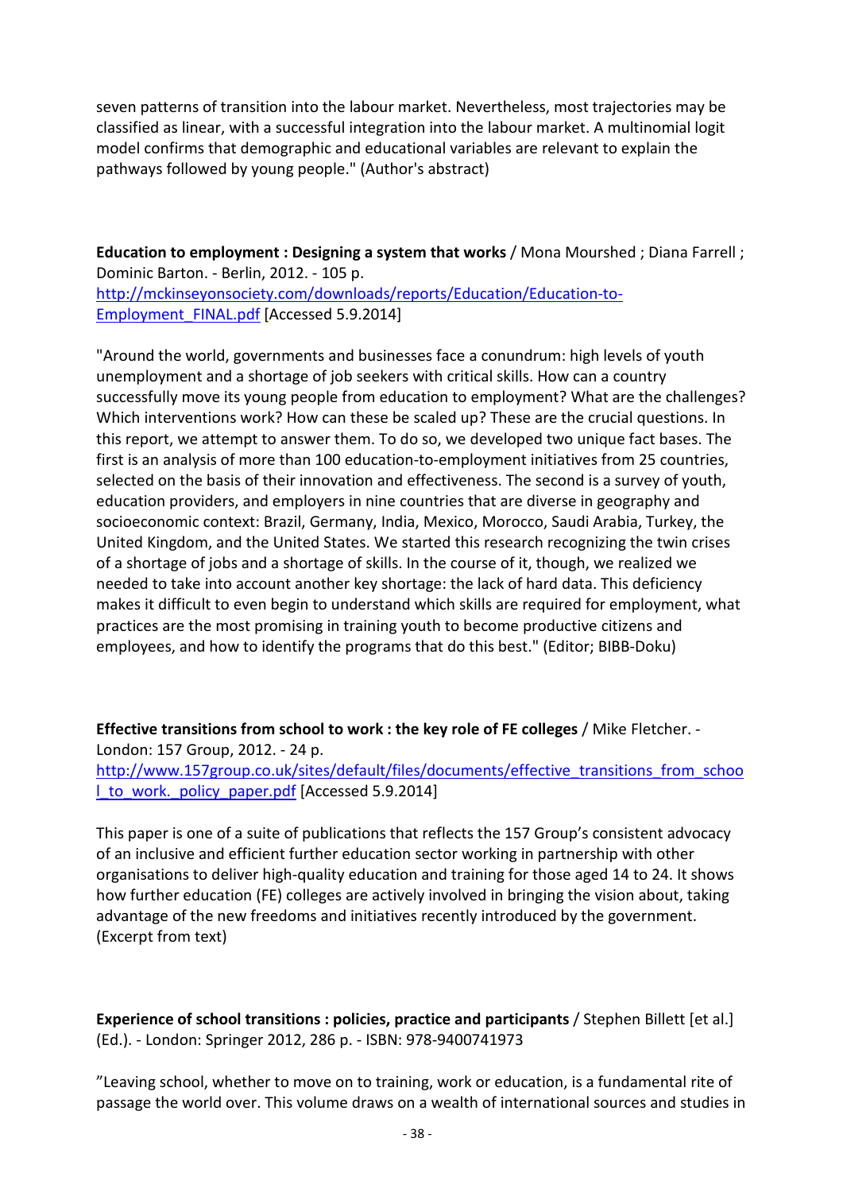seven patterns of transition into the labour market. Nevertheless, most trajectories may be classified as linear, with a successful integration into the labour market. A multinomial logit model confirms that demographic and educational variables are relevant to explain the pathways followed by young people." (Author's abstract)

**Education to employment : Designing a system that works** / Mona Mourshed ; Diana Farrell ; Dominic Barton. - Berlin, 2012. - 105 p.
[http://mckinseyonsociety.com/downloads/reports/Education/Education-to-Employment_FINAL.pdf](http://mckinseyonsociety.com/downloads/reports/Education/Education-to-Employment_FINAL.pdf) [Accessed 5.9.2014]

"Around the world, governments and businesses face a conundrum: high levels of youth unemployment and a shortage of job seekers with critical skills. How can a country successfully move its young people from education to employment? What are the challenges? Which interventions work? How can these be scaled up? These are the crucial questions. In this report, we attempt to answer them. To do so, we developed two unique fact bases. The first is an analysis of more than 100 education-to-employment initiatives from 25 countries, selected on the basis of their innovation and effectiveness. The second is a survey of youth, education providers, and employers in nine countries that are diverse in geography and socioeconomic context: Brazil, Germany, India, Mexico, Morocco, Saudi Arabia, Turkey, the United Kingdom, and the United States. We started this research recognizing the twin crises of a shortage of jobs and a shortage of skills. In the course of it, though, we realized we needed to take into account another key shortage: the lack of hard data. This deficiency makes it difficult to even begin to understand which skills are required for employment, what practices are the most promising in training youth to become productive citizens and employees, and how to identify the programs that do this best." (Editor; BIBB-Doku)

**Effective transitions from school to work : the key role of FE colleges** / Mike Fletcher. - London: 157 Group, 2012. - 24 p.
[http://www.157group.co.uk/sites/default/files/documents/effective_transitions_from_school_to_work._policy_paper.pdf](http://www.157group.co.uk/sites/default/files/documents/effective_transitions_from_school_to_work._policy_paper.pdf) [Accessed 5.9.2014]

This paper is one of a suite of publications that reflects the 157 Group's consistent advocacy of an inclusive and efficient further education sector working in partnership with other organisations to deliver high-quality education and training for those aged 14 to 24. It shows how further education (FE) colleges are actively involved in bringing the vision about, taking advantage of the new freedoms and initiatives recently introduced by the government. (Excerpt from text)

**Experience of school transitions : policies, practice and participants** / Stephen Billett [et al.] (Ed.). - London: Springer 2012, 286 p. - ISBN: 978-9400741973

"Leaving school, whether to move on to training, work or education, is a fundamental rite of passage the world over. This volume draws on a wealth of international sources and studies in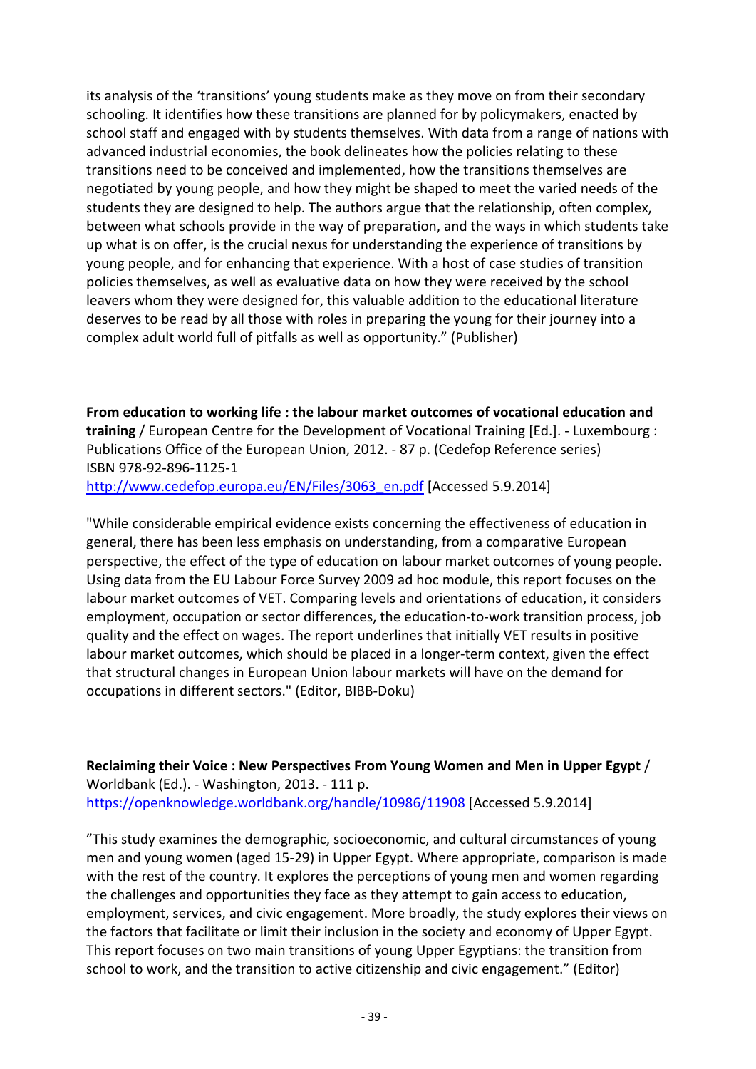its analysis of the 'transitions' young students make as they move on from their secondary schooling. It identifies how these transitions are planned for by policymakers, enacted by school staff and engaged with by students themselves. With data from a range of nations with advanced industrial economies, the book delineates how the policies relating to these transitions need to be conceived and implemented, how the transitions themselves are negotiated by young people, and how they might be shaped to meet the varied needs of the students they are designed to help. The authors argue that the relationship, often complex, between what schools provide in the way of preparation, and the ways in which students take up what is on offer, is the crucial nexus for understanding the experience of transitions by young people, and for enhancing that experience. With a host of case studies of transition policies themselves, as well as evaluative data on how they were received by the school leavers whom they were designed for, this valuable addition to the educational literature deserves to be read by all those with roles in preparing the young for their journey into a complex adult world full of pitfalls as well as opportunity." (Publisher)

**From education to working life : the labour market outcomes of vocational education and training** / European Centre for the Development of Vocational Training [Ed.]. - Luxembourg : Publications Office of the European Union, 2012. - 87 p. (Cedefop Reference series)
ISBN 978-92-896-1125-1
http://www.cedefop.europa.eu/EN/Files/3063_en.pdf [Accessed 5.9.2014]

"While considerable empirical evidence exists concerning the effectiveness of education in general, there has been less emphasis on understanding, from a comparative European perspective, the effect of the type of education on labour market outcomes of young people. Using data from the EU Labour Force Survey 2009 ad hoc module, this report focuses on the labour market outcomes of VET. Comparing levels and orientations of education, it considers employment, occupation or sector differences, the education-to-work transition process, job quality and the effect on wages. The report underlines that initially VET results in positive labour market outcomes, which should be placed in a longer-term context, given the effect that structural changes in European Union labour markets will have on the demand for occupations in different sectors." (Editor, BIBB-Doku)

**Reclaiming their Voice : New Perspectives From Young Women and Men in Upper Egypt** / Worldbank (Ed.). - Washington, 2013. - 111 p.
https://openknowledge.worldbank.org/handle/10986/11908 [Accessed 5.9.2014]

"This study examines the demographic, socioeconomic, and cultural circumstances of young men and young women (aged 15-29) in Upper Egypt. Where appropriate, comparison is made with the rest of the country. It explores the perceptions of young men and women regarding the challenges and opportunities they face as they attempt to gain access to education, employment, services, and civic engagement. More broadly, the study explores their views on the factors that facilitate or limit their inclusion in the society and economy of Upper Egypt. This report focuses on two main transitions of young Upper Egyptians: the transition from school to work, and the transition to active citizenship and civic engagement." (Editor)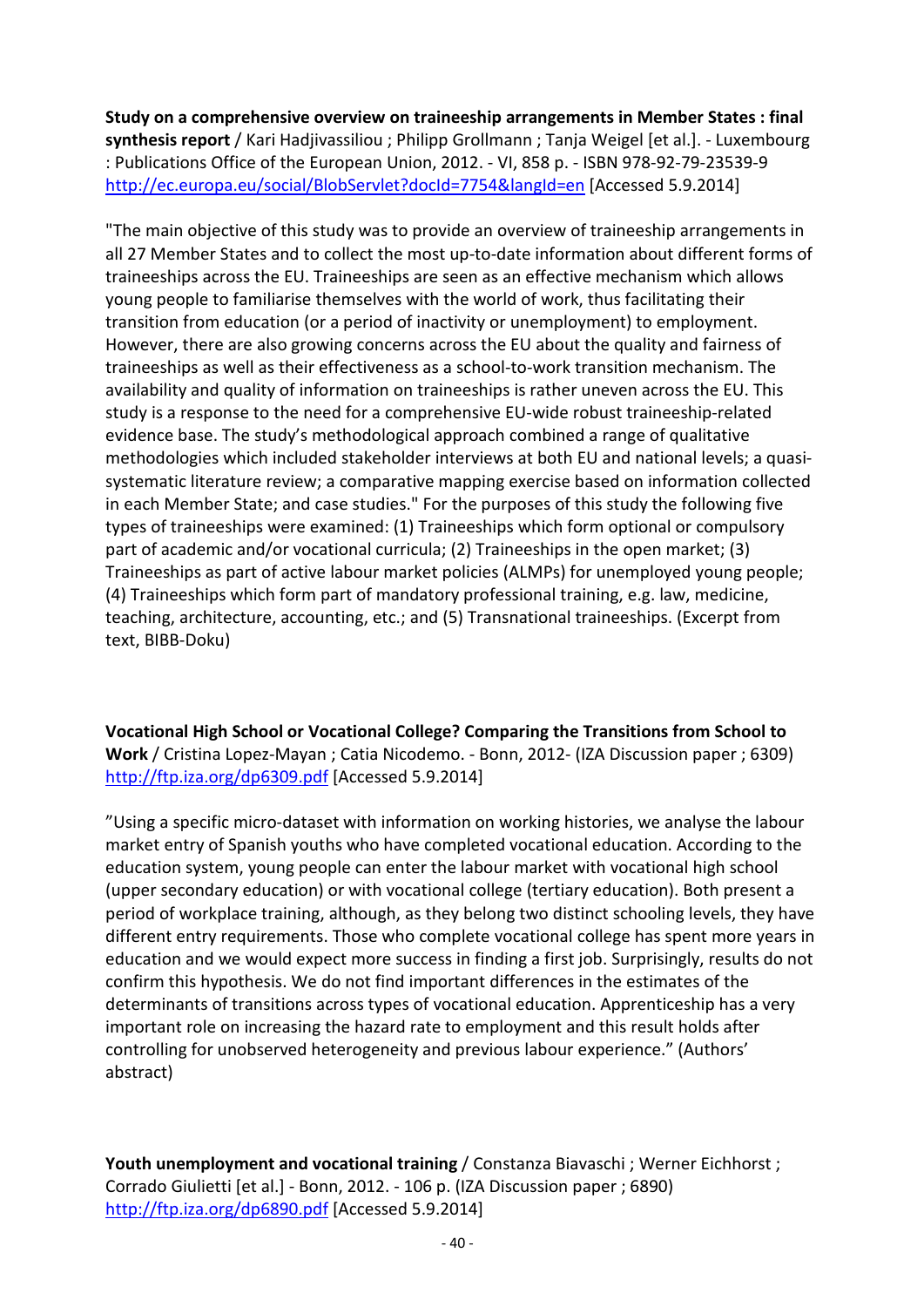**Study on a comprehensive overview on traineeship arrangements in Member States : final synthesis report** / Kari Hadjivassiliou ; Philipp Grollmann ; Tanja Weigel [et al.]. - Luxembourg : Publications Office of the European Union, 2012. - VI, 858 p. - ISBN 978-92-79-23539-9
http://ec.europa.eu/social/BlobServlet?docId=7754&langId=en [Accessed 5.9.2014]

"The main objective of this study was to provide an overview of traineeship arrangements in all 27 Member States and to collect the most up-to-date information about different forms of traineeships across the EU. Traineeships are seen as an effective mechanism which allows young people to familiarise themselves with the world of work, thus facilitating their transition from education (or a period of inactivity or unemployment) to employment. However, there are also growing concerns across the EU about the quality and fairness of traineeships as well as their effectiveness as a school-to-work transition mechanism. The availability and quality of information on traineeships is rather uneven across the EU. This study is a response to the need for a comprehensive EU-wide robust traineeship-related evidence base. The study's methodological approach combined a range of qualitative methodologies which included stakeholder interviews at both EU and national levels; a quasi-systematic literature review; a comparative mapping exercise based on information collected in each Member State; and case studies." For the purposes of this study the following five types of traineeships were examined: (1) Traineeships which form optional or compulsory part of academic and/or vocational curricula; (2) Traineeships in the open market; (3) Traineeships as part of active labour market policies (ALMPs) for unemployed young people; (4) Traineeships which form part of mandatory professional training, e.g. law, medicine, teaching, architecture, accounting, etc.; and (5) Transnational traineeships. (Excerpt from text, BIBB-Doku)

**Vocational High School or Vocational College? Comparing the Transitions from School to Work** / Cristina Lopez-Mayan ; Catia Nicodemo. - Bonn, 2012- (IZA Discussion paper ; 6309)
http://ftp.iza.org/dp6309.pdf [Accessed 5.9.2014]

"Using a specific micro-dataset with information on working histories, we analyse the labour market entry of Spanish youths who have completed vocational education. According to the education system, young people can enter the labour market with vocational high school (upper secondary education) or with vocational college (tertiary education). Both present a period of workplace training, although, as they belong two distinct schooling levels, they have different entry requirements. Those who complete vocational college has spent more years in education and we would expect more success in finding a first job. Surprisingly, results do not confirm this hypothesis. We do not find important differences in the estimates of the determinants of transitions across types of vocational education. Apprenticeship has a very important role on increasing the hazard rate to employment and this result holds after controlling for unobserved heterogeneity and previous labour experience." (Authors' abstract)

**Youth unemployment and vocational training** / Constanza Biavaschi ; Werner Eichhorst ; Corrado Giulietti [et al.] - Bonn, 2012. - 106 p. (IZA Discussion paper ; 6890)
http://ftp.iza.org/dp6890.pdf [Accessed 5.9.2014]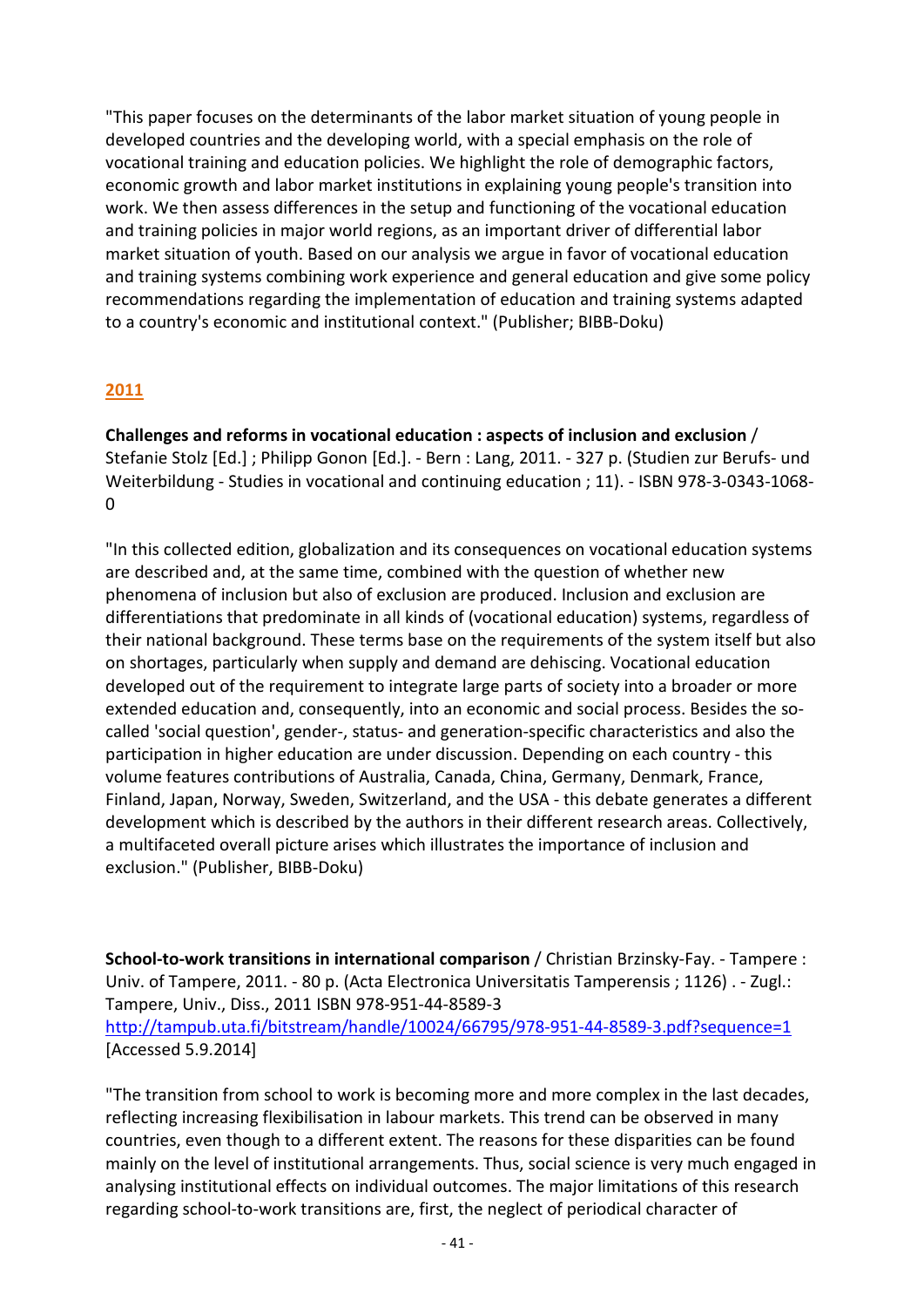"This paper focuses on the determinants of the labor market situation of young people in developed countries and the developing world, with a special emphasis on the role of vocational training and education policies. We highlight the role of demographic factors, economic growth and labor market institutions in explaining young people's transition into work. We then assess differences in the setup and functioning of the vocational education and training policies in major world regions, as an important driver of differential labor market situation of youth. Based on our analysis we argue in favor of vocational education and training systems combining work experience and general education and give some policy recommendations regarding the implementation of education and training systems adapted to a country's economic and institutional context." (Publisher; BIBB-Doku)

## 2011

**Challenges and reforms in vocational education : aspects of inclusion and exclusion** / Stefanie Stolz [Ed.] ; Philipp Gonon [Ed.]. - Bern : Lang, 2011. - 327 p. (Studien zur Berufs- und Weiterbildung - Studies in vocational and continuing education ; 11). - ISBN 978-3-0343-1068-0

"In this collected edition, globalization and its consequences on vocational education systems are described and, at the same time, combined with the question of whether new phenomena of inclusion but also of exclusion are produced. Inclusion and exclusion are differentiations that predominate in all kinds of (vocational education) systems, regardless of their national background. These terms base on the requirements of the system itself but also on shortages, particularly when supply and demand are dehiscing. Vocational education developed out of the requirement to integrate large parts of society into a broader or more extended education and, consequently, into an economic and social process. Besides the so-called 'social question', gender-, status- and generation-specific characteristics and also the participation in higher education are under discussion. Depending on each country - this volume features contributions of Australia, Canada, China, Germany, Denmark, France, Finland, Japan, Norway, Sweden, Switzerland, and the USA - this debate generates a different development which is described by the authors in their different research areas. Collectively, a multifaceted overall picture arises which illustrates the importance of inclusion and exclusion." (Publisher, BIBB-Doku)

**School-to-work transitions in international comparison** / Christian Brzinsky-Fay. - Tampere : Univ. of Tampere, 2011. - 80 p. (Acta Electronica Universitatis Tamperensis ; 1126) . - Zugl.: Tampere, Univ., Diss., 2011 ISBN 978-951-44-8589-3
http://tampub.uta.fi/bitstream/handle/10024/66795/978-951-44-8589-3.pdf?sequence=1
[Accessed 5.9.2014]

"The transition from school to work is becoming more and more complex in the last decades, reflecting increasing flexibilisation in labour markets. This trend can be observed in many countries, even though to a different extent. The reasons for these disparities can be found mainly on the level of institutional arrangements. Thus, social science is very much engaged in analysing institutional effects on individual outcomes. The major limitations of this research regarding school-to-work transitions are, first, the neglect of periodical character of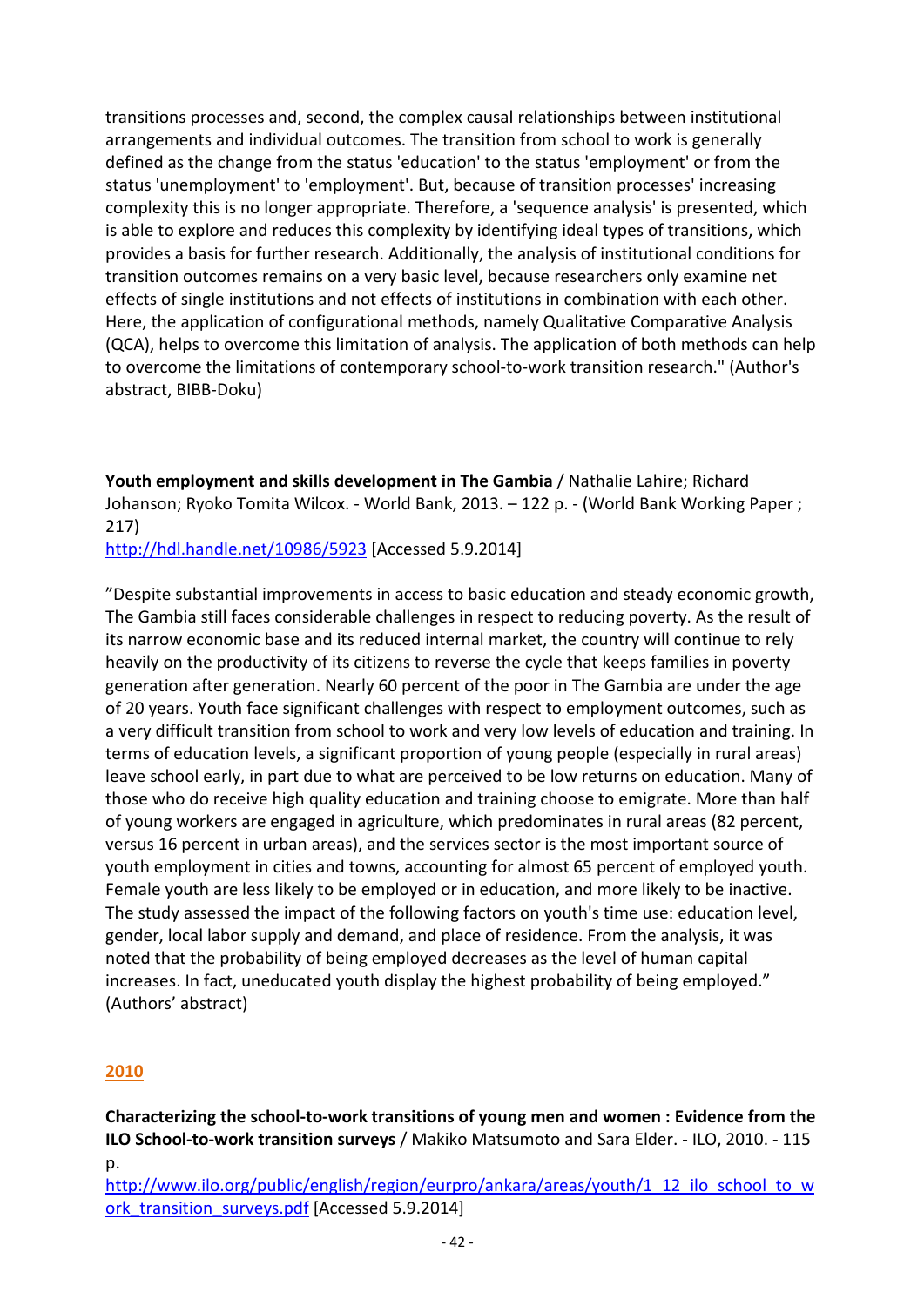transitions processes and, second, the complex causal relationships between institutional arrangements and individual outcomes. The transition from school to work is generally defined as the change from the status 'education' to the status 'employment' or from the status 'unemployment' to 'employment'. But, because of transition processes' increasing complexity this is no longer appropriate. Therefore, a 'sequence analysis' is presented, which is able to explore and reduces this complexity by identifying ideal types of transitions, which provides a basis for further research. Additionally, the analysis of institutional conditions for transition outcomes remains on a very basic level, because researchers only examine net effects of single institutions and not effects of institutions in combination with each other. Here, the application of configurational methods, namely Qualitative Comparative Analysis (QCA), helps to overcome this limitation of analysis. The application of both methods can help to overcome the limitations of contemporary school-to-work transition research." (Author's abstract, BIBB-Doku)

**Youth employment and skills development in The Gambia** / Nathalie Lahire; Richard Johanson; Ryoko Tomita Wilcox. - World Bank, 2013. – 122 p. - (World Bank Working Paper ; 217)
http://hdl.handle.net/10986/5923 [Accessed 5.9.2014]

"Despite substantial improvements in access to basic education and steady economic growth, The Gambia still faces considerable challenges in respect to reducing poverty. As the result of its narrow economic base and its reduced internal market, the country will continue to rely heavily on the productivity of its citizens to reverse the cycle that keeps families in poverty generation after generation. Nearly 60 percent of the poor in The Gambia are under the age of 20 years. Youth face significant challenges with respect to employment outcomes, such as a very difficult transition from school to work and very low levels of education and training. In terms of education levels, a significant proportion of young people (especially in rural areas) leave school early, in part due to what are perceived to be low returns on education. Many of those who do receive high quality education and training choose to emigrate. More than half of young workers are engaged in agriculture, which predominates in rural areas (82 percent, versus 16 percent in urban areas), and the services sector is the most important source of youth employment in cities and towns, accounting for almost 65 percent of employed youth. Female youth are less likely to be employed or in education, and more likely to be inactive. The study assessed the impact of the following factors on youth's time use: education level, gender, local labor supply and demand, and place of residence. From the analysis, it was noted that the probability of being employed decreases as the level of human capital increases. In fact, uneducated youth display the highest probability of being employed." (Authors' abstract)

## 2010

**Characterizing the school-to-work transitions of young men and women : Evidence from the ILO School-to-work transition surveys** / Makiko Matsumoto and Sara Elder. - ILO, 2010. - 115 p.
http://www.ilo.org/public/english/region/eurpro/ankara/areas/youth/1_12_ilo_school_to_work_transition_surveys.pdf [Accessed 5.9.2014]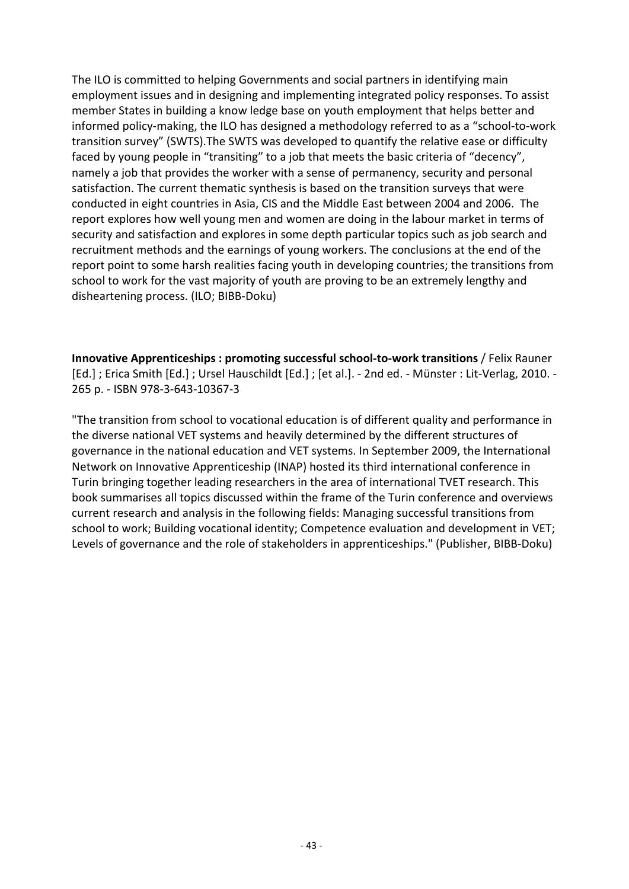The ILO is committed to helping Governments and social partners in identifying main employment issues and in designing and implementing integrated policy responses. To assist member States in building a know ledge base on youth employment that helps better and informed policy-making, the ILO has designed a methodology referred to as a “school-to-work transition survey” (SWTS).The SWTS was developed to quantify the relative ease or difficulty faced by young people in “transiting” to a job that meets the basic criteria of “decency”, namely a job that provides the worker with a sense of permanency, security and personal satisfaction. The current thematic synthesis is based on the transition surveys that were conducted in eight countries in Asia, CIS and the Middle East between 2004 and 2006. The report explores how well young men and women are doing in the labour market in terms of security and satisfaction and explores in some depth particular topics such as job search and recruitment methods and the earnings of young workers. The conclusions at the end of the report point to some harsh realities facing youth in developing countries; the transitions from school to work for the vast majority of youth are proving to be an extremely lengthy and disheartening process. (ILO; BIBB-Doku)

**Innovative Apprenticeships : promoting successful school-to-work transitions** / Felix Rauner [Ed.] ; Erica Smith [Ed.] ; Ursel Hauschildt [Ed.] ; [et al.]. - 2nd ed. - Münster : Lit-Verlag, 2010. - 265 p. - ISBN 978-3-643-10367-3

"The transition from school to vocational education is of different quality and performance in the diverse national VET systems and heavily determined by the different structures of governance in the national education and VET systems. In September 2009, the International Network on Innovative Apprenticeship (INAP) hosted its third international conference in Turin bringing together leading researchers in the area of international TVET research. This book summarises all topics discussed within the frame of the Turin conference and overviews current research and analysis in the following fields: Managing successful transitions from school to work; Building vocational identity; Competence evaluation and development in VET; Levels of governance and the role of stakeholders in apprenticeships." (Publisher, BIBB-Doku)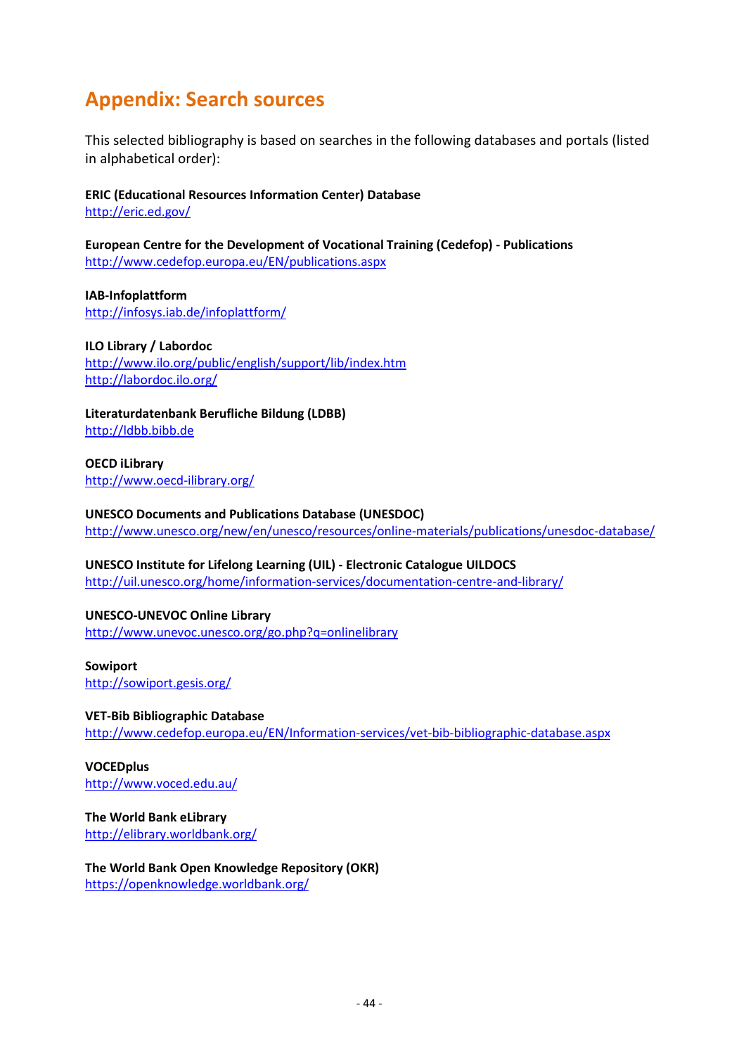# Appendix: Search sources

This selected bibliography is based on searches in the following databases and portals (listed in alphabetical order):

**ERIC (Educational Resources Information Center) Database**
http://eric.ed.gov/

**European Centre for the Development of Vocational Training (Cedefop) - Publications**
http://www.cedefop.europa.eu/EN/publications.aspx

**IAB-Infoplattform**
http://infosys.iab.de/infoplattform/

**ILO Library / Labordoc**
http://www.ilo.org/public/english/support/lib/index.htm
http://labordoc.ilo.org/

**Literaturdatenbank Berufliche Bildung (LDBB)**
http://ldbb.bibb.de

**OECD iLibrary**
http://www.oecd-ilibrary.org/

**UNESCO Documents and Publications Database (UNESDOC)**
http://www.unesco.org/new/en/unesco/resources/online-materials/publications/unesdoc-database/

**UNESCO Institute for Lifelong Learning (UIL) - Electronic Catalogue UILDOCS**
http://uil.unesco.org/home/information-services/documentation-centre-and-library/

**UNESCO-UNEVOC Online Library**
http://www.unevoc.unesco.org/go.php?q=onlinelibrary

**Sowiport**
http://sowiport.gesis.org/

**VET-Bib Bibliographic Database**
http://www.cedefop.europa.eu/EN/Information-services/vet-bib-bibliographic-database.aspx

**VOCEDplus**
http://www.voced.edu.au/

**The World Bank eLibrary**
http://elibrary.worldbank.org/

**The World Bank Open Knowledge Repository (OKR)**
https://openknowledge.worldbank.org/